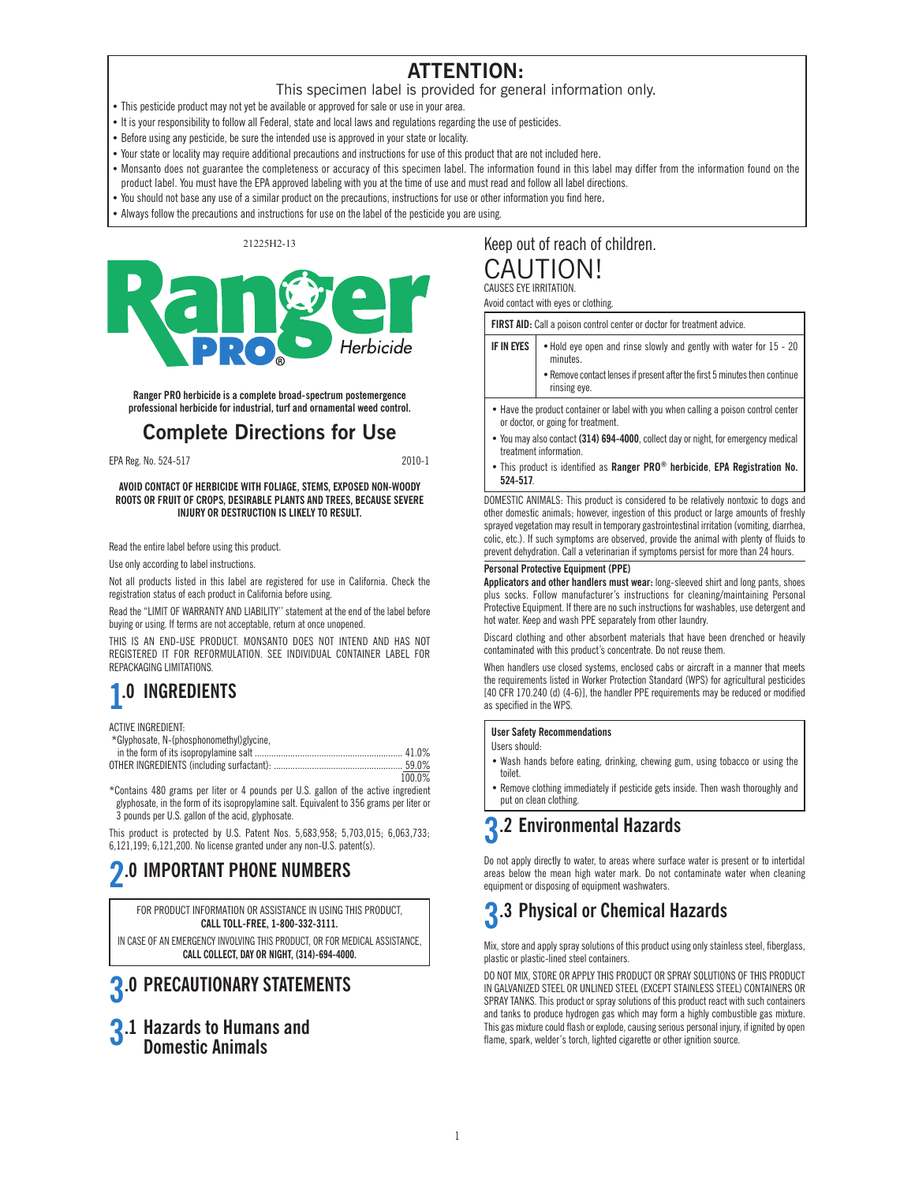# ATTENTION:

This specimen label is provided for general information only.

- This pesticide product may not yet be available or approved for sale or use in your area.
- It is your responsibility to follow all Federal, state and local laws and regulations regarding the use of pesticides.
- Before using any pesticide, be sure the intended use is approved in your state or locality.
- Your state or locality may require additional precautions and instructions for use of this product that are not included here.
- Monsanto does not guarantee the completeness or accuracy of this specimen label. The information found in this label may differ from the information found on the product label. You must have the EPA approved labeling with you at the time of use and must read and follow all label directions.
- You should not base any use of a similar product on the precautions, instructions for use or other information you find here.
- Always follow the precautions and instructions for use on the label of the pesticide you are using.

21225H2-13

# Ranger PRO® Herbicide

**Ranger PRO herbicide is a complete broad-spectrum postemergence professional herbicide for industrial, turf and ornamental weed control.**

## Complete Directions for Use

EPA Reg. No. 524-517 2010-1

**AVOID CONTACT OF HERBICIDE WITH FOLIAGE, STEMS, EXPOSED NON-WOODY ROOTS OR FRUIT OF CROPS, DESIRABLE PLANTS AND TREES, BECAUSE SEVERE INJURY OR DESTRUCTION IS LIKELY TO RESULT.**

Read the entire label before using this product.

Use only according to label instructions.

Not all products listed in this label are registered for use in California. Check the registration status of each product in California before using.

Read the "LIMIT OF WARRANTY AND LIABILITY" statement at the end of the label before buying or using. If terms are not acceptable, return at once unopened.

THIS IS AN END-USE PRODUCT. MONSANTO DOES NOT INTEND AND HAS NOT REGISTERED IT FOR REFORMULATION. SEE INDIVIDUAL CONTAINER LABEL FOR REPACKAGING LIMITATIONS.

## 1.0 INGREDIENTS

ACTIVE INGREDIENT:

| | |
|---|---|
| *Glyphosate, N-(phosphonomethyl)glycine, in the form of its isopropylamine salt | 41.0% |
| OTHER INGREDIENTS (including surfactant): | 59.0% |
| | 100.0% |

*Contains 480 grams per liter or 4 pounds per U.S. gallon of the active ingredient glyphosate, in the form of its isopropylamine salt. Equivalent to 356 grams per liter or 3 pounds per U.S. gallon of the acid, glyphosate.

This product is protected by U.S. Patent Nos. 5,683,958; 5,703,015; 6,063,733; 6,121,199; 6,121,200. No license granted under any non-U.S. patent(s).

## 2.0 IMPORTANT PHONE NUMBERS

FOR PRODUCT INFORMATION OR ASSISTANCE IN USING THIS PRODUCT, **CALL TOLL-FREE, 1-800-332-3111.**

IN CASE OF AN EMERGENCY INVOLVING THIS PRODUCT, OR FOR MEDICAL ASSISTANCE, **CALL COLLECT, DAY OR NIGHT, (314)-694-4000.**

## 3.0 PRECAUTIONARY STATEMENTS

### 3.1 Hazards to Humans and Domestic Animals

Keep out of reach of children.

CAUTION!

CAUSES EYE IRRITATION.

Avoid contact with eyes or clothing.

**FIRST AID:** Call a poison control center or doctor for treatment advice.

| | |
|---|---|
| **IF IN EYES** | • Hold eye open and rinse slowly and gently with water for 15 - 20 minutes.<br>• Remove contact lenses if present after the first 5 minutes then continue rinsing eye. |

- Have the product container or label with you when calling a poison control center or doctor, or going for treatment.
- You may also contact **(314) 694-4000**, collect day or night, for emergency medical treatment information.
- This product is identified as **Ranger PRO® herbicide**, **EPA Registration No. 524-517**.

DOMESTIC ANIMALS: This product is considered to be relatively nontoxic to dogs and other domestic animals; however, ingestion of this product or large amounts of freshly sprayed vegetation may result in temporary gastrointestinal irritation (vomiting, diarrhea, colic, etc.). If such symptoms are observed, provide the animal with plenty of fluids to prevent dehydration. Call a veterinarian if symptoms persist for more than 24 hours.

**Personal Protective Equipment (PPE)**

**Applicators and other handlers must wear:** long-sleeved shirt and long pants, shoes plus socks. Follow manufacturer's instructions for cleaning/maintaining Personal Protective Equipment. If there are no such instructions for washables, use detergent and hot water. Keep and wash PPE separately from other laundry.

Discard clothing and other absorbent materials that have been drenched or heavily contaminated with this product's concentrate. Do not reuse them.

When handlers use closed systems, enclosed cabs or aircraft in a manner that meets the requirements listed in Worker Protection Standard (WPS) for agricultural pesticides [40 CFR 170.240 (d) (4-6)], the handler PPE requirements may be reduced or modified as specified in the WPS.

**User Safety Recommendations**

Users should:

- Wash hands before eating, drinking, chewing gum, using tobacco or using the toilet.
- Remove clothing immediately if pesticide gets inside. Then wash thoroughly and put on clean clothing.

### 3.2 Environmental Hazards

Do not apply directly to water, to areas where surface water is present or to intertidal areas below the mean high water mark. Do not contaminate water when cleaning equipment or disposing of equipment washwaters.

### 3.3 Physical or Chemical Hazards

Mix, store and apply spray solutions of this product using only stainless steel, fiberglass, plastic or plastic-lined steel containers.

DO NOT MIX, STORE OR APPLY THIS PRODUCT OR SPRAY SOLUTIONS OF THIS PRODUCT IN GALVANIZED STEEL OR UNLINED STEEL (EXCEPT STAINLESS STEEL) CONTAINERS OR SPRAY TANKS. This product or spray solutions of this product react with such containers and tanks to produce hydrogen gas which may form a highly combustible gas mixture. This gas mixture could flash or explode, causing serious personal injury, if ignited by open flame, spark, welder's torch, lighted cigarette or other ignition source.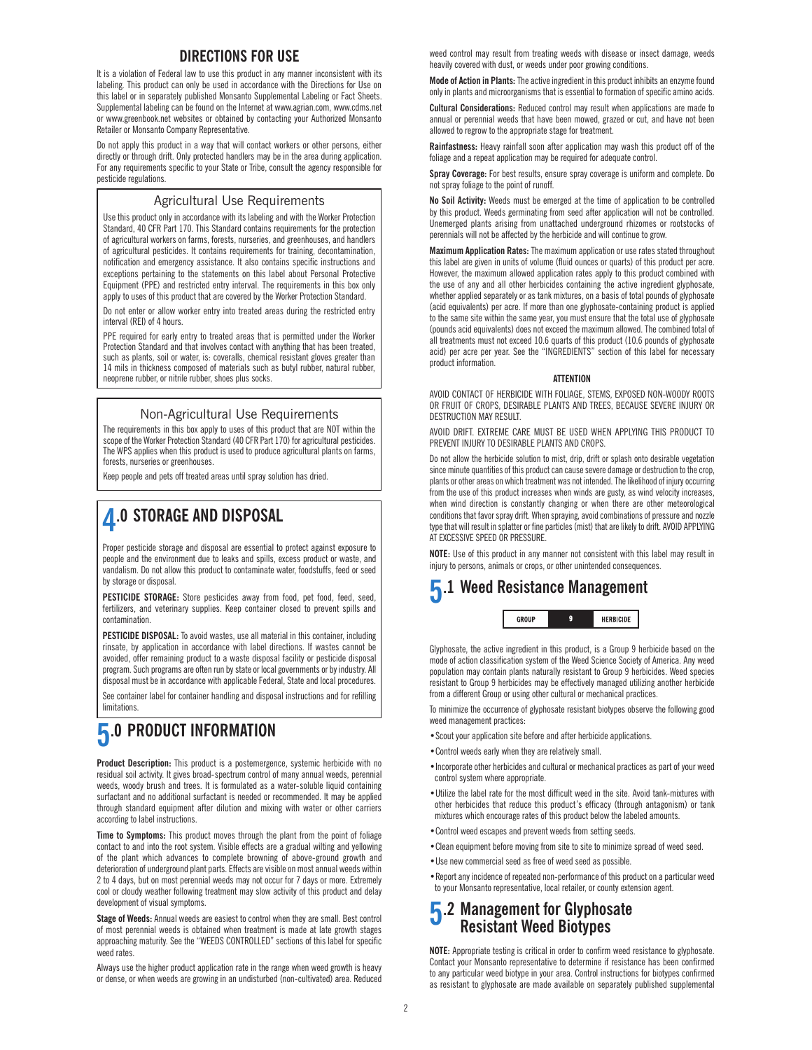## DIRECTIONS FOR USE

It is a violation of Federal law to use this product in any manner inconsistent with its labeling. This product can only be used in accordance with the Directions for Use on this label or in separately published Monsanto Supplemental Labeling or Fact Sheets. Supplemental labeling can be found on the Internet at www.agrian.com, www.cdms.net or www.greenbook.net websites or obtained by contacting your Authorized Monsanto Retailer or Monsanto Company Representative.

Do not apply this product in a way that will contact workers or other persons, either directly or through drift. Only protected handlers may be in the area during application. For any requirements specific to your State or Tribe, consult the agency responsible for pesticide regulations.

### Agricultural Use Requirements

Use this product only in accordance with its labeling and with the Worker Protection Standard, 40 CFR Part 170. This Standard contains requirements for the protection of agricultural workers on farms, forests, nurseries, and greenhouses, and handlers of agricultural pesticides. It contains requirements for training, decontamination, notification and emergency assistance. It also contains specific instructions and exceptions pertaining to the statements on this label about Personal Protective Equipment (PPE) and restricted entry interval. The requirements in this box only apply to uses of this product that are covered by the Worker Protection Standard.

Do not enter or allow worker entry into treated areas during the restricted entry interval (REI) of 4 hours.

PPE required for early entry to treated areas that is permitted under the Worker Protection Standard and that involves contact with anything that has been treated, such as plants, soil or water, is: coveralls, chemical resistant gloves greater than 14 mils in thickness composed of materials such as butyl rubber, natural rubber, neoprene rubber, or nitrile rubber, shoes plus socks.

### Non-Agricultural Use Requirements

The requirements in this box apply to uses of this product that are NOT within the scope of the Worker Protection Standard (40 CFR Part 170) for agricultural pesticides. The WPS applies when this product is used to produce agricultural plants on farms, forests, nurseries or greenhouses.

Keep people and pets off treated areas until spray solution has dried.

## 4.0 STORAGE AND DISPOSAL

Proper pesticide storage and disposal are essential to protect against exposure to people and the environment due to leaks and spills, excess product or waste, and vandalism. Do not allow this product to contaminate water, foodstuffs, feed or seed by storage or disposal.

**PESTICIDE STORAGE:** Store pesticides away from food, pet food, feed, seed, fertilizers, and veterinary supplies. Keep container closed to prevent spills and contamination.

**PESTICIDE DISPOSAL:** To avoid wastes, use all material in this container, including rinsate, by application in accordance with label directions. If wastes cannot be avoided, offer remaining product to a waste disposal facility or pesticide disposal program. Such programs are often run by state or local governments or by industry. All disposal must be in accordance with applicable Federal, State and local procedures.

See container label for container handling and disposal instructions and for refilling limitations.

## 5.0 PRODUCT INFORMATION

**Product Description:** This product is a postemergence, systemic herbicide with no residual soil activity. It gives broad-spectrum control of many annual weeds, perennial weeds, woody brush and trees. It is formulated as a water-soluble liquid containing surfactant and no additional surfactant is needed or recommended. It may be applied through standard equipment after dilution and mixing with water or other carriers according to label instructions.

**Time to Symptoms:** This product moves through the plant from the point of foliage contact to and into the root system. Visible effects are a gradual wilting and yellowing of the plant which advances to complete browning of above-ground growth and deterioration of underground plant parts. Effects are visible on most annual weeds within 2 to 4 days, but on most perennial weeds may not occur for 7 days or more. Extremely cool or cloudy weather following treatment may slow activity of this product and delay development of visual symptoms.

**Stage of Weeds:** Annual weeds are easiest to control when they are small. Best control of most perennial weeds is obtained when treatment is made at late growth stages approaching maturity. See the "WEEDS CONTROLLED" sections of this label for specific weed rates.

Always use the higher product application rate in the range when weed growth is heavy or dense, or when weeds are growing in an undisturbed (non-cultivated) area. Reduced weed control may result from treating weeds with disease or insect damage, weeds heavily covered with dust, or weeds under poor growing conditions.

**Mode of Action in Plants:** The active ingredient in this product inhibits an enzyme found only in plants and microorganisms that is essential to formation of specific amino acids.

**Cultural Considerations:** Reduced control may result when applications are made to annual or perennial weeds that have been mowed, grazed or cut, and have not been allowed to regrow to the appropriate stage for treatment.

**Rainfastness:** Heavy rainfall soon after application may wash this product off of the foliage and a repeat application may be required for adequate control.

**Spray Coverage:** For best results, ensure spray coverage is uniform and complete. Do not spray foliage to the point of runoff.

**No Soil Activity:** Weeds must be emerged at the time of application to be controlled by this product. Weeds germinating from seed after application will not be controlled. Unemerged plants arising from unattached underground rhizomes or rootstocks of perennials will not be affected by the herbicide and will continue to grow.

**Maximum Application Rates:** The maximum application or use rates stated throughout this label are given in units of volume (fluid ounces or quarts) of this product per acre. However, the maximum allowed application rates apply to this product combined with the use of any and all other herbicides containing the active ingredient glyphosate, whether applied separately or as tank mixtures, on a basis of total pounds of glyphosate (acid equivalents) per acre. If more than one glyphosate-containing product is applied to the same site within the same year, you must ensure that the total use of glyphosate (pounds acid equivalents) does not exceed the maximum allowed. The combined total of all treatments must not exceed 10.6 quarts of this product (10.6 pounds of glyphosate acid) per acre per year. See the "INGREDIENTS" section of this label for necessary product information.

**ATTENTION**

AVOID CONTACT OF HERBICIDE WITH FOLIAGE, STEMS, EXPOSED NON-WOODY ROOTS OR FRUIT OF CROPS, DESIRABLE PLANTS AND TREES, BECAUSE SEVERE INJURY OR DESTRUCTION MAY RESULT.

AVOID DRIFT. EXTREME CARE MUST BE USED WHEN APPLYING THIS PRODUCT TO PREVENT INJURY TO DESIRABLE PLANTS AND CROPS.

Do not allow the herbicide solution to mist, drip, drift or splash onto desirable vegetation since minute quantities of this product can cause severe damage or destruction to the crop, plants or other areas on which treatment was not intended. The likelihood of injury occurring from the use of this product increases when winds are gusty, as wind velocity increases, when wind direction is constantly changing or when there are other meteorological conditions that favor spray drift. When spraying, avoid combinations of pressure and nozzle type that will result in splatter or fine particles (mist) that are likely to drift. AVOID APPLYING AT EXCESSIVE SPEED OR PRESSURE.

**NOTE:** Use of this product in any manner not consistent with this label may result in injury to persons, animals or crops, or other unintended consequences.

## 5.1 Weed Resistance Management

| GROUP | 9 | HERBICIDE |
|---|---|---|

Glyphosate, the active ingredient in this product, is a Group 9 herbicide based on the mode of action classification system of the Weed Science Society of America. Any weed population may contain plants naturally resistant to Group 9 herbicides. Weed species resistant to Group 9 herbicides may be effectively managed utilizing another herbicide from a different Group or using other cultural or mechanical practices.

To minimize the occurrence of glyphosate resistant biotypes observe the following good weed management practices:

- Scout your application site before and after herbicide applications.
- Control weeds early when they are relatively small.
- Incorporate other herbicides and cultural or mechanical practices as part of your weed control system where appropriate.
- Utilize the label rate for the most difficult weed in the site. Avoid tank-mixtures with other herbicides that reduce this product's efficacy (through antagonism) or tank mixtures which encourage rates of this product below the labeled amounts.
- Control weed escapes and prevent weeds from setting seeds.
- Clean equipment before moving from site to site to minimize spread of weed seed.
- Use new commercial seed as free of weed seed as possible.
- Report any incidence of repeated non-performance of this product on a particular weed to your Monsanto representative, local retailer, or county extension agent.

## 5.2 Management for Glyphosate Resistant Weed Biotypes

**NOTE:** Appropriate testing is critical in order to confirm weed resistance to glyphosate. Contact your Monsanto representative to determine if resistance has been confirmed to any particular weed biotype in your area. Control instructions for biotypes confirmed as resistant to glyphosate are made available on separately published supplemental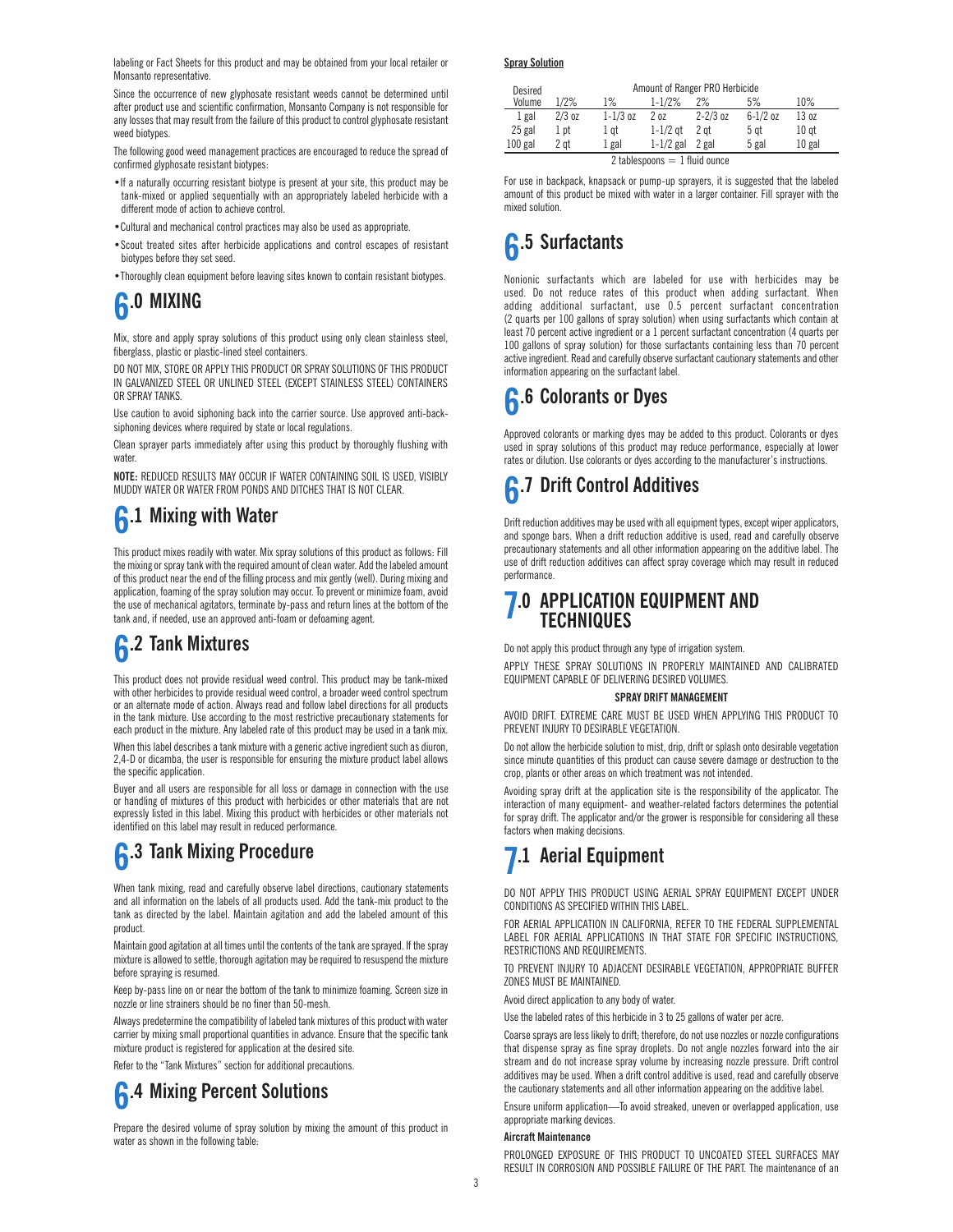labeling or Fact Sheets for this product and may be obtained from your local retailer or Monsanto representative.

Since the occurrence of new glyphosate resistant weeds cannot be determined until after product use and scientific confirmation, Monsanto Company is not responsible for any losses that may result from the failure of this product to control glyphosate resistant weed biotypes.

The following good weed management practices are encouraged to reduce the spread of confirmed glyphosate resistant biotypes:

- If a naturally occurring resistant biotype is present at your site, this product may be tank-mixed or applied sequentially with an appropriately labeled herbicide with a different mode of action to achieve control.
- Cultural and mechanical control practices may also be used as appropriate.
- Scout treated sites after herbicide applications and control escapes of resistant biotypes before they set seed.
- Thoroughly clean equipment before leaving sites known to contain resistant biotypes.

# 6.0 MIXING

Mix, store and apply spray solutions of this product using only clean stainless steel, fiberglass, plastic or plastic-lined steel containers.

DO NOT MIX, STORE OR APPLY THIS PRODUCT OR SPRAY SOLUTIONS OF THIS PRODUCT IN GALVANIZED STEEL OR UNLINED STEEL (EXCEPT STAINLESS STEEL) CONTAINERS OR SPRAY TANKS.

Use caution to avoid siphoning back into the carrier source. Use approved anti-back-siphoning devices where required by state or local regulations.

Clean sprayer parts immediately after using this product by thoroughly flushing with water.

**NOTE:** REDUCED RESULTS MAY OCCUR IF WATER CONTAINING SOIL IS USED, VISIBLY MUDDY WATER OR WATER FROM PONDS AND DITCHES THAT IS NOT CLEAR.

## 6.1 Mixing with Water

This product mixes readily with water. Mix spray solutions of this product as follows: Fill the mixing or spray tank with the required amount of clean water. Add the labeled amount of this product near the end of the filling process and mix gently (well). During mixing and application, foaming of the spray solution may occur. To prevent or minimize foam, avoid the use of mechanical agitators, terminate by-pass and return lines at the bottom of the tank and, if needed, use an approved anti-foam or defoaming agent.

## 6.2 Tank Mixtures

This product does not provide residual weed control. This product may be tank-mixed with other herbicides to provide residual weed control, a broader weed control spectrum or an alternate mode of action. Always read and follow label directions for all products in the tank mixture. Use according to the most restrictive precautionary statements for each product in the mixture. Any labeled rate of this product may be used in a tank mix.

When this label describes a tank mixture with a generic active ingredient such as diuron, 2,4-D or dicamba, the user is responsible for ensuring the mixture product label allows the specific application.

Buyer and all users are responsible for all loss or damage in connection with the use or handling of mixtures of this product with herbicides or other materials that are not expressly listed in this label. Mixing this product with herbicides or other materials not identified on this label may result in reduced performance.

## 6.3 Tank Mixing Procedure

When tank mixing, read and carefully observe label directions, cautionary statements and all information on the labels of all products used. Add the tank-mix product to the tank as directed by the label. Maintain agitation and add the labeled amount of this product.

Maintain good agitation at all times until the contents of the tank are sprayed. If the spray mixture is allowed to settle, thorough agitation may be required to resuspend the mixture before spraying is resumed.

Keep by-pass line on or near the bottom of the tank to minimize foaming. Screen size in nozzle or line strainers should be no finer than 50-mesh.

Always predetermine the compatibility of labeled tank mixtures of this product with water carrier by mixing small proportional quantities in advance. Ensure that the specific tank mixture product is registered for application at the desired site.

Refer to the "Tank Mixtures" section for additional precautions.

## 6.4 Mixing Percent Solutions

Prepare the desired volume of spray solution by mixing the amount of this product in water as shown in the following table:

**Spray Solution**

| Desired Volume | Amount of Ranger PRO Herbicide | | | | | |
|---|---|---|---|---|---|---|
| | 1/2% | 1% | 1-1/2% | 2% | 5% | 10% |
| 1 gal | 2/3 oz | 1-1/3 oz | 2 oz | 2-2/3 oz | 6-1/2 oz | 13 oz |
| 25 gal | 1 pt | 1 qt | 1-1/2 qt | 2 qt | 5 qt | 10 qt |
| 100 gal | 2 qt | 1 gal | 1-1/2 gal | 2 gal | 5 gal | 10 gal |

2 tablespoons = 1 fluid ounce

For use in backpack, knapsack or pump-up sprayers, it is suggested that the labeled amount of this product be mixed with water in a larger container. Fill sprayer with the mixed solution.

## 6.5 Surfactants

Nonionic surfactants which are labeled for use with herbicides may be used. Do not reduce rates of this product when adding surfactant. When adding additional surfactant, use 0.5 percent surfactant concentration (2 quarts per 100 gallons of spray solution) when using surfactants which contain at least 70 percent active ingredient or a 1 percent surfactant concentration (4 quarts per 100 gallons of spray solution) for those surfactants containing less than 70 percent active ingredient. Read and carefully observe surfactant cautionary statements and other information appearing on the surfactant label.

## 6.6 Colorants or Dyes

Approved colorants or marking dyes may be added to this product. Colorants or dyes used in spray solutions of this product may reduce performance, especially at lower rates or dilution. Use colorants or dyes according to the manufacturer's instructions.

## 6.7 Drift Control Additives

Drift reduction additives may be used with all equipment types, except wiper applicators, and sponge bars. When a drift reduction additive is used, read and carefully observe precautionary statements and all other information appearing on the additive label. The use of drift reduction additives can affect spray coverage which may result in reduced performance.

# 7.0 APPLICATION EQUIPMENT AND TECHNIQUES

Do not apply this product through any type of irrigation system.

APPLY THESE SPRAY SOLUTIONS IN PROPERLY MAINTAINED AND CALIBRATED EQUIPMENT CAPABLE OF DELIVERING DESIRED VOLUMES.

**SPRAY DRIFT MANAGEMENT**

AVOID DRIFT. EXTREME CARE MUST BE USED WHEN APPLYING THIS PRODUCT TO PREVENT INJURY TO DESIRABLE VEGETATION.

Do not allow the herbicide solution to mist, drip, drift or splash onto desirable vegetation since minute quantities of this product can cause severe damage or destruction to the crop, plants or other areas on which treatment was not intended.

Avoiding spray drift at the application site is the responsibility of the applicator. The interaction of many equipment- and weather-related factors determines the potential for spray drift. The applicator and/or the grower is responsible for considering all these factors when making decisions.

## 7.1 Aerial Equipment

DO NOT APPLY THIS PRODUCT USING AERIAL SPRAY EQUIPMENT EXCEPT UNDER CONDITIONS AS SPECIFIED WITHIN THIS LABEL.

FOR AERIAL APPLICATION IN CALIFORNIA, REFER TO THE FEDERAL SUPPLEMENTAL LABEL FOR AERIAL APPLICATIONS IN THAT STATE FOR SPECIFIC INSTRUCTIONS, RESTRICTIONS AND REQUIREMENTS.

TO PREVENT INJURY TO ADJACENT DESIRABLE VEGETATION, APPROPRIATE BUFFER ZONES MUST BE MAINTAINED.

Avoid direct application to any body of water.

Use the labeled rates of this herbicide in 3 to 25 gallons of water per acre.

Coarse sprays are less likely to drift; therefore, do not use nozzles or nozzle configurations that dispense spray as fine spray droplets. Do not angle nozzles forward into the air stream and do not increase spray volume by increasing nozzle pressure. Drift control additives may be used. When a drift control additive is used, read and carefully observe the cautionary statements and all other information appearing on the additive label.

Ensure uniform application—To avoid streaked, uneven or overlapped application, use appropriate marking devices.

**Aircraft Maintenance**

PROLONGED EXPOSURE OF THIS PRODUCT TO UNCOATED STEEL SURFACES MAY RESULT IN CORROSION AND POSSIBLE FAILURE OF THE PART. The maintenance of an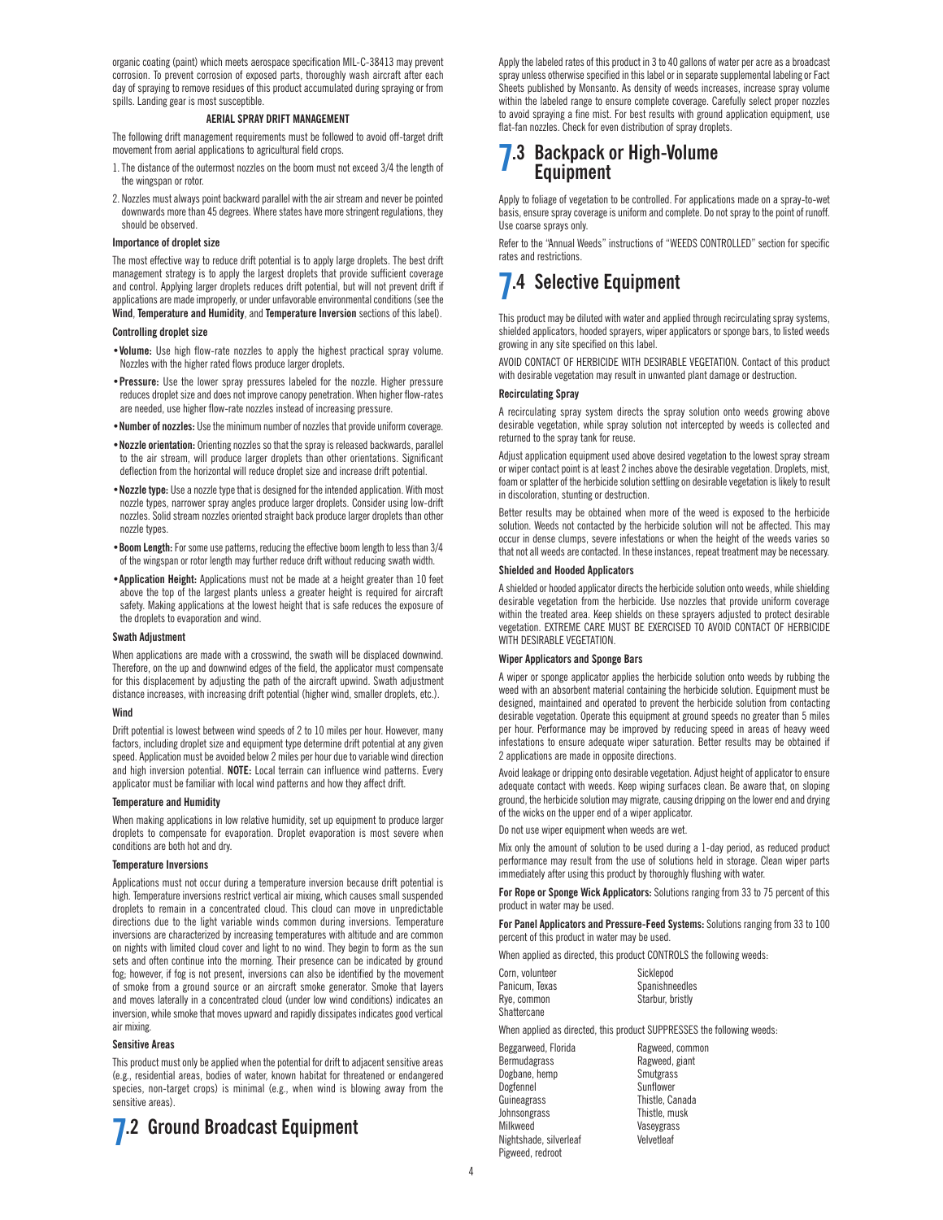organic coating (paint) which meets aerospace specification MIL-C-38413 may prevent corrosion. To prevent corrosion of exposed parts, thoroughly wash aircraft after each day of spraying to remove residues of this product accumulated during spraying or from spills. Landing gear is most susceptible.

**AERIAL SPRAY DRIFT MANAGEMENT**

The following drift management requirements must be followed to avoid off-target drift movement from aerial applications to agricultural field crops.

1. The distance of the outermost nozzles on the boom must not exceed 3/4 the length of the wingspan or rotor.
2. Nozzles must always point backward parallel with the air stream and never be pointed downwards more than 45 degrees. Where states have more stringent regulations, they should be observed.

**Importance of droplet size**

The most effective way to reduce drift potential is to apply large droplets. The best drift management strategy is to apply the largest droplets that provide sufficient coverage and control. Applying larger droplets reduces drift potential, but will not prevent drift if applications are made improperly, or under unfavorable environmental conditions (see the **Wind**, **Temperature and Humidity**, and **Temperature Inversion** sections of this label).

**Controlling droplet size**

- **Volume:** Use high flow-rate nozzles to apply the highest practical spray volume. Nozzles with the higher rated flows produce larger droplets.
- **Pressure:** Use the lower spray pressures labeled for the nozzle. Higher pressure reduces droplet size and does not improve canopy penetration. When higher flow-rates are needed, use higher flow-rate nozzles instead of increasing pressure.
- **Number of nozzles:** Use the minimum number of nozzles that provide uniform coverage.
- **Nozzle orientation:** Orienting nozzles so that the spray is released backwards, parallel to the air stream, will produce larger droplets than other orientations. Significant deflection from the horizontal will reduce droplet size and increase drift potential.
- **Nozzle type:** Use a nozzle type that is designed for the intended application. With most nozzle types, narrower spray angles produce larger droplets. Consider using low-drift nozzles. Solid stream nozzles oriented straight back produce larger droplets than other nozzle types.
- **Boom Length:** For some use patterns, reducing the effective boom length to less than 3/4 of the wingspan or rotor length may further reduce drift without reducing swath width.
- **Application Height:** Applications must not be made at a height greater than 10 feet above the top of the largest plants unless a greater height is required for aircraft safety. Making applications at the lowest height that is safe reduces the exposure of the droplets to evaporation and wind.

**Swath Adjustment**

When applications are made with a crosswind, the swath will be displaced downwind. Therefore, on the up and downwind edges of the field, the applicator must compensate for this displacement by adjusting the path of the aircraft upwind. Swath adjustment distance increases, with increasing drift potential (higher wind, smaller droplets, etc.).

**Wind**

Drift potential is lowest between wind speeds of 2 to 10 miles per hour. However, many factors, including droplet size and equipment type determine drift potential at any given speed. Application must be avoided below 2 miles per hour due to variable wind direction and high inversion potential. **NOTE:** Local terrain can influence wind patterns. Every applicator must be familiar with local wind patterns and how they affect drift.

**Temperature and Humidity**

When making applications in low relative humidity, set up equipment to produce larger droplets to compensate for evaporation. Droplet evaporation is most severe when conditions are both hot and dry.

**Temperature Inversions**

Applications must not occur during a temperature inversion because drift potential is high. Temperature inversions restrict vertical air mixing, which causes small suspended droplets to remain in a concentrated cloud. This cloud can move in unpredictable directions due to the light variable winds common during inversions. Temperature inversions are characterized by increasing temperatures with altitude and are common on nights with limited cloud cover and light to no wind. They begin to form as the sun sets and often continue into the morning. Their presence can be indicated by ground fog; however, if fog is not present, inversions can also be identified by the movement of smoke from a ground source or an aircraft smoke generator. Smoke that layers and moves laterally in a concentrated cloud (under low wind conditions) indicates an inversion, while smoke that moves upward and rapidly dissipates indicates good vertical air mixing.

**Sensitive Areas**

This product must only be applied when the potential for drift to adjacent sensitive areas (e.g., residential areas, bodies of water, known habitat for threatened or endangered species, non-target crops) is minimal (e.g., when wind is blowing away from the sensitive areas).

## 7.2 Ground Broadcast Equipment

Apply the labeled rates of this product in 3 to 40 gallons of water per acre as a broadcast spray unless otherwise specified in this label or in separate supplemental labeling or Fact Sheets published by Monsanto. As density of weeds increases, increase spray volume within the labeled range to ensure complete coverage. Carefully select proper nozzles to avoid spraying a fine mist. For best results with ground application equipment, use flat-fan nozzles. Check for even distribution of spray droplets.

## 7.3 Backpack or High-Volume Equipment

Apply to foliage of vegetation to be controlled. For applications made on a spray-to-wet basis, ensure spray coverage is uniform and complete. Do not spray to the point of runoff. Use coarse sprays only.

Refer to the "Annual Weeds" instructions of "WEEDS CONTROLLED" section for specific rates and restrictions.

## 7.4 Selective Equipment

This product may be diluted with water and applied through recirculating spray systems, shielded applicators, hooded sprayers, wiper applicators or sponge bars, to listed weeds growing in any site specified on this label.

AVOID CONTACT OF HERBICIDE WITH DESIRABLE VEGETATION. Contact of this product with desirable vegetation may result in unwanted plant damage or destruction.

**Recirculating Spray**

A recirculating spray system directs the spray solution onto weeds growing above desirable vegetation, while spray solution not intercepted by weeds is collected and returned to the spray tank for reuse.

Adjust application equipment used above desired vegetation to the lowest spray stream or wiper contact point is at least 2 inches above the desirable vegetation. Droplets, mist, foam or splatter of the herbicide solution settling on desirable vegetation is likely to result in discoloration, stunting or destruction.

Better results may be obtained when more of the weed is exposed to the herbicide solution. Weeds not contacted by the herbicide solution will not be affected. This may occur in dense clumps, severe infestations or when the height of the weeds varies so that not all weeds are contacted. In these instances, repeat treatment may be necessary.

**Shielded and Hooded Applicators**

A shielded or hooded applicator directs the herbicide solution onto weeds, while shielding desirable vegetation from the herbicide. Use nozzles that provide uniform coverage within the treated area. Keep shields on these sprayers adjusted to protect desirable vegetation. EXTREME CARE MUST BE EXERCISED TO AVOID CONTACT OF HERBICIDE WITH DESIRABLE VEGETATION.

**Wiper Applicators and Sponge Bars**

A wiper or sponge applicator applies the herbicide solution onto weeds by rubbing the weed with an absorbent material containing the herbicide solution. Equipment must be designed, maintained and operated to prevent the herbicide solution from contacting desirable vegetation. Operate this equipment at ground speeds no greater than 5 miles per hour. Performance may be improved by reducing speed in areas of heavy weed infestations to ensure adequate wiper saturation. Better results may be obtained if 2 applications are made in opposite directions.

Avoid leakage or dripping onto desirable vegetation. Adjust height of applicator to ensure adequate contact with weeds. Keep wiping surfaces clean. Be aware that, on sloping ground, the herbicide solution may migrate, causing dripping on the lower end and drying of the wicks on the upper end of a wiper applicator.

Do not use wiper equipment when weeds are wet.

Mix only the amount of solution to be used during a 1-day period, as reduced product performance may result from the use of solutions held in storage. Clean wiper parts immediately after using this product by thoroughly flushing with water.

**For Rope or Sponge Wick Applicators:** Solutions ranging from 33 to 75 percent of this product in water may be used.

**For Panel Applicators and Pressure-Feed Systems:** Solutions ranging from 33 to 100 percent of this product in water may be used.

When applied as directed, this product CONTROLS the following weeds:

| | |
|---|---|
| Corn, volunteer | Sicklepod |
| Panicum, Texas | Spanishneedles |
| Rye, common | Starbur, bristly |
| Shattercane | |

When applied as directed, this product SUPPRESSES the following weeds:

| | |
|---|---|
| Beggarweed, Florida | Ragweed, common |
| Bermudagrass | Ragweed, giant |
| Dogbane, hemp | Smutgrass |
| Dogfennel | Sunflower |
| Guineagrass | Thistle, Canada |
| Johnsongrass | Thistle, musk |
| Milkweed | Vaseygrass |
| Nightshade, silverleaf | Velvetleaf |
| Pigweed, redroot | |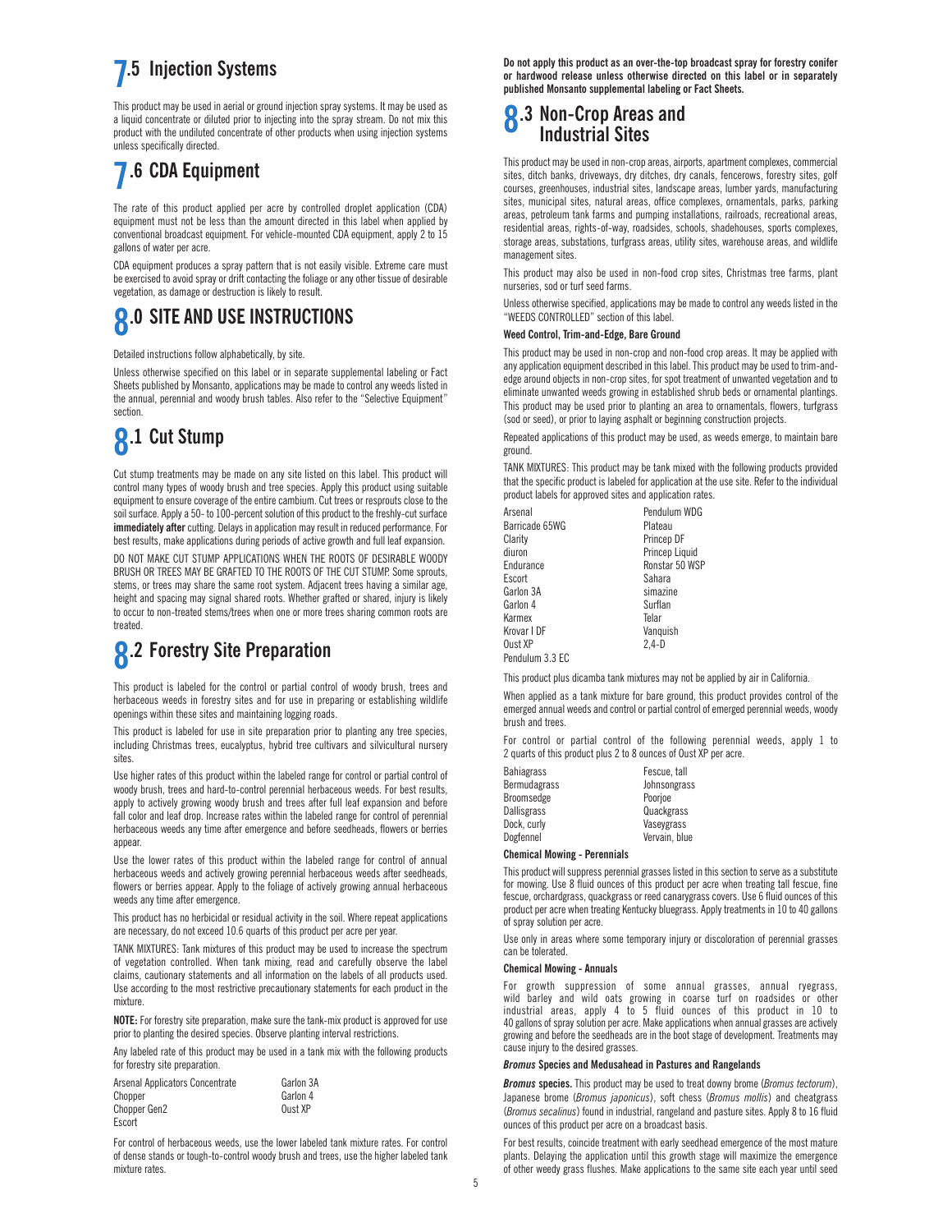## 7.5 Injection Systems

This product may be used in aerial or ground injection spray systems. It may be used as a liquid concentrate or diluted prior to injecting into the spray stream. Do not mix this product with the undiluted concentrate of other products when using injection systems unless specifically directed.

## 7.6 CDA Equipment

The rate of this product applied per acre by controlled droplet application (CDA) equipment must not be less than the amount directed in this label when applied by conventional broadcast equipment. For vehicle-mounted CDA equipment, apply 2 to 15 gallons of water per acre.

CDA equipment produces a spray pattern that is not easily visible. Extreme care must be exercised to avoid spray or drift contacting the foliage or any other tissue of desirable vegetation, as damage or destruction is likely to result.

# 8.0 SITE AND USE INSTRUCTIONS

Detailed instructions follow alphabetically, by site.

Unless otherwise specified on this label or in separate supplemental labeling or Fact Sheets published by Monsanto, applications may be made to control any weeds listed in the annual, perennial and woody brush tables. Also refer to the "Selective Equipment" section.

## 8.1 Cut Stump

Cut stump treatments may be made on any site listed on this label. This product will control many types of woody brush and tree species. Apply this product using suitable equipment to ensure coverage of the entire cambium. Cut trees or resprouts close to the soil surface. Apply a 50- to 100-percent solution of this product to the freshly-cut surface **immediately after** cutting. Delays in application may result in reduced performance. For best results, make applications during periods of active growth and full leaf expansion.

DO NOT MAKE CUT STUMP APPLICATIONS WHEN THE ROOTS OF DESIRABLE WOODY BRUSH OR TREES MAY BE GRAFTED TO THE ROOTS OF THE CUT STUMP. Some sprouts, stems, or trees may share the same root system. Adjacent trees having a similar age, height and spacing may signal shared roots. Whether grafted or shared, injury is likely to occur to non-treated stems/trees when one or more trees sharing common roots are treated.

## 8.2 Forestry Site Preparation

This product is labeled for the control or partial control of woody brush, trees and herbaceous weeds in forestry sites and for use in preparing or establishing wildlife openings within these sites and maintaining logging roads.

This product is labeled for use in site preparation prior to planting any tree species, including Christmas trees, eucalyptus, hybrid tree cultivars and silvicultural nursery sites.

Use higher rates of this product within the labeled range for control or partial control of woody brush, trees and hard-to-control perennial herbaceous weeds. For best results, apply to actively growing woody brush and trees after full leaf expansion and before fall color and leaf drop. Increase rates within the labeled range for control of perennial herbaceous weeds any time after emergence and before seedheads, flowers or berries appear.

Use the lower rates of this product within the labeled range for control of annual herbaceous weeds and actively growing perennial herbaceous weeds after seedheads, flowers or berries appear. Apply to the foliage of actively growing annual herbaceous weeds any time after emergence.

This product has no herbicidal or residual activity in the soil. Where repeat applications are necessary, do not exceed 10.6 quarts of this product per acre per year.

TANK MIXTURES: Tank mixtures of this product may be used to increase the spectrum of vegetation controlled. When tank mixing, read and carefully observe the label claims, cautionary statements and all information on the labels of all products used. Use according to the most restrictive precautionary statements for each product in the mixture.

**NOTE:** For forestry site preparation, make sure the tank-mix product is approved for use prior to planting the desired species. Observe planting interval restrictions.

Any labeled rate of this product may be used in a tank mix with the following products for forestry site preparation.

| | |
|---|---|
| Arsenal Applicators Concentrate | Garlon 3A |
| Chopper | Garlon 4 |
| Chopper Gen2 | Oust XP |
| Escort | |

For control of herbaceous weeds, use the lower labeled tank mixture rates. For control of dense stands or tough-to-control woody brush and trees, use the higher labeled tank mixture rates.

**Do not apply this product as an over-the-top broadcast spray for forestry conifer or hardwood release unless otherwise directed on this label or in separately published Monsanto supplemental labeling or Fact Sheets.**

## 8.3 Non-Crop Areas and Industrial Sites

This product may be used in non-crop areas, airports, apartment complexes, commercial sites, ditch banks, driveways, dry ditches, dry canals, fencerows, forestry sites, golf courses, greenhouses, industrial sites, landscape areas, lumber yards, manufacturing sites, municipal sites, natural areas, office complexes, ornamentals, parks, parking areas, petroleum tank farms and pumping installations, railroads, recreational areas, residential areas, rights-of-way, roadsides, schools, shadehouses, sports complexes, storage areas, substations, turfgrass areas, utility sites, warehouse areas, and wildlife management sites.

This product may also be used in non-food crop sites, Christmas tree farms, plant nurseries, sod or turf seed farms.

Unless otherwise specified, applications may be made to control any weeds listed in the "WEEDS CONTROLLED" section of this label.

**Weed Control, Trim-and-Edge, Bare Ground**

This product may be used in non-crop and non-food crop areas. It may be applied with any application equipment described in this label. This product may be used to trim-and-edge around objects in non-crop sites, for spot treatment of unwanted vegetation and to eliminate unwanted weeds growing in established shrub beds or ornamental plantings. This product may be used prior to planting an area to ornamentals, flowers, turfgrass (sod or seed), or prior to laying asphalt or beginning construction projects.

Repeated applications of this product may be used, as weeds emerge, to maintain bare ground.

TANK MIXTURES: This product may be tank mixed with the following products provided that the specific product is labeled for application at the use site. Refer to the individual product labels for approved sites and application rates.

| | |
|---|---|
| Arsenal | Pendulum WDG |
| Barricade 65WG | Plateau |
| Clarity | Princep DF |
| diuron | Princep Liquid |
| Endurance | Ronstar 50 WSP |
| Escort | Sahara |
| Garlon 3A | simazine |
| Garlon 4 | Surflan |
| Karmex | Telar |
| Krovar I DF | Vanquish |
| Oust XP | 2,4-D |
| Pendulum 3.3 EC | |

This product plus dicamba tank mixtures may not be applied by air in California.

When applied as a tank mixture for bare ground, this product provides control of the emerged annual weeds and control or partial control of emerged perennial weeds, woody brush and trees.

For control or partial control of the following perennial weeds, apply 1 to 2 quarts of this product plus 2 to 8 ounces of Oust XP per acre.

| | |
|---|---|
| Bahiagrass | Fescue, tall |
| Bermudagrass | Johnsongrass |
| Broomsedge | Poorjoe |
| Dallisgrass | Quackgrass |
| Dock, curly | Vaseygrass |
| Dogfennel | Vervain, blue |

**Chemical Mowing - Perennials**

This product will suppress perennial grasses listed in this section to serve as a substitute for mowing. Use 8 fluid ounces of this product per acre when treating tall fescue, fine fescue, orchardgrass, quackgrass or reed canarygrass covers. Use 6 fluid ounces of this product per acre when treating Kentucky bluegrass. Apply treatments in 10 to 40 gallons of spray solution per acre.

Use only in areas where some temporary injury or discoloration of perennial grasses can be tolerated.

**Chemical Mowing - Annuals**

For growth suppression of some annual grasses, annual ryegrass, wild barley and wild oats growing in coarse turf on roadsides or other industrial areas, apply 4 to 5 fluid ounces of this product in 10 to 40 gallons of spray solution per acre. Make applications when annual grasses are actively growing and before the seedheads are in the boot stage of development. Treatments may cause injury to the desired grasses.

***Bromus*** **Species and Medusahead in Pastures and Rangelands**

***Bromus*** **species.** This product may be used to treat downy brome (*Bromus tectorum*), Japanese brome (*Bromus japonicus*), soft chess (*Bromus mollis*) and cheatgrass (*Bromus secalinus*) found in industrial, rangeland and pasture sites. Apply 8 to 16 fluid ounces of this product per acre on a broadcast basis.

For best results, coincide treatment with early seedhead emergence of the most mature plants. Delaying the application until this growth stage will maximize the emergence of other weedy grass flushes. Make applications to the same site each year until seed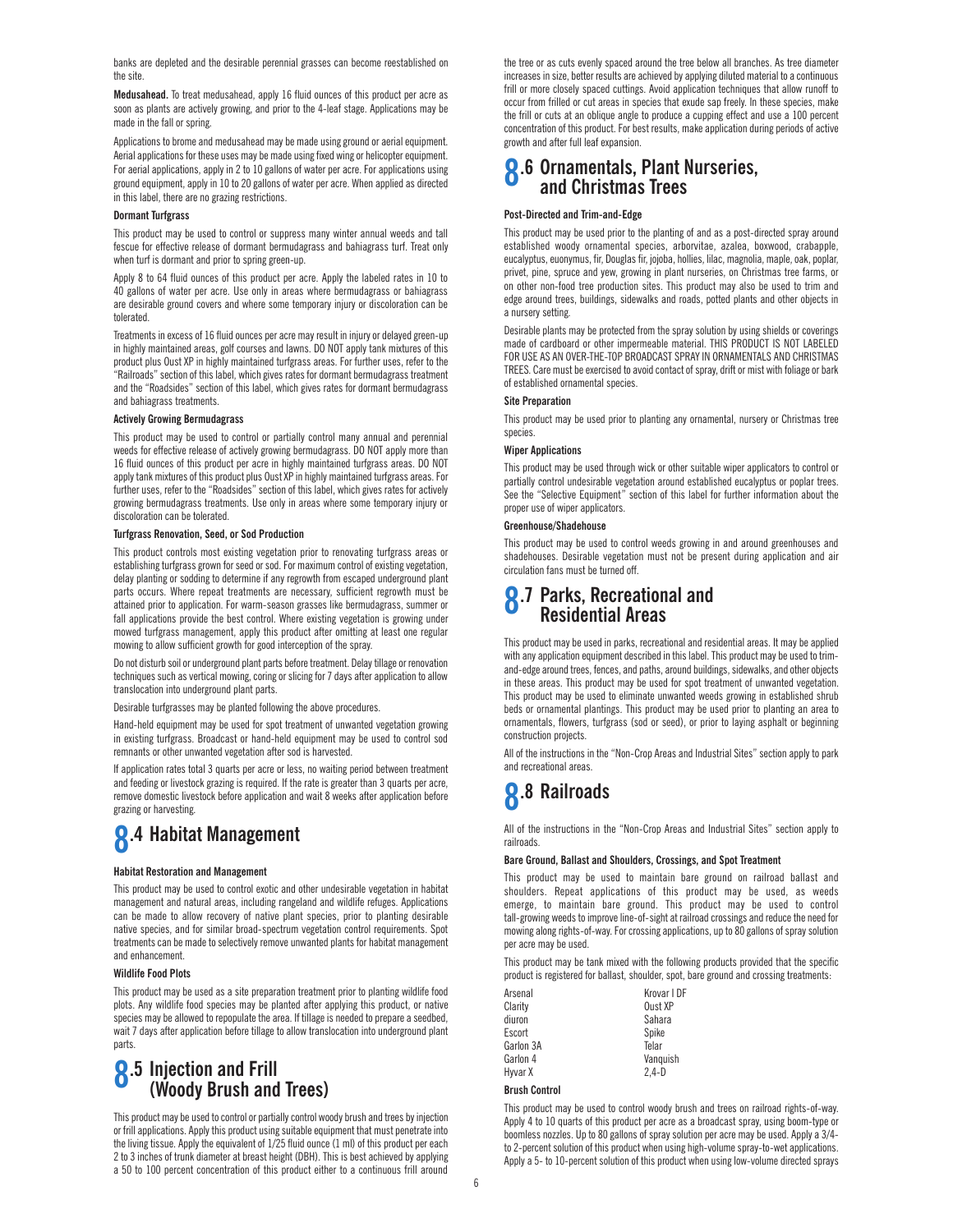banks are depleted and the desirable perennial grasses can become reestablished on the site.

**Medusahead.** To treat medusahead, apply 16 fluid ounces of this product per acre as soon as plants are actively growing, and prior to the 4-leaf stage. Applications may be made in the fall or spring.

Applications to brome and medusahead may be made using ground or aerial equipment. Aerial applications for these uses may be made using fixed wing or helicopter equipment. For aerial applications, apply in 2 to 10 gallons of water per acre. For applications using ground equipment, apply in 10 to 20 gallons of water per acre. When applied as directed in this label, there are no grazing restrictions.

#### Dormant Turfgrass

This product may be used to control or suppress many winter annual weeds and tall fescue for effective release of dormant bermudagrass and bahiagrass turf. Treat only when turf is dormant and prior to spring green-up.

Apply 8 to 64 fluid ounces of this product per acre. Apply the labeled rates in 10 to 40 gallons of water per acre. Use only in areas where bermudagrass or bahiagrass are desirable ground covers and where some temporary injury or discoloration can be tolerated.

Treatments in excess of 16 fluid ounces per acre may result in injury or delayed green-up in highly maintained areas, golf courses and lawns. DO NOT apply tank mixtures of this product plus Oust XP in highly maintained turfgrass areas. For further uses, refer to the "Railroads" section of this label, which gives rates for dormant bermudagrass treatment and the "Roadsides" section of this label, which gives rates for dormant bermudagrass and bahiagrass treatments.

#### Actively Growing Bermudagrass

This product may be used to control or partially control many annual and perennial weeds for effective release of actively growing bermudagrass. DO NOT apply more than 16 fluid ounces of this product per acre in highly maintained turfgrass areas. DO NOT apply tank mixtures of this product plus Oust XP in highly maintained turfgrass areas. For further uses, refer to the "Roadsides" section of this label, which gives rates for actively growing bermudagrass treatments. Use only in areas where some temporary injury or discoloration can be tolerated.

#### Turfgrass Renovation, Seed, or Sod Production

This product controls most existing vegetation prior to renovating turfgrass areas or establishing turfgrass grown for seed or sod. For maximum control of existing vegetation, delay planting or sodding to determine if any regrowth from escaped underground plant parts occurs. Where repeat treatments are necessary, sufficient regrowth must be attained prior to application. For warm-season grasses like bermudagrass, summer or fall applications provide the best control. Where existing vegetation is growing under mowed turfgrass management, apply this product after omitting at least one regular mowing to allow sufficient growth for good interception of the spray.

Do not disturb soil or underground plant parts before treatment. Delay tillage or renovation techniques such as vertical mowing, coring or slicing for 7 days after application to allow translocation into underground plant parts.

Desirable turfgrasses may be planted following the above procedures.

Hand-held equipment may be used for spot treatment of unwanted vegetation growing in existing turfgrass. Broadcast or hand-held equipment may be used to control sod remnants or other unwanted vegetation after sod is harvested.

If application rates total 3 quarts per acre or less, no waiting period between treatment and feeding or livestock grazing is required. If the rate is greater than 3 quarts per acre, remove domestic livestock before application and wait 8 weeks after application before grazing or harvesting.

## 8.4 Habitat Management

#### Habitat Restoration and Management

This product may be used to control exotic and other undesirable vegetation in habitat management and natural areas, including rangeland and wildlife refuges. Applications can be made to allow recovery of native plant species, prior to planting desirable native species, and for similar broad-spectrum vegetation control requirements. Spot treatments can be made to selectively remove unwanted plants for habitat management and enhancement.

#### Wildlife Food Plots

This product may be used as a site preparation treatment prior to planting wildlife food plots. Any wildlife food species may be planted after applying this product, or native species may be allowed to repopulate the area. If tillage is needed to prepare a seedbed, wait 7 days after application before tillage to allow translocation into underground plant parts.

## 8.5 Injection and Frill (Woody Brush and Trees)

This product may be used to control or partially control woody brush and trees by injection or frill applications. Apply this product using suitable equipment that must penetrate into the living tissue. Apply the equivalent of 1/25 fluid ounce (1 ml) of this product per each 2 to 3 inches of trunk diameter at breast height (DBH). This is best achieved by applying a 50 to 100 percent concentration of this product either to a continuous frill around the tree or as cuts evenly spaced around the tree below all branches. As tree diameter increases in size, better results are achieved by applying diluted material to a continuous frill or more closely spaced cuttings. Avoid application techniques that allow runoff to occur from frilled or cut areas in species that exude sap freely. In these species, make the frill or cuts at an oblique angle to produce a cupping effect and use a 100 percent concentration of this product. For best results, make application during periods of active growth and after full leaf expansion.

## 8.6 Ornamentals, Plant Nurseries, and Christmas Trees

#### Post-Directed and Trim-and-Edge

This product may be used prior to the planting of and as a post-directed spray around established woody ornamental species, arborvitae, azalea, boxwood, crabapple, eucalyptus, euonymus, fir, Douglas fir, jojoba, hollies, lilac, magnolia, maple, oak, poplar, privet, pine, spruce and yew, growing in plant nurseries, on Christmas tree farms, or on other non-food tree production sites. This product may also be used to trim and edge around trees, buildings, sidewalks and roads, potted plants and other objects in a nursery setting.

Desirable plants may be protected from the spray solution by using shields or coverings made of cardboard or other impermeable material. THIS PRODUCT IS NOT LABELED FOR USE AS AN OVER-THE-TOP BROADCAST SPRAY IN ORNAMENTALS AND CHRISTMAS TREES. Care must be exercised to avoid contact of spray, drift or mist with foliage or bark of established ornamental species.

#### Site Preparation

This product may be used prior to planting any ornamental, nursery or Christmas tree species.

#### Wiper Applications

This product may be used through wick or other suitable wiper applicators to control or partially control undesirable vegetation around established eucalyptus or poplar trees. See the "Selective Equipment" section of this label for further information about the proper use of wiper applicators.

#### Greenhouse/Shadehouse

This product may be used to control weeds growing in and around greenhouses and shadehouses. Desirable vegetation must not be present during application and air circulation fans must be turned off.

## 8.7 Parks, Recreational and Residential Areas

This product may be used in parks, recreational and residential areas. It may be applied with any application equipment described in this label. This product may be used to trim-and-edge around trees, fences, and paths, around buildings, sidewalks, and other objects in these areas. This product may be used for spot treatment of unwanted vegetation. This product may be used to eliminate unwanted weeds growing in established shrub beds or ornamental plantings. This product may be used prior to planting an area to ornamentals, flowers, turfgrass (sod or seed), or prior to laying asphalt or beginning construction projects.

All of the instructions in the "Non-Crop Areas and Industrial Sites" section apply to park and recreational areas.

## 8.8 Railroads

All of the instructions in the "Non-Crop Areas and Industrial Sites" section apply to railroads.

#### Bare Ground, Ballast and Shoulders, Crossings, and Spot Treatment

This product may be used to maintain bare ground on railroad ballast and shoulders. Repeat applications of this product may be used, as weeds emerge, to maintain bare ground. This product may be used to control tall-growing weeds to improve line-of-sight at railroad crossings and reduce the need for mowing along rights-of-way. For crossing applications, up to 80 gallons of spray solution per acre may be used.

This product may be tank mixed with the following products provided that the specific product is registered for ballast, shoulder, spot, bare ground and crossing treatments:

| | |
|---|---|
| Arsenal | Krovar I DF |
| Clarity | Oust XP |
| diuron | Sahara |
| Escort | Spike |
| Garlon 3A | Telar |
| Garlon 4 | Vanquish |
| Hyvar X | 2,4-D |

#### Brush Control

This product may be used to control woody brush and trees on railroad rights-of-way. Apply 4 to 10 quarts of this product per acre as a broadcast spray, using boom-type or boomless nozzles. Up to 80 gallons of spray solution per acre may be used. Apply a 3/4- to 2-percent solution of this product when using high-volume spray-to-wet applications. Apply a 5- to 10-percent solution of this product when using low-volume directed sprays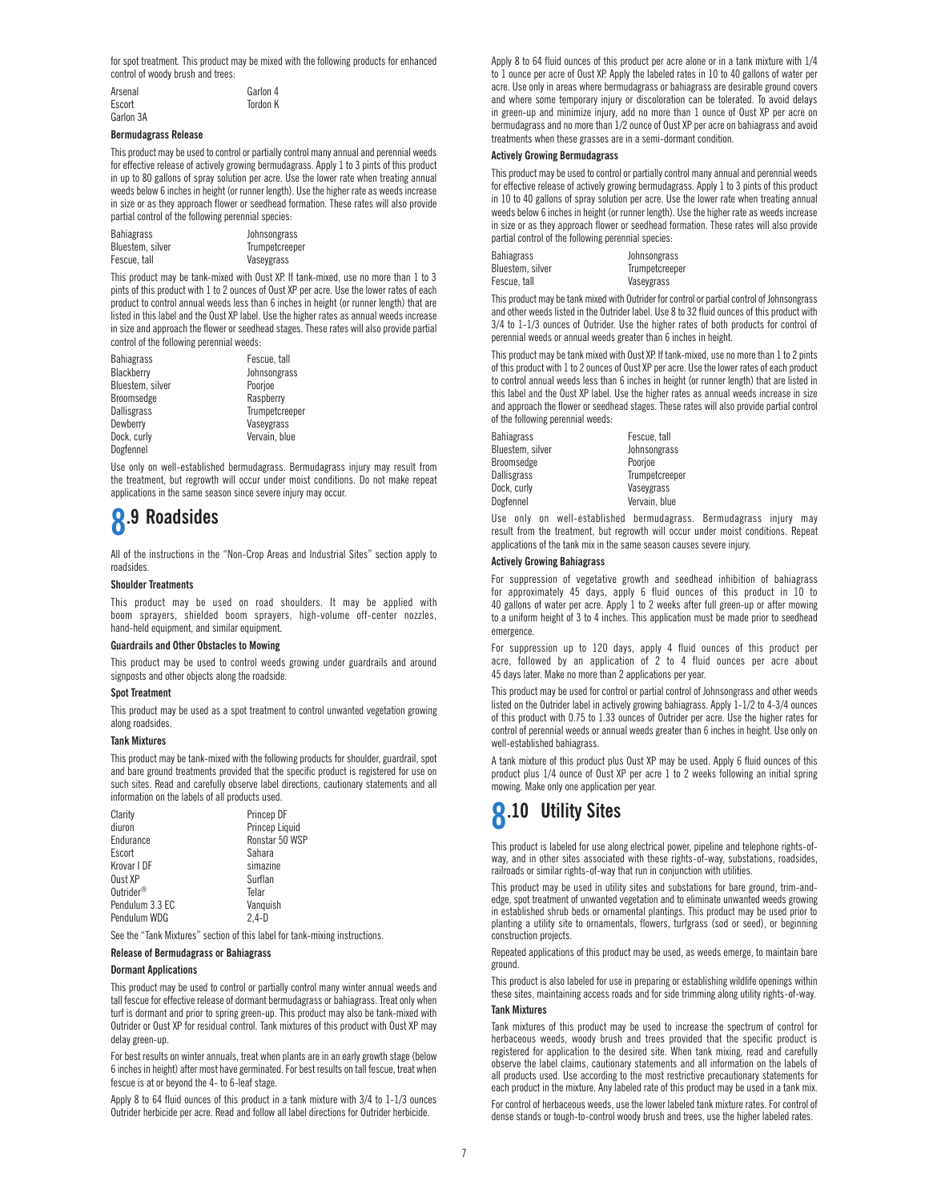for spot treatment. This product may be mixed with the following products for enhanced control of woody brush and trees:

| | |
|---|---|
| Arsenal | Garlon 4 |
| Escort | Tordon K |
| Garlon 3A | |

### Bermudagrass Release

This product may be used to control or partially control many annual and perennial weeds for effective release of actively growing bermudagrass. Apply 1 to 3 pints of this product in up to 80 gallons of spray solution per acre. Use the lower rate when treating annual weeds below 6 inches in height (or runner length). Use the higher rate as weeds increase in size or as they approach flower or seedhead formation. These rates will also provide partial control of the following perennial species:

| | |
|---|---|
| Bahiagrass | Johnsongrass |
| Bluestem, silver | Trumpetcreeper |
| Fescue, tall | Vaseygrass |

This product may be tank-mixed with Oust XP. If tank-mixed, use no more than 1 to 3 pints of this product with 1 to 2 ounces of Oust XP per acre. Use the lower rates of each product to control annual weeds less than 6 inches in height (or runner length) that are listed in this label and the Oust XP label. Use the higher rates as annual weeds increase in size and approach the flower or seedhead stages. These rates will also provide partial control of the following perennial weeds:

| | |
|---|---|
| Bahiagrass | Fescue, tall |
| Blackberry | Johnsongrass |
| Bluestem, silver | Poorjoe |
| Broomsedge | Raspberry |
| Dallisgrass | Trumpetcreeper |
| Dewberry | Vaseygrass |
| Dock, curly | Vervain, blue |
| Dogfennel | |

Use only on well-established bermudagrass. Bermudagrass injury may result from the treatment, but regrowth will occur under moist conditions. Do not make repeat applications in the same season since severe injury may occur.

## 8.9 Roadsides

All of the instructions in the "Non-Crop Areas and Industrial Sites" section apply to roadsides.

### Shoulder Treatments

This product may be used on road shoulders. It may be applied with boom sprayers, shielded boom sprayers, high-volume off-center nozzles, hand-held equipment, and similar equipment.

### Guardrails and Other Obstacles to Mowing

This product may be used to control weeds growing under guardrails and around signposts and other objects along the roadside.

### Spot Treatment

This product may be used as a spot treatment to control unwanted vegetation growing along roadsides.

### Tank Mixtures

This product may be tank-mixed with the following products for shoulder, guardrail, spot and bare ground treatments provided that the specific product is registered for use on such sites. Read and carefully observe label directions, cautionary statements and all information on the labels of all products used.

| | |
|---|---|
| Clarity | Princep DF |
| diuron | Princep Liquid |
| Endurance | Ronstar 50 WSP |
| Escort | Sahara |
| Krovar I DF | simazine |
| Oust XP | Surflan |
| Outrider® | Telar |
| Pendulum 3.3 EC | Vanquish |
| Pendulum WDG | 2,4-D |

See the "Tank Mixtures" section of this label for tank-mixing instructions.

### Release of Bermudagrass or Bahiagrass

#### Dormant Applications

This product may be used to control or partially control many winter annual weeds and tall fescue for effective release of dormant bermudagrass or bahiagrass. Treat only when turf is dormant and prior to spring green-up. This product may also be tank-mixed with Outrider or Oust XP for residual control. Tank mixtures of this product with Oust XP may delay green-up.

For best results on winter annuals, treat when plants are in an early growth stage (below 6 inches in height) after most have germinated. For best results on tall fescue, treat when fescue is at or beyond the 4- to 6-leaf stage.

Apply 8 to 64 fluid ounces of this product in a tank mixture with 3/4 to 1-1/3 ounces Outrider herbicide per acre. Read and follow all label directions for Outrider herbicide.

Apply 8 to 64 fluid ounces of this product per acre alone or in a tank mixture with 1/4 to 1 ounce per acre of Oust XP. Apply the labeled rates in 10 to 40 gallons of water per acre. Use only in areas where bermudagrass or bahiagrass are desirable ground covers and where some temporary injury or discoloration can be tolerated. To avoid delays in green-up and minimize injury, add no more than 1 ounce of Oust XP per acre on bermudagrass and no more than 1/2 ounce of Oust XP per acre on bahiagrass and avoid treatments when these grasses are in a semi-dormant condition.

#### Actively Growing Bermudagrass

This product may be used to control or partially control many annual and perennial weeds for effective release of actively growing bermudagrass. Apply 1 to 3 pints of this product in 10 to 40 gallons of spray solution per acre. Use the lower rate when treating annual weeds below 6 inches in height (or runner length). Use the higher rate as weeds increase in size or as they approach flower or seedhead formation. These rates will also provide partial control of the following perennial species:

| | |
|---|---|
| Bahiagrass | Johnsongrass |
| Bluestem, silver | Trumpetcreeper |
| Fescue, tall | Vaseygrass |

This product may be tank mixed with Outrider for control or partial control of Johnsongrass and other weeds listed in the Outrider label. Use 8 to 32 fluid ounces of this product with 3/4 to 1-1/3 ounces of Outrider. Use the higher rates of both products for control of perennial weeds or annual weeds greater than 6 inches in height.

This product may be tank mixed with Oust XP. If tank-mixed, use no more than 1 to 2 pints of this product with 1 to 2 ounces of Oust XP per acre. Use the lower rates of each product to control annual weeds less than 6 inches in height (or runner length) that are listed in this label and the Oust XP label. Use the higher rates as annual weeds increase in size and approach the flower or seedhead stages. These rates will also provide partial control of the following perennial weeds:

| | |
|---|---|
| Bahiagrass | Fescue, tall |
| Bluestem, silver | Johnsongrass |
| Broomsedge | Poorjoe |
| Dallisgrass | Trumpetcreeper |
| Dock, curly | Vaseygrass |
| Dogfennel | Vervain, blue |

Use only on well-established bermudagrass. Bermudagrass injury may result from the treatment, but regrowth will occur under moist conditions. Repeat applications of the tank mix in the same season causes severe injury.

#### Actively Growing Bahiagrass

For suppression of vegetative growth and seedhead inhibition of bahiagrass for approximately 45 days, apply 6 fluid ounces of this product in 10 to 40 gallons of water per acre. Apply 1 to 2 weeks after full green-up or after mowing to a uniform height of 3 to 4 inches. This application must be made prior to seedhead emergence.

For suppression up to 120 days, apply 4 fluid ounces of this product per acre, followed by an application of 2 to 4 fluid ounces per acre about 45 days later. Make no more than 2 applications per year.

This product may be used for control or partial control of Johnsongrass and other weeds listed on the Outrider label in actively growing bahiagrass. Apply 1-1/2 to 4-3/4 ounces of this product with 0.75 to 1.33 ounces of Outrider per acre. Use the higher rates for control of perennial weeds or annual weeds greater than 6 inches in height. Use only on well-established bahiagrass.

A tank mixture of this product plus Oust XP may be used. Apply 6 fluid ounces of this product plus 1/4 ounce of Oust XP per acre 1 to 2 weeks following an initial spring mowing. Make only one application per year.

## 8.10 Utility Sites

This product is labeled for use along electrical power, pipeline and telephone rights-of-way, and in other sites associated with these rights-of-way, substations, roadsides, railroads or similar rights-of-way that run in conjunction with utilities.

This product may be used in utility sites and substations for bare ground, trim-and-edge, spot treatment of unwanted vegetation and to eliminate unwanted weeds growing in established shrub beds or ornamental plantings. This product may be used prior to planting a utility site to ornamentals, flowers, turfgrass (sod or seed), or beginning construction projects.

Repeated applications of this product may be used, as weeds emerge, to maintain bare ground.

This product is also labeled for use in preparing or establishing wildlife openings within these sites, maintaining access roads and for side trimming along utility rights-of-way.

### Tank Mixtures

Tank mixtures of this product may be used to increase the spectrum of control for herbaceous weeds, woody brush and trees provided that the specific product is registered for application to the desired site. When tank mixing, read and carefully observe the label claims, cautionary statements and all information on the labels of all products used. Use according to the most restrictive precautionary statements for each product in the mixture. Any labeled rate of this product may be used in a tank mix.

For control of herbaceous weeds, use the lower labeled tank mixture rates. For control of dense stands or tough-to-control woody brush and trees, use the higher labeled rates.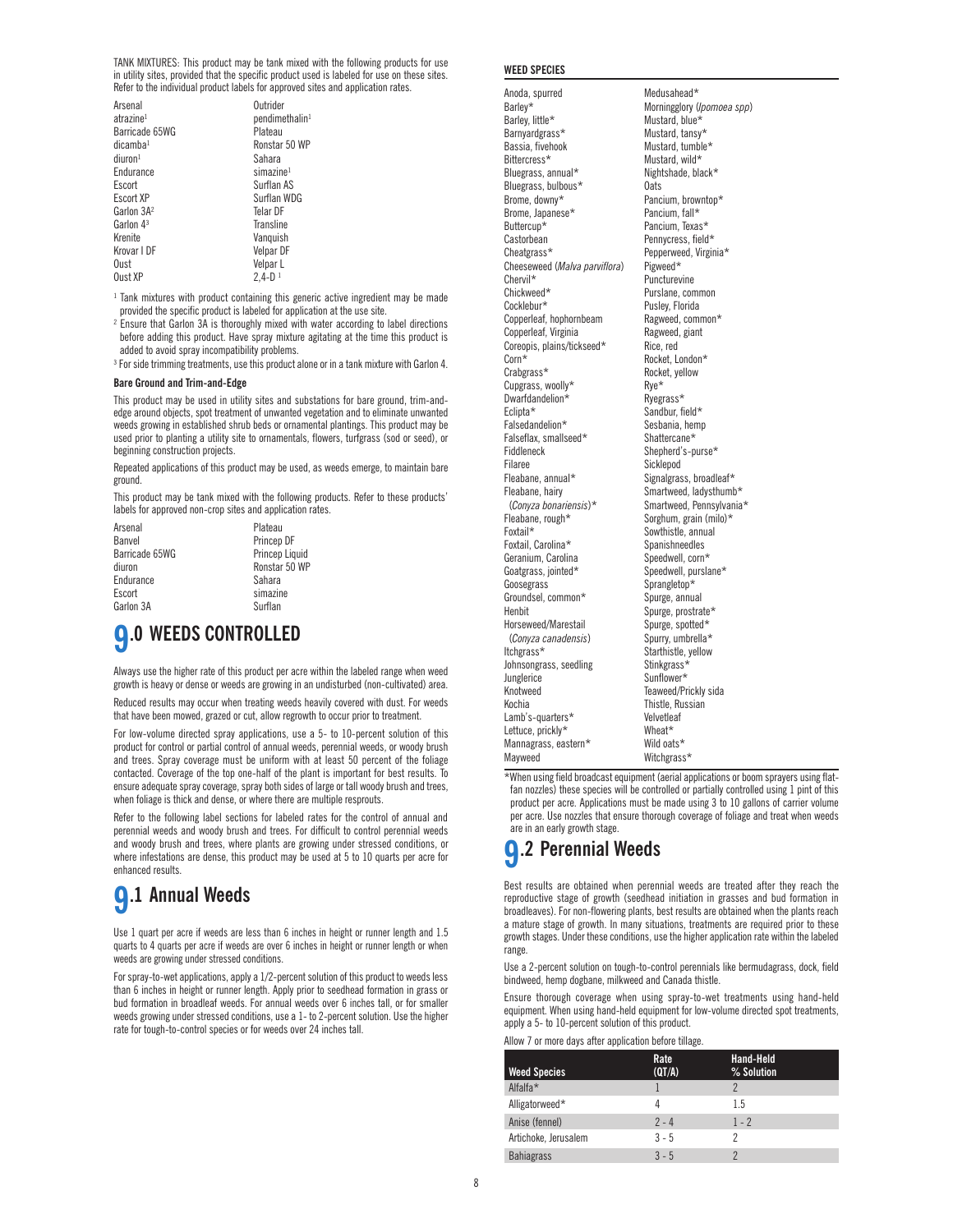TANK MIXTURES: This product may be tank mixed with the following products for use in utility sites, provided that the specific product used is labeled for use on these sites. Refer to the individual product labels for approved sites and application rates.

| | |
|---|---|
| Arsenal | Outrider |
| atrazine[1] | pendimethalin[1] |
| Barricade 65WG | Plateau |
| dicamba[1] | Ronstar 50 WP |
| diuron[1] | Sahara |
| Endurance | simazine[1] |
| Escort | Surflan AS |
| Escort XP | Surflan WDG |
| Garlon 3A[2] | Telar DF |
| Garlon 4[3] | Transline |
| Krenite | Vanquish |
| Krovar I DF | Velpar DF |
| Oust | Velpar L |
| Oust XP | 2,4-D[1] |

[1] Tank mixtures with product containing this generic active ingredient may be made provided the specific product is labeled for application at the use site.

[2] Ensure that Garlon 3A is thoroughly mixed with water according to label directions before adding this product. Have spray mixture agitating at the time this product is added to avoid spray incompatibility problems.

[3] For side trimming treatments, use this product alone or in a tank mixture with Garlon 4.

**Bare Ground and Trim-and-Edge**

This product may be used in utility sites and substations for bare ground, trim-and-edge around objects, spot treatment of unwanted vegetation and to eliminate unwanted weeds growing in established shrub beds or ornamental plantings. This product may be used prior to planting a utility site to ornamentals, flowers, turfgrass (sod or seed), or beginning construction projects.

Repeated applications of this product may be used, as weeds emerge, to maintain bare ground.

This product may be tank mixed with the following products. Refer to these products' labels for approved non-crop sites and application rates.

| | |
|---|---|
| Arsenal | Plateau |
| Banvel | Princep DF |
| Barricade 65WG | Princep Liquid |
| diuron | Ronstar 50 WP |
| Endurance | Sahara |
| Escort | simazine |
| Garlon 3A | Surflan |

# 9.0 WEEDS CONTROLLED

Always use the higher rate of this product per acre within the labeled range when weed growth is heavy or dense or weeds are growing in an undisturbed (non-cultivated) area.

Reduced results may occur when treating weeds heavily covered with dust. For weeds that have been mowed, grazed or cut, allow regrowth to occur prior to treatment.

For low-volume directed spray applications, use a 5- to 10-percent solution of this product for control or partial control of annual weeds, perennial weeds, or woody brush and trees. Spray coverage must be uniform with at least 50 percent of the foliage contacted. Coverage of the top one-half of the plant is important for best results. To ensure adequate spray coverage, spray both sides of large or tall woody brush and trees, when foliage is thick and dense, or where there are multiple resprouts.

Refer to the following label sections for labeled rates for the control of annual and perennial weeds and woody brush and trees. For difficult to control perennial weeds and woody brush and trees, where plants are growing under stressed conditions, or where infestations are dense, this product may be used at 5 to 10 quarts per acre for enhanced results.

## 9.1 Annual Weeds

Use 1 quart per acre if weeds are less than 6 inches in height or runner length and 1.5 quarts to 4 quarts per acre if weeds are over 6 inches in height or runner length or when weeds are growing under stressed conditions.

For spray-to-wet applications, apply a 1/2-percent solution of this product to weeds less than 6 inches in height or runner length. Apply prior to seedhead formation in grass or bud formation in broadleaf weeds. For annual weeds over 6 inches tall, or for smaller weeds growing under stressed conditions, use a 1- to 2-percent solution. Use the higher rate for tough-to-control species or for weeds over 24 inches tall.

**WEED SPECIES**

| | |
|---|---|
| Anoda, spurred | Medusahead* |
| Barley* | Morningglory (*Ipomoea spp*) |
| Barley, little* | Mustard, blue* |
| Barnyardgrass* | Mustard, tansy* |
| Bassia, fivehook | Mustard, tumble* |
| Bittercress* | Mustard, wild* |
| Bluegrass, annual* | Nightshade, black* |
| Bluegrass, bulbous* | Oats |
| Brome, downy* | Pancium, browntop* |
| Brome, Japanese* | Pancium, fall* |
| Buttercup* | Pancium, Texas* |
| Castorbean | Pennycress, field* |
| Cheatgrass* | Pepperweed, Virginia* |
| Cheeseweed (*Malva parviflora*) | Pigweed* |
| Chervil* | Puncturevine |
| Chickweed* | Purslane, common |
| Cocklebur* | Pusley, Florida |
| Copperleaf, hophornbeam | Ragweed, common* |
| Copperleaf, Virginia | Ragweed, giant |
| Coreopis, plains/tickseed* | Rice, red |
| Corn* | Rocket, London* |
| Crabgrass* | Rocket, yellow |
| Cupgrass, woolly* | Rye* |
| Dwarfdandelion* | Ryegrass* |
| Eclipta* | Sandbur, field* |
| Falsedandelion* | Sesbania, hemp |
| Falseflax, smallseed* | Shattercane* |
| Fiddleneck | Shepherd's-purse* |
| Filaree | Sicklepod |
| Fleabane, annual* | Signalgrass, broadleaf* |
| Fleabane, hairy (*Conyza bonariensis*)* | Smartweed, ladysthumb* |
| | Smartweed, Pennsylvania* |
| Fleabane, rough* | Sorghum, grain (milo)* |
| Foxtail* | Sowthistle, annual |
| Foxtail, Carolina* | Spanishneedles |
| Geranium, Carolina | Speedwell, corn* |
| Goatgrass, jointed* | Speedwell, purslane* |
| Goosegrass | Sprangletop* |
| Groundsel, common* | Spurge, annual |
| Henbit | Spurge, prostrate* |
| Horseweed/Marestail (*Conyza canadensis*) | Spurge, spotted* |
| | Spurry, umbrella* |
| Itchgrass* | Starthistle, yellow |
| Johnsongrass, seedling | Stinkgrass* |
| Junglerice | Sunflower* |
| Knotweed | Teaweed/Prickly sida |
| Kochia | Thistle, Russian |
| Lamb's-quarters* | Velvetleaf |
| Lettuce, prickly* | Wheat* |
| Mannagrass, eastern* | Wild oats* |
| Mayweed | Witchgrass* |

*When using field broadcast equipment (aerial applications or boom sprayers using flat-fan nozzles) these species will be controlled or partially controlled using 1 pint of this product per acre. Applications must be made using 3 to 10 gallons of carrier volume per acre. Use nozzles that ensure thorough coverage of foliage and treat when weeds are in an early growth stage.

## 9.2 Perennial Weeds

Best results are obtained when perennial weeds are treated after they reach the reproductive stage of growth (seedhead initiation in grasses and bud formation in broadleaves). For non-flowering plants, best results are obtained when the plants reach a mature stage of growth. In many situations, treatments are required prior to these growth stages. Under these conditions, use the higher application rate within the labeled range.

Use a 2-percent solution on tough-to-control perennials like bermudagrass, dock, field bindweed, hemp dogbane, milkweed and Canada thistle.

Ensure thorough coverage when using spray-to-wet treatments using hand-held equipment. When using hand-held equipment for low-volume directed spot treatments, apply a 5- to 10-percent solution of this product.

Allow 7 or more days after application before tillage.

| Weed Species | Rate (QT/A) | Hand-Held % Solution |
|---|---|---|
| Alfalfa* | 1 | 2 |
| Alligatorweed* | 4 | 1.5 |
| Anise (fennel) | 2 - 4 | 1 - 2 |
| Artichoke, Jerusalem | 3 - 5 | 2 |
| Bahiagrass | 3 - 5 | 2 |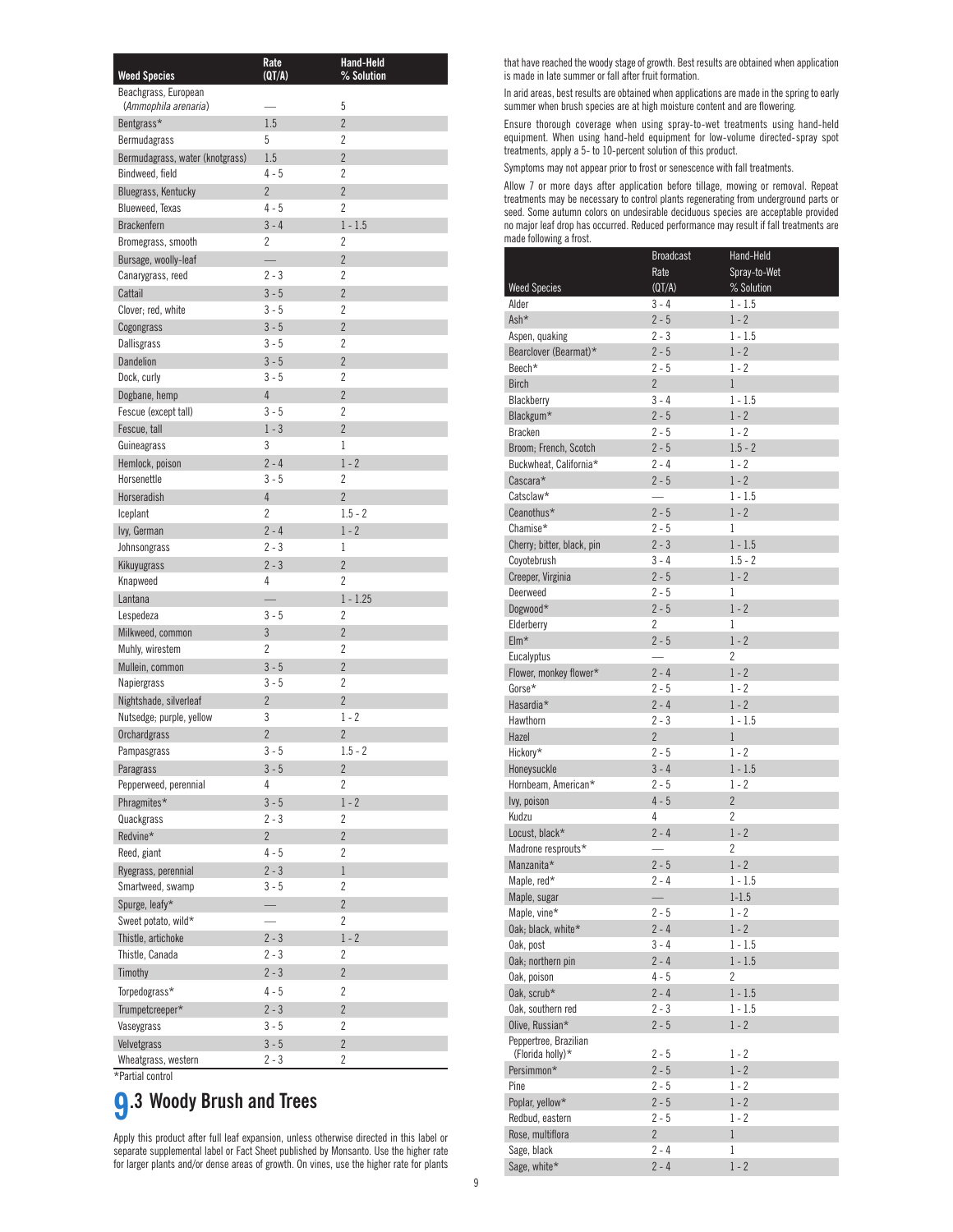| Weed Species | Rate (QT/A) | Hand-Held % Solution |
|---|---|---|
| Beachgrass, European (*Ammophila arenaria*) | — | 5 |
| Bentgrass* | 1.5 | 2 |
| Bermudagrass | 5 | 2 |
| Bermudagrass, water (knotgrass) | 1.5 | 2 |
| Bindweed, field | 4 - 5 | 2 |
| Bluegrass, Kentucky | 2 | 2 |
| Blueweed, Texas | 4 - 5 | 2 |
| Brackenfern | 3 - 4 | 1 - 1.5 |
| Bromegrass, smooth | 2 | 2 |
| Bursage, woolly-leaf | — | 2 |
| Canarygrass, reed | 2 - 3 | 2 |
| Cattail | 3 - 5 | 2 |
| Clover; red, white | 3 - 5 | 2 |
| Cogongrass | 3 - 5 | 2 |
| Dallisgrass | 3 - 5 | 2 |
| Dandelion | 3 - 5 | 2 |
| Dock, curly | 3 - 5 | 2 |
| Dogbane, hemp | 4 | 2 |
| Fescue (except tall) | 3 - 5 | 2 |
| Fescue, tall | 1 - 3 | 2 |
| Guineagrass | 3 | 1 |
| Hemlock, poison | 2 - 4 | 1 - 2 |
| Horsenettle | 3 - 5 | 2 |
| Horseradish | 4 | 2 |
| Iceplant | 2 | 1.5 - 2 |
| Ivy, German | 2 - 4 | 1 - 2 |
| Johnsongrass | 2 - 3 | 1 |
| Kikuyugrass | 2 - 3 | 2 |
| Knapweed | 4 | 2 |
| Lantana | — | 1 - 1.25 |
| Lespedeza | 3 - 5 | 2 |
| Milkweed, common | 3 | 2 |
| Muhly, wirestem | 2 | 2 |
| Mullein, common | 3 - 5 | 2 |
| Napiergrass | 3 - 5 | 2 |
| Nightshade, silverleaf | 2 | 2 |
| Nutsedge; purple, yellow | 3 | 1 - 2 |
| Orchardgrass | 2 | 2 |
| Pampasgrass | 3 - 5 | 1.5 - 2 |
| Paragrass | 3 - 5 | 2 |
| Pepperweed, perennial | 4 | 2 |
| Phragmites* | 3 - 5 | 1 - 2 |
| Quackgrass | 2 - 3 | 2 |
| Redvine* | 2 | 2 |
| Reed, giant | 4 - 5 | 2 |
| Ryegrass, perennial | 2 - 3 | 1 |
| Smartweed, swamp | 3 - 5 | 2 |
| Spurge, leafy* | — | 2 |
| Sweet potato, wild* | — | 2 |
| Thistle, artichoke | 2 - 3 | 1 - 2 |
| Thistle, Canada | 2 - 3 | 2 |
| Timothy | 2 - 3 | 2 |
| Torpedograss* | 4 - 5 | 2 |
| Trumpetcreeper* | 2 - 3 | 2 |
| Vaseygrass | 3 - 5 | 2 |
| Velvetgrass | 3 - 5 | 2 |
| Wheatgrass, western | 2 - 3 | 2 |

*Partial control

## 9.3 Woody Brush and Trees

Apply this product after full leaf expansion, unless otherwise directed in this label or separate supplemental label or Fact Sheet published by Monsanto. Use the higher rate for larger plants and/or dense areas of growth. On vines, use the higher rate for plants that have reached the woody stage of growth. Best results are obtained when application is made in late summer or fall after fruit formation.

In arid areas, best results are obtained when applications are made in the spring to early summer when brush species are at high moisture content and are flowering.

Ensure thorough coverage when using spray-to-wet treatments using hand-held equipment. When using hand-held equipment for low-volume directed-spray spot treatments, apply a 5- to 10-percent solution of this product.

Symptoms may not appear prior to frost or senescence with fall treatments.

Allow 7 or more days after application before tillage, mowing or removal. Repeat treatments may be necessary to control plants regenerating from underground parts or seed. Some autumn colors on undesirable deciduous species are acceptable provided no major leaf drop has occurred. Reduced performance may result if fall treatments are made following a frost.

| Weed Species | Broadcast Rate (QT/A) | Hand-Held Spray-to-Wet % Solution |
|---|---|---|
| Alder | 3 - 4 | 1 - 1.5 |
| Ash* | 2 - 5 | 1 - 2 |
| Aspen, quaking | 2 - 3 | 1 - 1.5 |
| Bearclover (Bearmat)* | 2 - 5 | 1 - 2 |
| Beech* | 2 - 5 | 1 - 2 |
| Birch | 2 | 1 |
| Blackberry | 3 - 4 | 1 - 1.5 |
| Blackgum* | 2 - 5 | 1 - 2 |
| Bracken | 2 - 5 | 1 - 2 |
| Broom; French, Scotch | 2 - 5 | 1.5 - 2 |
| Buckwheat, California* | 2 - 4 | 1 - 2 |
| Cascara* | 2 - 5 | 1 - 2 |
| Catsclaw* | — | 1 - 1.5 |
| Ceanothus* | 2 - 5 | 1 - 2 |
| Chamise* | 2 - 5 | 1 |
| Cherry; bitter, black, pin | 2 - 3 | 1 - 1.5 |
| Coyotebrush | 3 - 4 | 1.5 - 2 |
| Creeper, Virginia | 2 - 5 | 1 - 2 |
| Deerweed | 2 - 5 | 1 |
| Dogwood* | 2 - 5 | 1 - 2 |
| Elderberry | 2 | 1 |
| Elm* | 2 - 5 | 1 - 2 |
| Eucalyptus | — | 2 |
| Flower, monkey flower* | 2 - 4 | 1 - 2 |
| Gorse* | 2 - 5 | 1 - 2 |
| Hasardia* | 2 - 4 | 1 - 2 |
| Hawthorn | 2 - 3 | 1 - 1.5 |
| Hazel | 2 | 1 |
| Hickory* | 2 - 5 | 1 - 2 |
| Honeysuckle | 3 - 4 | 1 - 1.5 |
| Hornbeam, American* | 2 - 5 | 1 - 2 |
| Ivy, poison | 4 - 5 | 2 |
| Kudzu | 4 | 2 |
| Locust, black* | 2 - 4 | 1 - 2 |
| Madrone resprouts* | — | 2 |
| Manzanita* | 2 - 5 | 1 - 2 |
| Maple, red* | 2 - 4 | 1 - 1.5 |
| Maple, sugar | — | 1-1.5 |
| Maple, vine* | 2 - 5 | 1 - 2 |
| Oak; black, white* | 2 - 4 | 1 - 2 |
| Oak, post | 3 - 4 | 1 - 1.5 |
| Oak; northern pin | 2 - 4 | 1 - 1.5 |
| Oak, poison | 4 - 5 | 2 |
| Oak, scrub* | 2 - 4 | 1 - 1.5 |
| Oak, southern red | 2 - 3 | 1 - 1.5 |
| Olive, Russian* | 2 - 5 | 1 - 2 |
| Peppertree, Brazilian (Florida holly)* | 2 - 5 | 1 - 2 |
| Persimmon* | 2 - 5 | 1 - 2 |
| Pine | 2 - 5 | 1 - 2 |
| Poplar, yellow* | 2 - 5 | 1 - 2 |
| Redbud, eastern | 2 - 5 | 1 - 2 |
| Rose, multiflora | 2 | 1 |
| Sage, black | 2 - 4 | 1 |
| Sage, white* | 2 - 4 | 1 - 2 |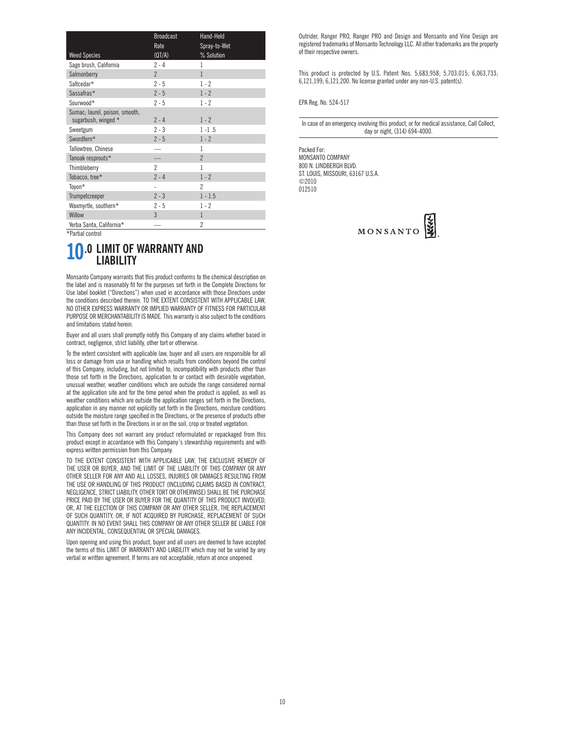| Weed Species | Broadcast Rate (QT/A) | Hand-Held Spray-to-Wet % Solution |
|---|---|---|
| Sage brush, California | 2 - 4 | 1 |
| Salmonberry | 2 | 1 |
| Saltcedar* | 2 - 5 | 1 - 2 |
| Sassafras* | 2 - 5 | 1 - 2 |
| Sourwood* | 2 - 5 | 1 - 2 |
| Sumac; laurel, poison, smooth, sugarbush, winged * | 2 - 4 | 1 - 2 |
| Sweetgum | 2 - 3 | 1 -1 .5 |
| Swordfern* | 2 - 5 | 1 - 2 |
| Tallowtree, Chinese | — | 1 |
| Tanoak resprouts* | — | 2 |
| Thimbleberry | 2 | 1 |
| Tobacco, tree* | 2 - 4 | 1 - 2 |
| Toyon* | - | 2 |
| Trumpetcreeper | 2 - 3 | 1 - 1.5 |
| Waxmyrtle, southern* | 2 - 5 | 1 - 2 |
| Willow | 3 | 1 |
| Yerba Santa, California* | — | 2 |

*Partial control

# 10.0 LIMIT OF WARRANTY AND LIABILITY

Monsanto Company warrants that this product conforms to the chemical description on the label and is reasonably fit for the purposes set forth in the Complete Directions for Use label booklet ("Directions") when used in accordance with those Directions under the conditions described therein. TO THE EXTENT CONSISTENT WITH APPLICABLE LAW, NO OTHER EXPRESS WARRANTY OR IMPLIED WARRANTY OF FITNESS FOR PARTICULAR PURPOSE OR MERCHANTABILITY IS MADE. This warranty is also subject to the conditions and limitations stated herein.

Buyer and all users shall promptly notify this Company of any claims whether based in contract, negligence, strict liability, other tort or otherwise.

To the extent consistent with applicable law, buyer and all users are responsible for all loss or damage from use or handling which results from conditions beyond the control of this Company, including, but not limited to, incompatibility with products other than those set forth in the Directions, application to or contact with desirable vegetation, unusual weather, weather conditions which are outside the range considered normal at the application site and for the time period when the product is applied, as well as weather conditions which are outside the application ranges set forth in the Directions, application in any manner not explicitly set forth in the Directions, moisture conditions outside the moisture range specified in the Directions, or the presence of products other than those set forth in the Directions in or on the soil, crop or treated vegetation.

This Company does not warrant any product reformulated or repackaged from this product except in accordance with this Company's stewardship requirements and with express written permission from this Company.

TO THE EXTENT CONSISTENT WITH APPLICABLE LAW, THE EXCLUSIVE REMEDY OF THE USER OR BUYER, AND THE LIMIT OF THE LIABILITY OF THIS COMPANY OR ANY OTHER SELLER FOR ANY AND ALL LOSSES, INJURIES OR DAMAGES RESULTING FROM THE USE OR HANDLING OF THIS PRODUCT (INCLUDING CLAIMS BASED IN CONTRACT, NEGLIGENCE, STRICT LIABILITY, OTHER TORT OR OTHERWISE) SHALL BE THE PURCHASE PRICE PAID BY THE USER OR BUYER FOR THE QUANTITY OF THIS PRODUCT INVOLVED, OR, AT THE ELECTION OF THIS COMPANY OR ANY OTHER SELLER, THE REPLACEMENT OF SUCH QUANTITY, OR, IF NOT ACQUIRED BY PURCHASE, REPLACEMENT OF SUCH QUANTITY. IN NO EVENT SHALL THIS COMPANY OR ANY OTHER SELLER BE LIABLE FOR ANY INCIDENTAL, CONSEQUENTIAL OR SPECIAL DAMAGES.

Upon opening and using this product, buyer and all users are deemed to have accepted the terms of this LIMIT OF WARRANTY AND LIABILITY which may not be varied by any verbal or written agreement. If terms are not acceptable, return at once unopened.

Outrider, Ranger PRO, Ranger PRO and Design and Monsanto and Vine Design are registered trademarks of Monsanto Technology LLC. All other trademarks are the property of their respective owners.

This product is protected by U.S. Patent Nos. 5,683,958; 5,703,015; 6,063,733; 6,121,199; 6,121,200. No license granted under any non-U.S. patent(s).

EPA Reg. No. 524-517

In case of an emergency involving this product, or for medical assistance, Call Collect, day or night, (314) 694-4000.

Packed For:
MONSANTO COMPANY
800 N. LINDBERGH BLVD.
ST. LOUIS, MISSOURI, 63167 U.S.A.
©2010
012510

MONSANTO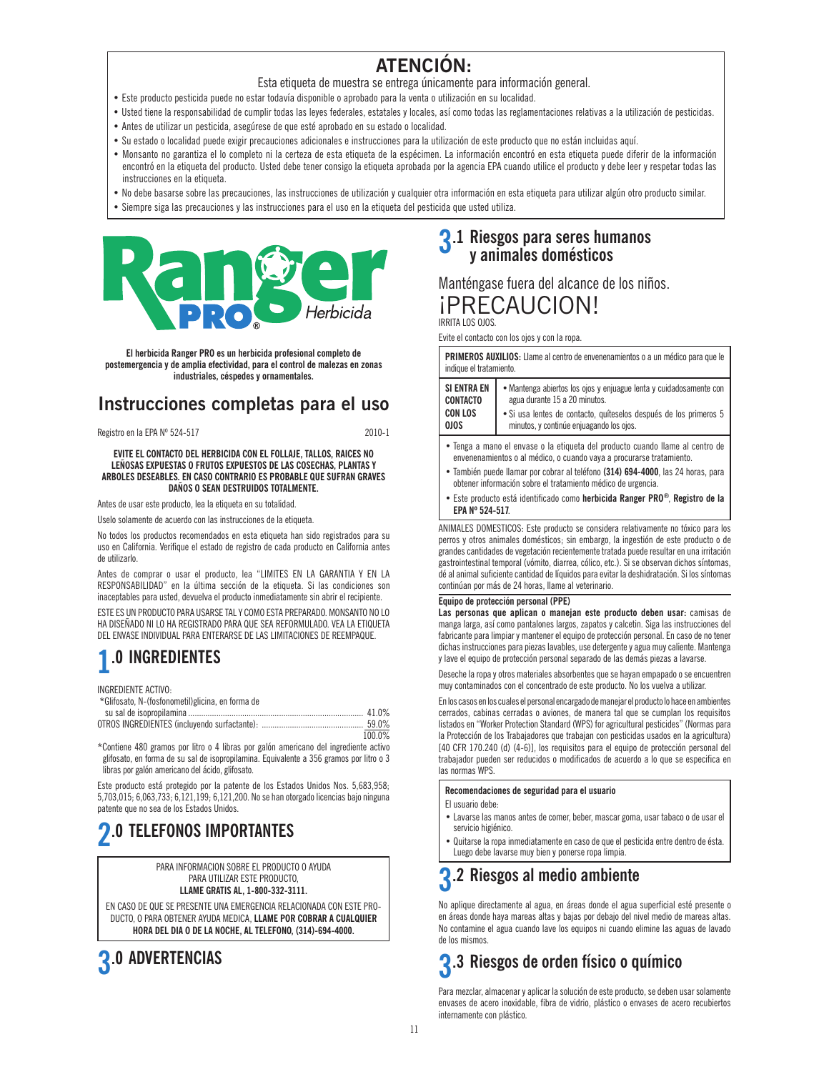# ATENCIÓN:

Esta etiqueta de muestra se entrega únicamente para información general.

- Este producto pesticida puede no estar todavía disponible o aprobado para la venta o utilización en su localidad.
- Usted tiene la responsabilidad de cumplir todas las leyes federales, estatales y locales, así como todas las reglamentaciones relativas a la utilización de pesticidas.
- Antes de utilizar un pesticida, asegúrese de que esté aprobado en su estado o localidad.
- Su estado o localidad puede exigir precauciones adicionales e instrucciones para la utilización de este producto que no están incluidas aquí.
- Monsanto no garantiza el lo completo ni la certeza de esta etiqueta de la espécimen. La información encontró en esta etiqueta puede diferir de la información encontró en la etiqueta del producto. Usted debe tener consigo la etiqueta aprobada por la agencia EPA cuando utilice el producto y debe leer y respetar todas las instrucciones en la etiqueta.
- No debe basarse sobre las precauciones, las instrucciones de utilización y cualquier otra información en esta etiqueta para utilizar algún otro producto similar.
- Siempre siga las precauciones y las instrucciones para el uso en la etiqueta del pesticida que usted utiliza.

**Ranger PRO® Herbicida**

**El herbicida Ranger PRO es un herbicida profesional completo de postemergencia y de amplia efectividad, para el control de malezas en zonas industriales, céspedes y ornamentales.**

## Instrucciones completas para el uso

Registro en la EPA Nº 524-517 2010-1

**EVITE EL CONTACTO DEL HERBICIDA CON EL FOLLAJE, TALLOS, RAICES NO LEÑOSAS EXPUESTAS O FRUTOS EXPUESTOS DE LAS COSECHAS, PLANTAS Y ARBOLES DESEABLES. EN CASO CONTRARIO ES PROBABLE QUE SUFRAN GRAVES DAÑOS O SEAN DESTRUIDOS TOTALMENTE.**

Antes de usar este producto, lea la etiqueta en su totalidad.

Uselo solamente de acuerdo con las instrucciones de la etiqueta.

No todos los productos recomendados en esta etiqueta han sido registrados para su uso en California. Verifique el estado de registro de cada producto en California antes de utilizarlo.

Antes de comprar o usar el producto, lea "LIMITES EN LA GARANTIA Y EN LA RESPONSABILIDAD" en la última sección de la etiqueta. Si las condiciones son inaceptables para usted, devuelva el producto inmediatamente sin abrir el recipiente.

ESTE ES UN PRODUCTO PARA USARSE TAL Y COMO ESTA PREPARADO. MONSANTO NO LO HA DISEÑADO NI LO HA REGISTRADO PARA QUE SEA REFORMULADO. VEA LA ETIQUETA DEL ENVASE INDIVIDUAL PARA ENTERARSE DE LAS LIMITACIONES DE REEMPAQUE.

# 1.0 INGREDIENTES

INGREDIENTE ACTIVO:

| | |
|---|---|
| *Glifosato, N-(fosfonometil)glicina, en forma de su sal de isopropilamina | 41.0% |
| OTROS INGREDIENTES (incluyendo surfactante): | 59.0% |
| | 100.0% |

*Contiene 480 gramos por litro o 4 libras por galón americano del ingrediente activo glifosato, en forma de su sal de isopropilamina. Equivalente a 356 gramos por litro o 3 libras por galón americano del ácido, glifosato.

Este producto está protegido por la patente de los Estados Unidos Nos. 5,683,958; 5,703,015; 6,063,733; 6,121,199; 6,121,200. No se han otorgado licencias bajo ninguna patente que no sea de los Estados Unidos.

# 2.0 TELEFONOS IMPORTANTES

PARA INFORMACION SOBRE EL PRODUCTO O AYUDA PARA UTILIZAR ESTE PRODUCTO, **LLAME GRATIS AL, 1-800-332-3111.**

EN CASO DE QUE SE PRESENTE UNA EMERGENCIA RELACIONADA CON ESTE PRODUCTO, O PARA OBTENER AYUDA MEDICA, **LLAME POR COBRAR A CUALQUIER HORA DEL DIA O DE LA NOCHE, AL TELEFONO, (314)-694-4000.**

# 3.0 ADVERTENCIAS

## 3.1 Riesgos para seres humanos y animales domésticos

Manténgase fuera del alcance de los niños.

¡PRECAUCION!

IRRITA LOS OJOS.

Evite el contacto con los ojos y con la ropa.

**PRIMEROS AUXILIOS:** Llame al centro de envenenamientos o a un médico para que le indique el tratamiento.

| | |
|---|---|
| **SI ENTRA EN CONTACTO CON LOS OJOS** | • Mantenga abiertos los ojos y enjuague lenta y cuidadosamente con agua durante 15 a 20 minutos.<br>• Si usa lentes de contacto, quíteselos después de los primeros 5 minutos, y continúe enjuagando los ojos. |

- Tenga a mano el envase o la etiqueta del producto cuando llame al centro de envenenamientos o al médico, o cuando vaya a procurarse tratamiento.
- También puede llamar por cobrar al teléfono **(314) 694-4000**, las 24 horas, para obtener información sobre el tratamiento médico de urgencia.
- Este producto está identificado como **herbicida Ranger PRO®**, **Registro de la EPA Nº 524-517**.

ANIMALES DOMESTICOS: Este producto se considera relativamente no tóxico para los perros y otros animales domésticos; sin embargo, la ingestión de este producto o de grandes cantidades de vegetación recientemente tratada puede resultar en una irritación gastrointestinal temporal (vómito, diarrea, cólico, etc.). Si se observan dichos síntomas, dé al animal suficiente cantidad de líquidos para evitar la deshidratación. Si los síntomas continúan por más de 24 horas, llame al veterinario.

**Equipo de protección personal (PPE)**

**Las personas que aplican o manejan este producto deben usar:** camisas de manga larga, así como pantalones largos, zapatos y calcetín. Siga las instrucciones del fabricante para limpiar y mantener el equipo de protección personal. En caso de no tener dichas instrucciones para piezas lavables, use detergente y agua muy caliente. Mantenga y lave el equipo de protección personal separado de las demás piezas a lavarse.

Deseche la ropa y otros materiales absorbentes que se hayan empapado o se encuentren muy contaminados con el concentrado de este producto. No los vuelva a utilizar.

En los casos en los cuales el personal encargado de manejar el producto lo hace en ambientes cerrados, cabinas cerradas o aviones, de manera tal que se cumplan los requisitos listados en "Worker Protection Standard (WPS) for agricultural pesticides" (Normas para la Protección de los Trabajadores que trabajan con pesticidas usados en la agricultura) [40 CFR 170.240 (d) (4-6)], los requisitos para el equipo de protección personal del trabajador pueden ser reducidos o modificados de acuerdo a lo que se especifica en las normas WPS.

**Recomendaciones de seguridad para el usuario**

El usuario debe:

- Lavarse las manos antes de comer, beber, mascar goma, usar tabaco o de usar el servicio higiénico.
- Quitarse la ropa inmediatamente en caso de que el pesticida entre dentro de ésta. Luego debe lavarse muy bien y ponerse ropa limpia.

## 3.2 Riesgos al medio ambiente

No aplique directamente al agua, en áreas donde el agua superficial esté presente o en áreas donde haya mareas altas y bajas por debajo del nivel medio de mareas altas. No contamine el agua cuando lave los equipos ni cuando elimine las aguas de lavado de los mismos.

## 3.3 Riesgos de orden físico o químico

Para mezclar, almacenar y aplicar la solución de este producto, se deben usar solamente envases de acero inoxidable, fibra de vidrio, plástico o envases de acero recubiertos internamente con plástico.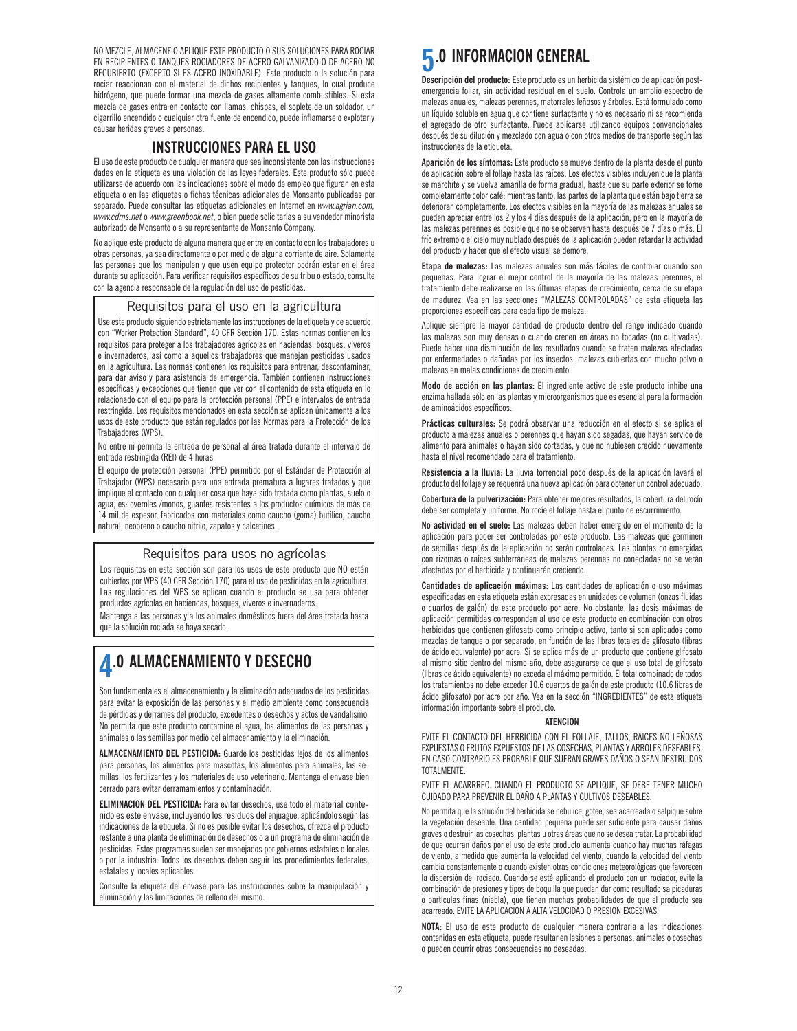NO MEZCLE, ALMACENE O APLIQUE ESTE PRODUCTO O SUS SOLUCIONES PARA ROCIAR EN RECIPIENTES O TANQUES ROCIADORES DE ACERO GALVANIZADO O DE ACERO NO RECUBIERTO (EXCEPTO SI ES ACERO INOXIDABLE). Este producto o la solución para rociar reaccionan con el material de dichos recipientes y tanques, lo cual produce hidrógeno, que puede formar una mezcla de gases altamente combustibles. Si esta mezcla de gases entra en contacto con llamas, chispas, el soplete de un soldador, un cigarrillo encendido o cualquier otra fuente de encendido, puede inflamarse o explotar y causar heridas graves a personas.

## INSTRUCCIONES PARA EL USO

El uso de este producto de cualquier manera que sea inconsistente con las instrucciones dadas en la etiqueta es una violación de las leyes federales. Este producto sólo puede utilizarse de acuerdo con las indicaciones sobre el modo de empleo que figuran en esta etiqueta o en las etiquetas o fichas técnicas adicionales de Monsanto publicadas por separado. Puede consultar las etiquetas adicionales en Internet en *www.agrian.com, www.cdms.net* o *www.greenbook.net*, o bien puede solicitarlas a su vendedor minorista autorizado de Monsanto o a su representante de Monsanto Company.

No aplique este producto de alguna manera que entre en contacto con los trabajadores u otras personas, ya sea directamente o por medio de alguna corriente de aire. Solamente las personas que los manipulen y que usen equipo protector podrán estar en el área durante su aplicación. Para verificar requisitos específicos de su tribu o estado, consulte con la agencia responsable de la regulación del uso de pesticidas.

### Requisitos para el uso en la agricultura

Use este producto siguiendo estrictamente las instrucciones de la etiqueta y de acuerdo con "Worker Protection Standard", 40 CFR Sección 170. Estas normas contienen los requisitos para proteger a los trabajadores agrícolas en haciendas, bosques, viveros e invernaderos, así como a aquellos trabajadores que manejan pesticidas usados en la agricultura. Las normas contienen los requisitos para entrenar, descontaminar, para dar aviso y para asistencia de emergencia. También contienen instrucciones específicas y excepciones que tienen que ver con el contenido de esta etiqueta en lo relacionado con el equipo para la protección personal (PPE) e intervalos de entrada restringida. Los requisitos mencionados en esta sección se aplican únicamente a los usos de este producto que están regulados por las Normas para la Protección de los Trabajadores (WPS).

No entre ni permita la entrada de personal al área tratada durante el intervalo de entrada restringida (REI) de 4 horas.

El equipo de protección personal (PPE) permitido por el Estándar de Protección al Trabajador (WPS) necesario para una entrada prematura a lugares tratados y que implique el contacto con cualquier cosa que haya sido tratada como plantas, suelo o agua, es: overoles /monos, guantes resistentes a los productos químicos de más de 14 mil de espesor, fabricados con materiales como caucho (goma) butílico, caucho natural, neopreno o caucho nitrilo, zapatos y calcetines.

### Requisitos para usos no agrícolas

Los requisitos en esta sección son para los usos de este producto que NO están cubiertos por WPS (40 CFR Sección 170) para el uso de pesticidas en la agricultura. Las regulaciones del WPS se aplican cuando el producto se usa para obtener productos agrícolas en haciendas, bosques, viveros e invernaderos.

Mantenga a las personas y a los animales domésticos fuera del área tratada hasta que la solución rociada se haya secado.

# 4.0 ALMACENAMIENTO Y DESECHO

Son fundamentales el almacenamiento y la eliminación adecuados de los pesticidas para evitar la exposición de las personas y el medio ambiente como consecuencia de pérdidas y derrames del producto, excedentes o desechos y actos de vandalismo. No permita que este producto contamine el agua, los alimentos de las personas y animales o las semillas por medio del almacenamiento y la eliminación.

**ALMACENAMIENTO DEL PESTICIDA:** Guarde los pesticidas lejos de los alimentos para personas, los alimentos para mascotas, los alimentos para animales, las semillas, los fertilizantes y los materiales de uso veterinario. Mantenga el envase bien cerrado para evitar derramamientos y contaminación.

**ELIMINACION DEL PESTICIDA:** Para evitar desechos, use todo el material contenido es este envase, incluyendo los residuos del enjuague, aplicándolo según las indicaciones de la etiqueta. Si no es posible evitar los desechos, ofrezca el producto restante a una planta de eliminación de desechos o a un programa de eliminación de pesticidas. Estos programas suelen ser manejados por gobiernos estatales o locales o por la industria. Todos los desechos deben seguir los procedimientos federales, estatales y locales aplicables.

Consulte la etiqueta del envase para las instrucciones sobre la manipulación y eliminación y las limitaciones de relleno del mismo.

# 5.0 INFORMACION GENERAL

**Descripción del producto:** Este producto es un herbicida sistémico de aplicación post-emergencia foliar, sin actividad residual en el suelo. Controla un amplio espectro de malezas anuales, malezas perennes, matorrales leñosos y árboles. Está formulado como un líquido soluble en agua que contiene surfactante y no es necesario ni se recomienda el agregado de otro surfactante. Puede aplicarse utilizando equipos convencionales después de su dilución y mezclado con agua o con otros medios de transporte según las instrucciones de la etiqueta.

**Aparición de los síntomas:** Este producto se mueve dentro de la planta desde el punto de aplicación sobre el follaje hasta las raíces. Los efectos visibles incluyen que la planta se marchite y se vuelva amarilla de forma gradual, hasta que su parte exterior se torne completamente color café; mientras tanto, las partes de la planta que están bajo tierra se deterioran completamente. Los efectos visibles en la mayoría de las malezas anuales se pueden apreciar entre los 2 y los 4 días después de la aplicación, pero en la mayoría de las malezas perennes es posible que no se observen hasta después de 7 días o más. El frío extremo o el cielo muy nublado después de la aplicación pueden retardar la actividad del producto y hacer que el efecto visual se demore.

**Etapa de malezas:** Las malezas anuales son más fáciles de controlar cuando son pequeñas. Para lograr el mejor control de la mayoría de las malezas perennes, el tratamiento debe realizarse en las últimas etapas de crecimiento, cerca de su etapa de madurez. Vea en las secciones "MALEZAS CONTROLADAS" de esta etiqueta las proporciones específicas para cada tipo de maleza.

Aplique siempre la mayor cantidad de producto dentro del rango indicado cuando las malezas son muy densas o cuando crecen en áreas no tocadas (no cultivadas). Puede haber una disminución de los resultados cuando se traten malezas afectadas por enfermedades o dañadas por los insectos, malezas cubiertas con mucho polvo o malezas en malas condiciones de crecimiento.

**Modo de acción en las plantas:** El ingrediente activo de este producto inhibe una enzima hallada sólo en las plantas y microorganismos que es esencial para la formación de aminoácidos específicos.

**Prácticas culturales:** Se podrá observar una reducción en el efecto si se aplica el producto a malezas anuales o perennes que hayan sido segadas, que hayan servido de alimento para animales o hayan sido cortadas, y que no hubiesen crecido nuevamente hasta el nivel recomendado para el tratamiento.

**Resistencia a la lluvia:** La lluvia torrencial poco después de la aplicación lavará el producto del follaje y se requerirá una nueva aplicación para obtener un control adecuado.

**Cobertura de la pulverización:** Para obtener mejores resultados, la cobertura del rocío debe ser completa y uniforme. No rocíe el follaje hasta el punto de escurrimiento.

**No actividad en el suelo:** Las malezas deben haber emergido en el momento de la aplicación para poder ser controladas por este producto. Las malezas que germinen de semillas después de la aplicación no serán controladas. Las plantas no emergidas con rizomas o raíces subterráneas de malezas perennes no conectadas no se verán afectadas por el herbicida y continuarán creciendo.

**Cantidades de aplicación máximas:** Las cantidades de aplicación o uso máximas especificadas en esta etiqueta están expresadas en unidades de volumen (onzas fluidas o cuartos de galón) de este producto por acre. No obstante, las dosis máximas de aplicación permitidas corresponden al uso de este producto en combinación con otros herbicidas que contienen glifosato como principio activo, tanto si son aplicados como mezclas de tanque o por separado, en función de las libras totales de glifosato (libras de ácido equivalente) por acre. Si se aplica más de un producto que contiene glifosato al mismo sitio dentro del mismo año, debe asegurarse de que el uso total de glifosato (libras de ácido equivalente) no exceda el máximo permitido. El total combinado de todos los tratamientos no debe exceder 10.6 cuartos de galón de este producto (10.6 libras de ácido glifosato) por acre por año. Vea en la sección "INGREDIENTES" de esta etiqueta información importante sobre el producto.

**ATENCION**

EVITE EL CONTACTO DEL HERBICIDA CON EL FOLLAJE, TALLOS, RAICES NO LEÑOSAS EXPUESTAS O FRUTOS EXPUESTOS DE LAS COSECHAS, PLANTAS Y ARBOLES DESEABLES. EN CASO CONTRARIO ES PROBABLE QUE SUFRAN GRAVES DAÑOS O SEAN DESTRUIDOS TOTALMENTE.

EVITE EL ACARRREO. CUANDO EL PRODUCTO SE APLIQUE, SE DEBE TENER MUCHO CUIDADO PARA PREVENIR EL DAÑO A PLANTAS Y CULTIVOS DESEABLES.

No permita que la solución del herbicida se nebulice, gotee, sea acarreada o salpique sobre la vegetación deseable. Una cantidad pequeña puede ser suficiente para causar daños graves o destruir las cosechas, plantas u otras áreas que no se desea tratar. La probabilidad de que ocurran daños por el uso de este producto aumenta cuando hay muchas ráfagas de viento, a medida que aumenta la velocidad del viento, cuando la velocidad del viento cambia constantemente o cuando existen otras condiciones meteorológicas que favorecen la dispersión del rociado. Cuando se esté aplicando el producto con un rociador, evite la combinación de presiones y tipos de boquilla que puedan dar como resultado salpicaduras o partículas finas (niebla), que tienen muchas probabilidades de que el producto sea acarreado. EVITE LA APLICACION A ALTA VELOCIDAD O PRESION EXCESIVAS.

**NOTA:** El uso de este producto de cualquier manera contraria a las indicaciones contenidas en esta etiqueta, puede resultar en lesiones a personas, animales o cosechas o pueden ocurrir otras consecuencias no deseadas.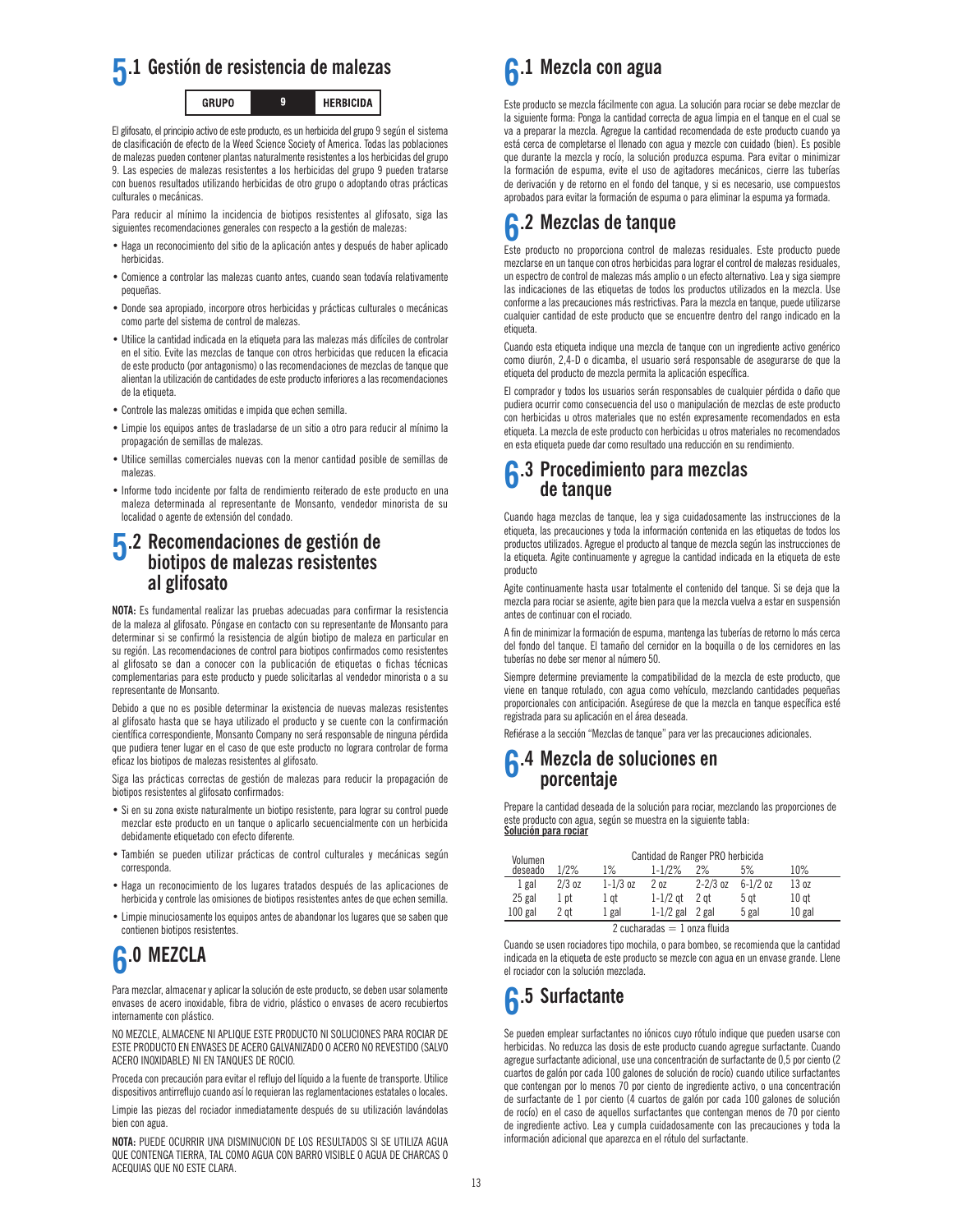## 5.1 Gestión de resistencia de malezas

| GRUPO | 9 | HERBICIDA |
|---|---|---|

El glifosato, el principio activo de este producto, es un herbicida del grupo 9 según el sistema de clasificación de efecto de la Weed Science Society of America. Todas las poblaciones de malezas pueden contener plantas naturalmente resistentes a los herbicidas del grupo 9. Las especies de malezas resistentes a los herbicidas del grupo 9 pueden tratarse con buenos resultados utilizando herbicidas de otro grupo o adoptando otras prácticas culturales o mecánicas.

Para reducir al mínimo la incidencia de biotipos resistentes al glifosato, siga las siguientes recomendaciones generales con respecto a la gestión de malezas:

- Haga un reconocimiento del sitio de la aplicación antes y después de haber aplicado herbicidas.
- Comience a controlar las malezas cuanto antes, cuando sean todavía relativamente pequeñas.
- Donde sea apropiado, incorpore otros herbicidas y prácticas culturales o mecánicas como parte del sistema de control de malezas.
- Utilice la cantidad indicada en la etiqueta para las malezas más difíciles de controlar en el sitio. Evite las mezclas de tanque con otros herbicidas que reducen la eficacia de este producto (por antagonismo) o las recomendaciones de mezclas de tanque que alientan la utilización de cantidades de este producto inferiores a las recomendaciones de la etiqueta.
- Controle las malezas omitidas e impida que echen semilla.
- Limpie los equipos antes de trasladarse de un sitio a otro para reducir al mínimo la propagación de semillas de malezas.
- Utilice semillas comerciales nuevas con la menor cantidad posible de semillas de malezas.
- Informe todo incidente por falta de rendimiento reiterado de este producto en una maleza determinada al representante de Monsanto, vendedor minorista de su localidad o agente de extensión del condado.

## 5.2 Recomendaciones de gestión de biotipos de malezas resistentes al glifosato

**NOTA:** Es fundamental realizar las pruebas adecuadas para confirmar la resistencia de la maleza al glifosato. Póngase en contacto con su representante de Monsanto para determinar si se confirmó la resistencia de algún biotipo de maleza en particular en su región. Las recomendaciones de control para biotipos confirmados como resistentes al glifosato se dan a conocer con la publicación de etiquetas o fichas técnicas complementarias para este producto y puede solicitarlas al vendedor minorista o a su representante de Monsanto.

Debido a que no es posible determinar la existencia de nuevas malezas resistentes al glifosato hasta que se haya utilizado el producto y se cuente con la confirmación científica correspondiente, Monsanto Company no será responsable de ninguna pérdida que pudiera tener lugar en el caso de que este producto no lograra controlar de forma eficaz los biotipos de malezas resistentes al glifosato.

Siga las prácticas correctas de gestión de malezas para reducir la propagación de biotipos resistentes al glifosato confirmados:

- Si en su zona existe naturalmente un biotipo resistente, para lograr su control puede mezclar este producto en un tanque o aplicarlo secuencialmente con un herbicida debidamente etiquetado con efecto diferente.
- También se pueden utilizar prácticas de control culturales y mecánicas según corresponda.
- Haga un reconocimiento de los lugares tratados después de las aplicaciones de herbicida y controle las omisiones de biotipos resistentes antes de que echen semilla.
- Limpie minuciosamente los equipos antes de abandonar los lugares que se saben que contienen biotipos resistentes.

## 6.0 MEZCLA

Para mezclar, almacenar y aplicar la solución de este producto, se deben usar solamente envases de acero inoxidable, fibra de vidrio, plástico o envases de acero recubiertos internamente con plástico.

NO MEZCLE, ALMACENE NI APLIQUE ESTE PRODUCTO NI SOLUCIONES PARA ROCIAR DE ESTE PRODUCTO EN ENVASES DE ACERO GALVANIZADO O ACERO NO REVESTIDO (SALVO ACERO INOXIDABLE) NI EN TANQUES DE ROCIO.

Proceda con precaución para evitar el reflujo del líquido a la fuente de transporte. Utilice dispositivos antirreflujo cuando así lo requieran las reglamentaciones estatales o locales.

Limpie las piezas del rociador inmediatamente después de su utilización lavándolas bien con agua.

**NOTA:** PUEDE OCURRIR UNA DISMINUCION DE LOS RESULTADOS SI SE UTILIZA AGUA QUE CONTENGA TIERRA, TAL COMO AGUA CON BARRO VISIBLE O AGUA DE CHARCAS O ACEQUIAS QUE NO ESTE CLARA.

## 6.1 Mezcla con agua

Este producto se mezcla fácilmente con agua. La solución para rociar se debe mezclar de la siguiente forma: Ponga la cantidad correcta de agua limpia en el tanque en el cual se va a preparar la mezcla. Agregue la cantidad recomendada de este producto cuando ya está cerca de completarse el llenado con agua y mezcle con cuidado (bien). Es posible que durante la mezcla y rocío, la solución produzca espuma. Para evitar o minimizar la formación de espuma, evite el uso de agitadores mecánicos, cierre las tuberías de derivación y de retorno en el fondo del tanque, y si es necesario, use compuestos aprobados para evitar la formación de espuma o para eliminar la espuma ya formada.

## 6.2 Mezclas de tanque

Este producto no proporciona control de malezas residuales. Este producto puede mezclarse en un tanque con otros herbicidas para lograr el control de malezas residuales, un espectro de control de malezas más amplio o un efecto alternativo. Lea y siga siempre las indicaciones de las etiquetas de todos los productos utilizados en la mezcla. Use conforme a las precauciones más restrictivas. Para la mezcla en tanque, puede utilizarse cualquier cantidad de este producto que se encuentre dentro del rango indicado en la etiqueta.

Cuando esta etiqueta indique una mezcla de tanque con un ingrediente activo genérico como diurón, 2,4-D o dicamba, el usuario será responsable de asegurarse de que la etiqueta del producto de mezcla permita la aplicación específica.

El comprador y todos los usuarios serán responsables de cualquier pérdida o daño que pudiera ocurrir como consecuencia del uso o manipulación de mezclas de este producto con herbicidas u otros materiales que no estén expresamente recomendados en esta etiqueta. La mezcla de este producto con herbicidas u otros materiales no recomendados en esta etiqueta puede dar como resultado una reducción en su rendimiento.

## 6.3 Procedimiento para mezclas de tanque

Cuando haga mezclas de tanque, lea y siga cuidadosamente las instrucciones de la etiqueta, las precauciones y toda la información contenida en las etiquetas de todos los productos utilizados. Agregue el producto al tanque de mezcla según las instrucciones de la etiqueta. Agite continuamente y agregue la cantidad indicada en la etiqueta de este producto

Agite continuamente hasta usar totalmente el contenido del tanque. Si se deja que la mezcla para rociar se asiente, agite bien para que la mezcla vuelva a estar en suspensión antes de continuar con el rociado.

A fin de minimizar la formación de espuma, mantenga las tuberías de retorno lo más cerca del fondo del tanque. El tamaño del cernidor en la boquilla o de los cernidores en las tuberías no debe ser menor al número 50.

Siempre determine previamente la compatibilidad de la mezcla de este producto, que viene en tanque rotulado, con agua como vehículo, mezclando cantidades pequeñas proporcionales con anticipación. Asegúrese de que la mezcla en tanque específica esté registrada para su aplicación en el área deseada.

Refiérase a la sección "Mezclas de tanque" para ver las precauciones adicionales.

## 6.4 Mezcla de soluciones en porcentaje

Prepare la cantidad deseada de la solución para rociar, mezclando las proporciones de este producto con agua, según se muestra en la siguiente tabla:

**Solución para rociar**

| Volumen deseado | Cantidad de Ranger PRO herbicida | | | | | |
|---|---|---|---|---|---|---|
| | 1/2% | 1% | 1-1/2% | 2% | 5% | 10% |
| 1 gal | 2/3 oz | 1-1/3 oz | 2 oz | 2-2/3 oz | 6-1/2 oz | 13 oz |
| 25 gal | 1 pt | 1 qt | 1-1/2 qt | 2 qt | 5 qt | 10 qt |
| 100 gal | 2 qt | 1 gal | 1-1/2 gal | 2 gal | 5 gal | 10 gal |

2 cucharadas = 1 onza fluida

Cuando se usen rociadores tipo mochila, o para bombeo, se recomienda que la cantidad indicada en la etiqueta de este producto se mezcle con agua en un envase grande. Llene el rociador con la solución mezclada.

## 6.5 Surfactante

Se pueden emplear surfactantes no iónicos cuyo rótulo indique que pueden usarse con herbicidas. No reduzca las dosis de este producto cuando agregue surfactante. Cuando agregue surfactante adicional, use una concentración de surfactante de 0,5 por ciento (2 cuartos de galón por cada 100 galones de solución de rocío) cuando utilice surfactantes que contengan por lo menos 70 por ciento de ingrediente activo, o una concentración de surfactante de 1 por ciento (4 cuartos de galón por cada 100 galones de solución de rocío) en el caso de aquellos surfactantes que contengan menos de 70 por ciento de ingrediente activo. Lea y cumpla cuidadosamente con las precauciones y toda la información adicional que aparezca en el rótulo del surfactante.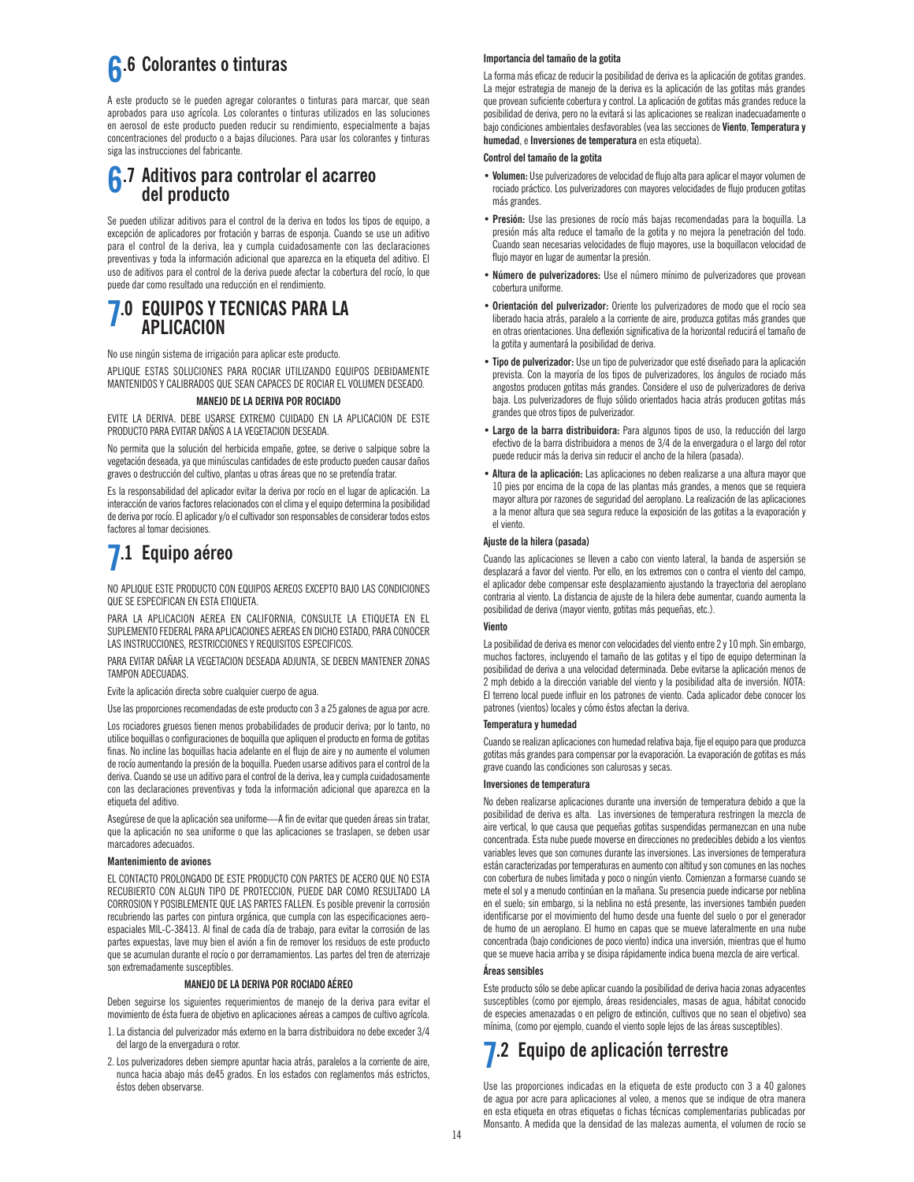## 6.6 Colorantes o tinturas

A este producto se le pueden agregar colorantes o tinturas para marcar, que sean aprobados para uso agrícola. Los colorantes o tinturas utilizados en las soluciones en aerosol de este producto pueden reducir su rendimiento, especialmente a bajas concentraciones del producto o a bajas diluciones. Para usar los colorantes y tinturas siga las instrucciones del fabricante.

## 6.7 Aditivos para controlar el acarreo del producto

Se pueden utilizar aditivos para el control de la deriva en todos los tipos de equipo, a excepción de aplicadores por frotación y barras de esponja. Cuando se use un aditivo para el control de la deriva, lea y cumpla cuidadosamente con las declaraciones preventivas y toda la información adicional que aparezca en la etiqueta del aditivo. El uso de aditivos para el control de la deriva puede afectar la cobertura del rocío, lo que puede dar como resultado una reducción en el rendimiento.

# 7.0 EQUIPOS Y TECNICAS PARA LA APLICACION

No use ningún sistema de irrigación para aplicar este producto.

APLIQUE ESTAS SOLUCIONES PARA ROCIAR UTILIZANDO EQUIPOS DEBIDAMENTE MANTENIDOS Y CALIBRADOS QUE SEAN CAPACES DE ROCIAR EL VOLUMEN DESEADO.

**MANEJO DE LA DERIVA POR ROCIADO**

EVITE LA DERIVA. DEBE USARSE EXTREMO CUIDADO EN LA APLICACION DE ESTE PRODUCTO PARA EVITAR DAÑOS A LA VEGETACION DESEADA.

No permita que la solución del herbicida empañe, gotee, se derive o salpique sobre la vegetación deseada, ya que minúsculas cantidades de este producto pueden causar daños graves o destrucción del cultivo, plantas u otras áreas que no se pretendía tratar.

Es la responsabilidad del aplicador evitar la deriva por rocío en el lugar de aplicación. La interacción de varios factores relacionados con el clima y el equipo determina la posibilidad de deriva por rocío. El aplicador y/o el cultivador son responsables de considerar todos estos factores al tomar decisiones.

## 7.1 Equipo aéreo

NO APLIQUE ESTE PRODUCTO CON EQUIPOS AEREOS EXCEPTO BAJO LAS CONDICIONES QUE SE ESPECIFICAN EN ESTA ETIQUETA.

PARA LA APLICACION AEREA EN CALIFORNIA, CONSULTE LA ETIQUETA EN EL SUPLEMENTO FEDERAL PARA APLICACIONES AEREAS EN DICHO ESTADO, PARA CONOCER LAS INSTRUCCIONES, RESTRICCIONES Y REQUISITOS ESPECIFICOS.

PARA EVITAR DAÑAR LA VEGETACION DESEADA ADJUNTA, SE DEBEN MANTENER ZONAS TAMPON ADECUADAS.

Evite la aplicación directa sobre cualquier cuerpo de agua.

Use las proporciones recomendadas de este producto con 3 a 25 galones de agua por acre.

Los rociadores gruesos tienen menos probabilidades de producir deriva; por lo tanto, no utilice boquillas o configuraciones de boquilla que apliquen el producto en forma de gotitas finas. No incline las boquillas hacia adelante en el flujo de aire y no aumente el volumen de rocío aumentando la presión de la boquilla. Pueden usarse aditivos para el control de la deriva. Cuando se use un aditivo para el control de la deriva, lea y cumpla cuidadosamente con las declaraciones preventivas y toda la información adicional que aparezca en la etiqueta del aditivo.

Asegúrese de que la aplicación sea uniforme—A fin de evitar que queden áreas sin tratar, que la aplicación no sea uniforme o que las aplicaciones se traslapen, se deben usar marcadores adecuados.

**Mantenimiento de aviones**

EL CONTACTO PROLONGADO DE ESTE PRODUCTO CON PARTES DE ACERO QUE NO ESTA RECUBIERTO CON ALGUN TIPO DE PROTECCION, PUEDE DAR COMO RESULTADO LA CORROSION Y POSIBLEMENTE QUE LAS PARTES FALLEN. Es posible prevenir la corrosión recubriendo las partes con pintura orgánica, que cumpla con las especificaciones aeroespaciales MIL-C-38413. Al final de cada día de trabajo, para evitar la corrosión de las partes expuestas, lave muy bien el avión a fin de remover los residuos de este producto que se acumulan durante el rocío o por derramamientos. Las partes del tren de aterrizaje son extremadamente susceptibles.

**MANEJO DE LA DERIVA POR ROCIADO AÉREO**

Deben seguirse los siguientes requerimientos de manejo de la deriva para evitar el movimiento de ésta fuera de objetivo en aplicaciones aéreas a campos de cultivo agrícola.

1. La distancia del pulverizador más externo en la barra distribuidora no debe exceder 3/4 del largo de la envergadura o rotor.
2. Los pulverizadores deben siempre apuntar hacia atrás, paralelos a la corriente de aire, nunca hacia abajo más de45 grados. En los estados con reglamentos más estrictos, éstos deben observarse.

**Importancia del tamaño de la gotita**

La forma más eficaz de reducir la posibilidad de deriva es la aplicación de gotitas grandes. La mejor estrategia de manejo de la deriva es la aplicación de las gotitas más grandes que provean suficiente cobertura y control. La aplicación de gotitas más grandes reduce la posibilidad de deriva, pero no la evitará si las aplicaciones se realizan inadecuadamente o bajo condiciones ambientales desfavorables (vea las secciones de **Viento**, **Temperatura y humedad**, e **Inversiones de temperatura** en esta etiqueta).

**Control del tamaño de la gotita**

- **Volumen:** Use pulverizadores de velocidad de flujo alta para aplicar el mayor volumen de rociado práctico. Los pulverizadores con mayores velocidades de flujo producen gotitas más grandes.
- **Presión:** Use las presiones de rocío más bajas recomendadas para la boquilla. La presión más alta reduce el tamaño de la gotita y no mejora la penetración del todo. Cuando sean necesarias velocidades de flujo mayores, use la boquillacon velocidad de flujo mayor en lugar de aumentar la presión.
- **Número de pulverizadores:** Use el número mínimo de pulverizadores que provean cobertura uniforme.
- **Orientación del pulverizador:** Oriente los pulverizadores de modo que el rocío sea liberado hacia atrás, paralelo a la corriente de aire, produzca gotitas más grandes que en otras orientaciones. Una deflexión significativa de la horizontal reducirá el tamaño de la gotita y aumentará la posibilidad de deriva.
- **Tipo de pulverizador:** Use un tipo de pulverizador que esté diseñado para la aplicación prevista. Con la mayoría de los tipos de pulverizadores, los ángulos de rociado más angostos producen gotitas más grandes. Considere el uso de pulverizadores de deriva baja. Los pulverizadores de flujo sólido orientados hacia atrás producen gotitas más grandes que otros tipos de pulverizador.
- **Largo de la barra distribuidora:** Para algunos tipos de uso, la reducción del largo efectivo de la barra distribuidora a menos de 3/4 de la envergadura o el largo del rotor puede reducir más la deriva sin reducir el ancho de la hilera (pasada).
- **Altura de la aplicación:** Las aplicaciones no deben realizarse a una altura mayor que 10 pies por encima de la copa de las plantas más grandes, a menos que se requiera mayor altura por razones de seguridad del aeroplano. La realización de las aplicaciones a la menor altura que sea segura reduce la exposición de las gotitas a la evaporación y el viento.

**Ajuste de la hilera (pasada)**

Cuando las aplicaciones se lleven a cabo con viento lateral, la banda de aspersión se desplazará a favor del viento. Por ello, en los extremos con o contra el viento del campo, el aplicador debe compensar este desplazamiento ajustando la trayectoria del aeroplano contraria al viento. La distancia de ajuste de la hilera debe aumentar, cuando aumenta la posibilidad de deriva (mayor viento, gotitas más pequeñas, etc.).

**Viento**

La posibilidad de deriva es menor con velocidades del viento entre 2 y 10 mph. Sin embargo, muchos factores, incluyendo el tamaño de las gotitas y el tipo de equipo determinan la posibilidad de deriva a una velocidad determinada. Debe evitarse la aplicación menos de 2 mph debido a la dirección variable del viento y la posibilidad alta de inversión. NOTA: El terreno local puede influir en los patrones de viento. Cada aplicador debe conocer los patrones (vientos) locales y cómo éstos afectan la deriva.

**Temperatura y humedad**

Cuando se realizan aplicaciones con humedad relativa baja, fije el equipo para que produzca gotitas más grandes para compensar por la evaporación. La evaporación de gotitas es más grave cuando las condiciones son calurosas y secas.

**Inversiones de temperatura**

No deben realizarse aplicaciones durante una inversión de temperatura debido a que la posibilidad de deriva es alta. Las inversiones de temperatura restringen la mezcla de aire vertical, lo que causa que pequeñas gotitas suspendidas permanezcan en una nube concentrada. Esta nube puede moverse en direcciones no predecibles debido a los vientos variables leves que son comunes durante las inversiones. Las inversiones de temperatura están caracterizadas por temperaturas en aumento con altitud y son comunes en las noches con cobertura de nubes limitada y poco o ningún viento. Comienzan a formarse cuando se mete el sol y a menudo continúan en la mañana. Su presencia puede indicarse por neblina en el suelo; sin embargo, si la neblina no está presente, las inversiones también pueden identificarse por el movimiento del humo desde una fuente del suelo o por el generador de humo de un aeroplano. El humo en capas que se mueve lateralmente en una nube concentrada (bajo condiciones de poco viento) indica una inversión, mientras que el humo que se mueve hacia arriba y se disipa rápidamente indica buena mezcla de aire vertical.

**Áreas sensibles**

Este producto sólo se debe aplicar cuando la posibilidad de deriva hacia zonas adyacentes susceptibles (como por ejemplo, áreas residenciales, masas de agua, hábitat conocido de especies amenazadas o en peligro de extinción, cultivos que no sean el objetivo) sea mínima, (como por ejemplo, cuando el viento sople lejos de las áreas susceptibles).

## 7.2 Equipo de aplicación terrestre

Use las proporciones indicadas en la etiqueta de este producto con 3 a 40 galones de agua por acre para aplicaciones al voleo, a menos que se indique de otra manera en esta etiqueta en otras etiquetas o fichas técnicas complementarias publicadas por Monsanto. A medida que la densidad de las malezas aumenta, el volumen de rocío se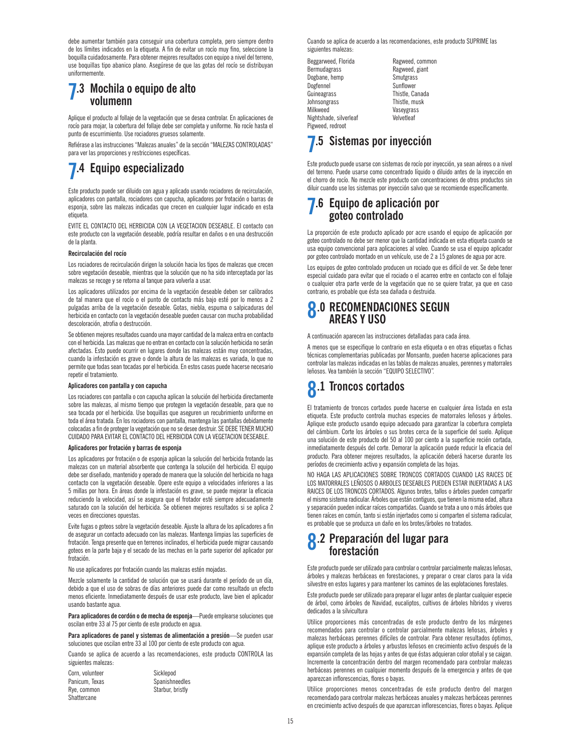debe aumentar también para conseguir una cobertura completa, pero siempre dentro de los límites indicados en la etiqueta. A fin de evitar un rocío muy fino, seleccione la boquilla cuidadosamente. Para obtener mejores resultados con equipo a nivel del terreno, use boquillas tipo abanico plano. Asegúrese de que las gotas del rocío se distribuyan uniformemente.

## 7.3 Mochila o equipo de alto volumenn

Aplique el producto al follaje de la vegetación que se desea controlar. En aplicaciones de rocío para mojar, la cobertura del follaje debe ser completa y uniforme. No rocíe hasta el punto de escurrimiento. Use rociadores gruesos solamente.

Refiérase a las instrucciones "Malezas anuales" de la sección "MALEZAS CONTROLADAS" para ver las proporciones y restricciones específicas.

## 7.4 Equipo especializado

Este producto puede ser diluido con agua y aplicado usando rociadores de recirculación, aplicadores con pantalla, rociadores con capucha, aplicadores por frotación o barras de esponja, sobre las malezas indicadas que crecen en cualquier lugar indicado en esta etiqueta.

EVITE EL CONTACTO DEL HERBICIDA CON LA VEGETACION DESEABLE. El contacto con este producto con la vegetación deseable, podría resultar en daños o en una destrucción de la planta.

**Recirculación del rocío**

Los rociadores de recirculación dirigen la solución hacia los tipos de malezas que crecen sobre vegetación deseable, mientras que la solución que no ha sido interceptada por las malezas se recoge y se retorna al tanque para volverla a usar.

Los aplicadores utilizados por encima de la vegetación deseable deben ser calibrados de tal manera que el rocío o el punto de contacto más bajo esté por lo menos a 2 pulgadas arriba de la vegetación deseable. Gotas, niebla, espuma o salpicaduras del herbicida en contacto con la vegetación deseable pueden causar con mucha probabilidad descoloración, atrofia o destrucción.

Se obtienen mejores resultados cuando una mayor cantidad de la maleza entra en contacto con el herbicida. Las malezas que no entran en contacto con la solución herbicida no serán afectadas. Esto puede ocurrir en lugares donde las malezas están muy concentradas, cuando la infestación es grave o donde la altura de las malezas es variada, lo que no permite que todas sean tocadas por el herbicida. En estos casos puede hacerse necesario repetir el tratamiento.

**Aplicadores con pantalla y con capucha**

Los rociadores con pantalla o con capucha aplican la solución del herbicida directamente sobre las malezas, al mismo tiempo que protegen la vegetación deseable, para que no sea tocada por el herbicida. Use boquillas que aseguren un recubrimiento uniforme en toda el área tratada. En los rociadores con pantalla, mantenga las pantallas debidamente colocadas a fin de proteger la vegetación que no se desee destruir. SE DEBE TENER MUCHO CUIDADO PARA EVITAR EL CONTACTO DEL HERBICIDA CON LA VEGETACION DESEABLE.

**Aplicadores por frotación y barras de esponja**

Los aplicadores por frotación o de esponja aplican la solución del herbicida frotando las malezas con un material absorbente que contenga la solución del herbicida. El equipo debe ser diseñado, mantenido y operado de manera que la solución del herbicida no haga contacto con la vegetación deseable. Opere este equipo a velocidades inferiores a las 5 millas por hora. En áreas donde la infestación es grave, se puede mejorar la eficacia reduciendo la velocidad, así se asegura que el frotador esté siempre adecuadamente saturado con la solución del herbicida. Se obtienen mejores resultados si se aplica 2 veces en direcciones opuestas.

Evite fugas o goteos sobre la vegetación deseable. Ajuste la altura de los aplicadores a fin de asegurar un contacto adecuado con las malezas. Mantenga limpias las superficies de frotación. Tenga presente que en terrenos inclinados, el herbicida puede migrar causando goteos en la parte baja y el secado de las mechas en la parte superior del aplicador por frotación.

No use aplicadores por frotación cuando las malezas estén mojadas.

Mezcle solamente la cantidad de solución que se usará durante el período de un día, debido a que el uso de sobras de días anteriores puede dar como resultado un efecto menos eficiente. Inmediatamente después de usar este producto, lave bien el aplicador usando bastante agua.

**Para aplicadores de cordón o de mecha de esponja**—Puede emplearse soluciones que oscilan entre 33 al 75 por ciento de este producto en agua.

**Para aplicadores de panel y sistemas de alimentación a presión**—Se pueden usar soluciones que oscilan entre 33 al 100 por ciento de este producto con agua.

Cuando se aplica de acuerdo a las recomendaciones, este producto CONTROLA las siguientes malezas:

Corn, volunteer
Panicum, Texas
Rye, common
Shattercane
Sicklepod
Spanishneedles
Starbur, bristly

Cuando se aplica de acuerdo a las recomendaciones, este producto SUPRIME las siguientes malezas:

Beggarweed, Florida
Bermudagrass
Dogbane, hemp
Dogfennel
Guineagrass
Johnsongrass
Milkweed
Nightshade, silverleaf
Pigweed, redroot
Ragweed, common
Ragweed, giant
Smutgrass
Sunflower
Thistle, Canada
Thistle, musk
Vaseygrass
Velvetleaf

## 7.5 Sistemas por inyección

Este producto puede usarse con sistemas de rocío por inyección, ya sean aéreos o a nivel del terreno. Puede usarse como concentrado líquido o diluido antes de la inyección en el chorro de rocío. No mezcle este producto con concentraciones de otros productos sin diluir cuando use los sistemas por inyección salvo que se recomiende específicamente.

## 7.6 Equipo de aplicación por goteo controlado

La proporción de este producto aplicado por acre usando el equipo de aplicación por goteo controlado no debe ser menor que la cantidad indicada en esta etiqueta cuando se usa equipo convencional para aplicaciones al voleo. Cuando se usa el equipo aplicador por goteo controlado montado en un vehículo, use de 2 a 15 galones de agua por acre.

Los equipos de goteo controlado producen un rociado que es difícil de ver. Se debe tener especial cuidado para evitar que el rociado o el acarreo entre en contacto con el follaje o cualquier otra parte verde de la vegetación que no se quiere tratar, ya que en caso contrario, es probable que ésta sea dañada o destruida.

# 8.0 RECOMENDACIONES SEGUN AREAS Y USO

A continuación aparecen las instrucciones detalladas para cada área.

A menos que se especifique lo contrario en esta etiqueta o en otras etiquetas o fichas técnicas complementarias publicadas por Monsanto, pueden hacerse aplicaciones para controlar las malezas indicadas en las tablas de malezas anuales, perennes y matorrales leñosos. Vea también la sección "EQUIPO SELECTIVO".

## 8.1 Troncos cortados

El tratamiento de troncos cortados puede hacerse en cualquier área listada en esta etiqueta. Este producto controla muchas especies de matorrales leñosos y árboles. Aplique este producto usando equipo adecuado para garantizar la cobertura completa del cámbium. Corte los árboles o sus brotes cerca de la superficie del suelo. Aplique una solución de este producto del 50 al 100 por ciento a la superficie recién cortada, inmediatamente después del corte. Demorar la aplicación puede reducir la eficacia del producto. Para obtener mejores resultados, la aplicación deberá hacerse durante los períodos de crecimiento activo y expansión completa de las hojas.

NO HAGA LAS APLICACIONES SOBRE TRONCOS CORTADOS CUANDO LAS RAICES DE LOS MATORRALES LEÑOSOS O ARBOLES DESEABLES PUEDEN ESTAR INJERTADAS A LAS RAICES DE LOS TRONCOS CORTADOS. Algunos brotes, tallos o árboles pueden compartir el mismo sistema radicular. Árboles que están contiguos, que tienen la misma edad, altura y separación pueden indicar raíces compartidas. Cuando se trata a uno o más árboles que tienen raíces en común, tanto si están injertados como si comparten el sistema radicular, es probable que se produzca un daño en los brotes/árboles no tratados.

## 8.2 Preparación del lugar para forestación

Este producto puede ser utilizado para controlar o controlar parcialmente malezas leñosas, árboles y malezas herbáceas en forestaciones, y preparar o crear claros para la vida silvestre en estos lugares y para mantener los caminos de las explotaciones forestales.

Este producto puede ser utilizado para preparar el lugar antes de plantar cualquier especie de árbol, como árboles de Navidad, eucaliptos, cultivos de árboles híbridos y viveros dedicados a la silvicultura

Utilice proporciones más concentradas de este producto dentro de los márgenes recomendados para controlar o controlar parcialmente malezas leñosas, árboles y malezas herbáceas perennes difíciles de controlar. Para obtener resultados óptimos, aplique este producto a árboles y arbustos leñosos en crecimiento activo después de la expansión completa de las hojas y antes de que éstas adquieran color otoñal y se caigan. Incremente la concentración dentro del margen recomendado para controlar malezas herbáceas perennes en cualquier momento después de la emergencia y antes de que aparezcan inflorescencias, flores o bayas.

Utilice proporciones menos concentradas de este producto dentro del margen recomendado para controlar malezas herbáceas anuales y malezas herbáceas perennes en crecimiento activo después de que aparezcan inflorescencias, flores o bayas. Aplique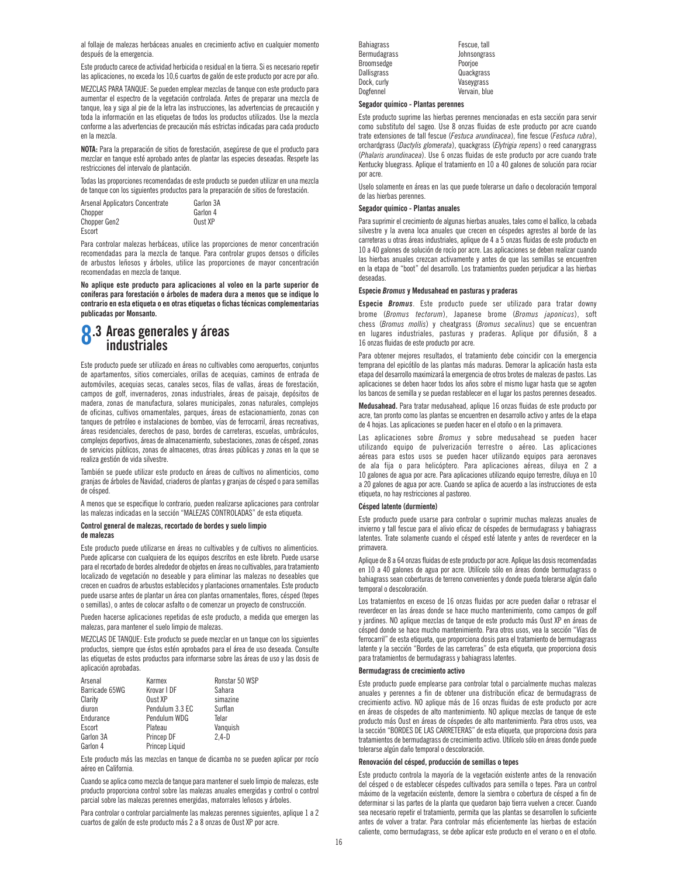al follaje de malezas herbáceas anuales en crecimiento activo en cualquier momento después de la emergencia.

Este producto carece de actividad herbicida o residual en la tierra. Si es necesario repetir las aplicaciones, no exceda los 10,6 cuartos de galón de este producto por acre por año.

MEZCLAS PARA TANQUE: Se pueden emplear mezclas de tanque con este producto para aumentar el espectro de la vegetación controlada. Antes de preparar una mezcla de tanque, lea y siga al pie de la letra las instrucciones, las advertencias de precaución y toda la información en las etiquetas de todos los productos utilizados. Use la mezcla conforme a las advertencias de precaución más estrictas indicadas para cada producto en la mezcla.

**NOTA:** Para la preparación de sitios de forestación, asegúrese de que el producto para mezclar en tanque esté aprobado antes de plantar las especies deseadas. Respete las restricciones del intervalo de plantación.

Todas las proporciones recomendadas de este producto se pueden utilizar en una mezcla de tanque con los siguientes productos para la preparación de sitios de forestación.

| | |
|---|---|
| Arsenal Applicators Concentrate | Garlon 3A |
| Chopper | Garlon 4 |
| Chopper Gen2 | Oust XP |
| Escort | |

Para controlar malezas herbáceas, utilice las proporciones de menor concentración recomendadas para la mezcla de tanque. Para controlar grupos densos o difíciles de arbustos leñosos y árboles, utilice las proporciones de mayor concentración recomendadas en mezcla de tanque.

**No aplique este producto para aplicaciones al voleo en la parte superior de coníferas para forestación o árboles de madera dura a menos que se indique lo contrario en esta etiqueta o en otras etiquetas o fichas técnicas complementarias publicadas por Monsanto.**

## 8.3 Areas generales y áreas industriales

Este producto puede ser utilizado en áreas no cultivables como aeropuertos, conjuntos de apartamentos, sitios comerciales, orillas de acequias, caminos de entrada de automóviles, acequias secas, canales secos, filas de vallas, áreas de forestación, campos de golf, invernaderos, zonas industriales, áreas de paisaje, depósitos de madera, zonas de manufactura, solares municipales, zonas naturales, complejos de oficinas, cultivos ornamentales, parques, áreas de estacionamiento, zonas con tanques de petróleo e instalaciones de bombeo, vías de ferrocarril, áreas recreativas, áreas residenciales, derechos de paso, bordes de carreteras, escuelas, umbráculos, complejos deportivos, áreas de almacenamiento, subestaciones, zonas de césped, zonas de servicios públicos, zonas de almacenes, otras áreas públicas y zonas en la que se realiza gestión de vida silvestre.

También se puede utilizar este producto en áreas de cultivos no alimenticios, como granjas de árboles de Navidad, criaderos de plantas y granjas de césped o para semillas de césped.

A menos que se especifique lo contrario, pueden realizarse aplicaciones para controlar las malezas indicadas en la sección "MALEZAS CONTROLADAS" de esta etiqueta.

### Control general de malezas, recortado de bordes y suelo limpio de malezas

Este producto puede utilizarse en áreas no cultivables y de cultivos no alimenticios. Puede aplicarse con cualquiera de los equipos descritos en este libreto. Puede usarse para el recortado de bordes alrededor de objetos en áreas no cultivables, para tratamiento localizado de vegetación no deseable y para eliminar las malezas no deseables que crecen en cuadros de arbustos establecidos y plantaciones ornamentales. Este producto puede usarse antes de plantar un área con plantas ornamentales, flores, césped (tepes o semillas), o antes de colocar asfalto o de comenzar un proyecto de construcción.

Pueden hacerse aplicaciones repetidas de este producto, a medida que emergen las malezas, para mantener el suelo limpio de malezas.

MEZCLAS DE TANQUE: Este producto se puede mezclar en un tanque con los siguientes productos, siempre que éstos estén aprobados para el área de uso deseada. Consulte las etiquetas de estos productos para informarse sobre las áreas de uso y las dosis de aplicación aprobadas.

| | | |
|---|---|---|
| Arsenal | Karmex | Ronstar 50 WSP |
| Barricade 65WG | Krovar I DF | Sahara |
| Clarity | Oust XP | simazine |
| diuron | Pendulum 3.3 EC | Surflan |
| Endurance | Pendulum WDG | Telar |
| Escort | Plateau | Vanquish |
| Garlon 3A | Princep DF | 2,4-D |
| Garlon 4 | Princep Liquid | |

Este producto más las mezclas en tanque de dicamba no se pueden aplicar por rocío aéreo en California.

Cuando se aplica como mezcla de tanque para mantener el suelo limpio de malezas, este producto proporciona control sobre las malezas anuales emergidas y control o control parcial sobre las malezas perennes emergidas, matorrales leñosos y árboles.

Para controlar o controlar parcialmente las malezas perennes siguientes, aplique 1 a 2 cuartos de galón de este producto más 2 a 8 onzas de Oust XP por acre.

| | |
|---|---|
| Bahiagrass | Fescue, tall |
| Bermudagrass | Johnsongrass |
| Broomsedge | Poorjoe |
| Dallisgrass | Quackgrass |
| Dock, curly | Vaseygrass |
| Dogfennel | Vervain, blue |

### Segador químico - Plantas perennes

Este producto suprime las hierbas perennes mencionadas en esta sección para servir como substituto del sageo. Use 8 onzas fluidas de este producto por acre cuando trate extensiones de tall fescue (*Festuca arundinacea*), fine fescue (*Festuca rubra*), orchardgrass (*Dactylis glomerata*), quackgrass (*Elytrigia repens*) o reed canarygrass (*Phalaris arundinacea*). Use 6 onzas fluidas de este producto por acre cuando trate Kentucky bluegrass. Aplique el tratamiento en 10 a 40 galones de solución para rociar por acre.

Uselo solamente en áreas en las que puede tolerarse un daño o decoloración temporal de las hierbas perennes.

### Segador químico - Plantas anuales

Para suprimir el crecimiento de algunas hierbas anuales, tales como el ballico, la cebada silvestre y la avena loca anuales que crecen en céspedes agrestes al borde de las carreteras u otras áreas industriales, aplique de 4 a 5 onzas fluidas de este producto en 10 a 40 galones de solución de rocío por acre. Las aplicaciones se deben realizar cuando las hierbas anuales crezcan activamente y antes de que las semillas se encuentren en la etapa de "boot" del desarrollo. Los tratamientos pueden perjudicar a las hierbas deseadas.

### Especie *Bromus* y Medusahead en pasturas y praderas

**Especie *Bromus*.** Este producto puede ser utilizado para tratar downy brome (*Bromus tectorum*), Japanese brome (*Bromus japonicus*), soft chess (*Bromus mollis*) y cheatgrass (*Bromus secalinus*) que se encuentran en lugares industriales, pasturas y praderas. Aplique por difusión, 8 a 16 onzas fluidas de este producto por acre.

Para obtener mejores resultados, el tratamiento debe coincidir con la emergencia temprana del epicótilo de las plantas más maduras. Demorar la aplicación hasta esta etapa del desarrollo maximizará la emergencia de otros brotes de malezas de pastos. Las aplicaciones se deben hacer todos los años sobre el mismo lugar hasta que se agoten los bancos de semilla y se puedan restablecer en el lugar los pastos perennes deseados.

**Medusahead.** Para tratar medusahead, aplique 16 onzas fluidas de este producto por acre, tan pronto como las plantas se encuentren en desarrollo activo y antes de la etapa de 4 hojas. Las aplicaciones se pueden hacer en el otoño o en la primavera.

Las aplicaciones sobre *Bromus* y sobre medusahead se pueden hacer utilizando equipo de pulverización terrestre o aéreo. Las aplicaciones aéreas para estos usos se pueden hacer utilizando equipos para aeronaves de ala fija o para helicóptero. Para aplicaciones aéreas, diluya en 2 a 10 galones de agua por acre. Para aplicaciones utilizando equipo terrestre, diluya en 10 a 20 galones de agua por acre. Cuando se aplica de acuerdo a las instrucciones de esta etiqueta, no hay restricciones al pastoreo.

### Césped latente (durmiente)

Este producto puede usarse para controlar o suprimir muchas malezas anuales de invierno y tall fescue para el alivio eficaz de céspedes de bermudagrass y bahiagrass latentes. Trate solamente cuando el césped esté latente y antes de reverdecer en la primavera.

Aplique de 8 a 64 onzas fluidas de este producto por acre. Aplique las dosis recomendadas en 10 a 40 galones de agua por acre. Utilícelo sólo en áreas donde bermudagrass o bahiagrass sean coberturas de terreno convenientes y donde pueda tolerarse algún daño temporal o descoloración.

Los tratamientos en exceso de 16 onzas fluidas por acre pueden dañar o retrasar el reverdecer en las áreas donde se hace mucho mantenimiento, como campos de golf y jardines. NO aplique mezclas de tanque de este producto más Oust XP en áreas de césped donde se hace mucho mantenimiento. Para otros usos, vea la sección "Vías de ferrocarril" de esta etiqueta, que proporciona dosis para el tratamiento de bermudagrass latente y la sección "Bordes de las carreteras" de esta etiqueta, que proporciona dosis para tratamientos de bermudagrass y bahiagrass latentes.

### Bermudagrass de crecimiento activo

Este producto puede emplearse para controlar total o parcialmente muchas malezas anuales y perennes a fin de obtener una distribución eficaz de bermudagrass de crecimiento activo. NO aplique más de 16 onzas fluidas de este producto por acre en áreas de céspedes de alto mantenimiento. NO aplique mezclas de tanque de este producto más Oust en áreas de céspedes de alto mantenimiento. Para otros usos, vea la sección "BORDES DE LAS CARRETERAS" de esta etiqueta, que proporciona dosis para tratamientos de bermudagrass de crecimiento activo. Utilícelo sólo en áreas donde puede tolerarse algún daño temporal o descoloración.

### Renovación del césped, producción de semillas o tepes

Este producto controla la mayoría de la vegetación existente antes de la renovación del césped o de establecer céspedes cultivados para semilla o tepes. Para un control máximo de la vegetación existente, demore la siembra o cobertura de césped a fin de determinar si las partes de la planta que quedaron bajo tierra vuelven a crecer. Cuando sea necesario repetir el tratamiento, permita que las plantas se desarrollen lo suficiente antes de volver a tratar. Para controlar más eficientemente las hierbas de estación caliente, como bermudagrass, se debe aplicar este producto en el verano o en el otoño.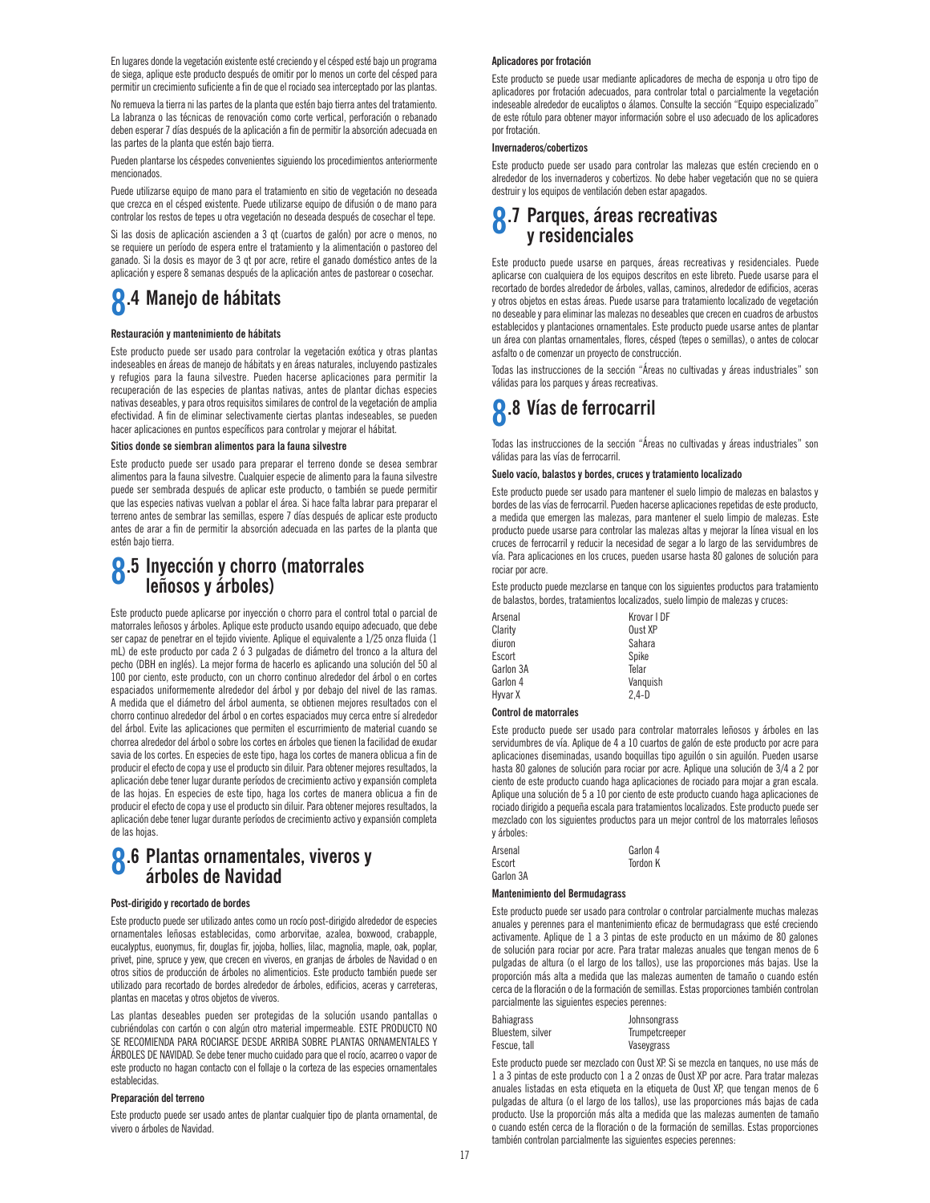En lugares donde la vegetación existente esté creciendo y el césped esté bajo un programa de siega, aplique este producto después de omitir por lo menos un corte del césped para permitir un crecimiento suficiente a fin de que el rociado sea interceptado por las plantas.

No remueva la tierra ni las partes de la planta que estén bajo tierra antes del tratamiento. La labranza o las técnicas de renovación como corte vertical, perforación o rebanado deben esperar 7 días después de la aplicación a fin de permitir la absorción adecuada en las partes de la planta que estén bajo tierra.

Pueden plantarse los céspedes convenientes siguiendo los procedimientos anteriormente mencionados.

Puede utilizarse equipo de mano para el tratamiento en sitio de vegetación no deseada que crezca en el césped existente. Puede utilizarse equipo de difusión o de mano para controlar los restos de tepes u otra vegetación no deseada después de cosechar el tepe.

Si las dosis de aplicación ascienden a 3 qt (cuartos de galón) por acre o menos, no se requiere un período de espera entre el tratamiento y la alimentación o pastoreo del ganado. Si la dosis es mayor de 3 qt por acre, retire el ganado doméstico antes de la aplicación y espere 8 semanas después de la aplicación antes de pastorear o cosechar.

## 8.4 Manejo de hábitats

#### Restauración y mantenimiento de hábitats

Este producto puede ser usado para controlar la vegetación exótica y otras plantas indeseables en áreas de manejo de hábitats y en áreas naturales, incluyendo pastizales y refugios para la fauna silvestre. Pueden hacerse aplicaciones para permitir la recuperación de las especies de plantas nativas, antes de plantar dichas especies nativas deseables, y para otros requisitos similares de control de la vegetación de amplia efectividad. A fin de eliminar selectivamente ciertas plantas indeseables, se pueden hacer aplicaciones en puntos específicos para controlar y mejorar el hábitat.

#### Sitios donde se siembran alimentos para la fauna silvestre

Este producto puede ser usado para preparar el terreno donde se desea sembrar alimentos para la fauna silvestre. Cualquier especie de alimento para la fauna silvestre puede ser sembrada después de aplicar este producto, o también se puede permitir que las especies nativas vuelvan a poblar el área. Si hace falta labrar para preparar el terreno antes de sembrar las semillas, espere 7 días después de aplicar este producto antes de arar a fin de permitir la absorción adecuada en las partes de la planta que estén bajo tierra.

## 8.5 Inyección y chorro (matorrales leñosos y árboles)

Este producto puede aplicarse por inyección o chorro para el control total o parcial de matorrales leñosos y árboles. Aplique este producto usando equipo adecuado, que debe ser capaz de penetrar en el tejido viviente. Aplique el equivalente a 1/25 onza fluida (1 mL) de este producto por cada 2 ó 3 pulgadas de diámetro del tronco a la altura del pecho (DBH en inglés). La mejor forma de hacerlo es aplicando una solución del 50 al 100 por ciento, este producto, con un chorro continuo alrededor del árbol o en cortes espaciados uniformemente alrededor del árbol y por debajo del nivel de las ramas. A medida que el diámetro del árbol aumenta, se obtienen mejores resultados con el chorro continuo alrededor del árbol o en cortes espaciados muy cerca entre sí alrededor del árbol. Evite las aplicaciones que permiten el escurrimiento de material cuando se chorrea alrededor del árbol o sobre los cortes en árboles que tienen la facilidad de exudar savia de los cortes. En especies de este tipo, haga los cortes de manera oblicua a fin de producir el efecto de copa y use el producto sin diluir. Para obtener mejores resultados, la aplicación debe tener lugar durante períodos de crecimiento activo y expansión completa de las hojas. En especies de este tipo, haga los cortes de manera oblicua a fin de producir el efecto de copa y use el producto sin diluir. Para obtener mejores resultados, la aplicación debe tener lugar durante períodos de crecimiento activo y expansión completa de las hojas.

## 8.6 Plantas ornamentales, viveros y árboles de Navidad

#### Post-dirigido y recortado de bordes

Este producto puede ser utilizado antes como un rocío post-dirigido alrededor de especies ornamentales leñosas establecidas, como arborvitae, azalea, boxwood, crabapple, eucalyptus, euonymus, fir, douglas fir, jojoba, hollies, lilac, magnolia, maple, oak, poplar, privet, pine, spruce y yew, que crecen en viveros, en granjas de árboles de Navidad o en otros sitios de producción de árboles no alimenticios. Este producto también puede ser utilizado para recortado de bordes alrededor de árboles, edificios, aceras y carreteras, plantas en macetas y otros objetos de viveros.

Las plantas deseables pueden ser protegidas de la solución usando pantallas o cubriéndolas con cartón o con algún otro material impermeable. ESTE PRODUCTO NO SE RECOMIENDA PARA ROCIARSE DESDE ARRIBA SOBRE PLANTAS ORNAMENTALES Y ÁRBOLES DE NAVIDAD. Se debe tener mucho cuidado para que el rocío, acarreo o vapor de este producto no hagan contacto con el follaje o la corteza de las especies ornamentales establecidas.

#### Preparación del terreno

Este producto puede ser usado antes de plantar cualquier tipo de planta ornamental, de vivero o árboles de Navidad.

#### Aplicadores por frotación

Este producto se puede usar mediante aplicadores de mecha de esponja u otro tipo de aplicadores por frotación adecuados, para controlar total o parcialmente la vegetación indeseable alrededor de eucaliptos o álamos. Consulte la sección "Equipo especializado" de este rótulo para obtener mayor información sobre el uso adecuado de los aplicadores por frotación.

#### Invernaderos/cobertizos

Este producto puede ser usado para controlar las malezas que estén creciendo en o alrededor de los invernaderos y cobertizos. No debe haber vegetación que no se quiera destruir y los equipos de ventilación deben estar apagados.

## 8.7 Parques, áreas recreativas y residenciales

Este producto puede usarse en parques, áreas recreativas y residenciales. Puede aplicarse con cualquiera de los equipos descritos en este libreto. Puede usarse para el recortado de bordes alrededor de árboles, vallas, caminos, alrededor de edificios, aceras y otros objetos en estas áreas. Puede usarse para tratamiento localizado de vegetación no deseable y para eliminar las malezas no deseables que crecen en cuadros de arbustos establecidos y plantaciones ornamentales. Este producto puede usarse antes de plantar un área con plantas ornamentales, flores, césped (tepes o semillas), o antes de colocar asfalto o de comenzar un proyecto de construcción.

Todas las instrucciones de la sección "Áreas no cultivadas y áreas industriales" son válidas para los parques y áreas recreativas.

## 8.8 Vías de ferrocarril

Todas las instrucciones de la sección "Áreas no cultivadas y áreas industriales" son válidas para las vías de ferrocarril.

#### Suelo vacío, balastos y bordes, cruces y tratamiento localizado

Este producto puede ser usado para mantener el suelo limpio de malezas en balastos y bordes de las vías de ferrocarril. Pueden hacerse aplicaciones repetidas de este producto, a medida que emergen las malezas, para mantener el suelo limpio de malezas. Este producto puede usarse para controlar las malezas altas y mejorar la línea visual en los cruces de ferrocarril y reducir la necesidad de segar a lo largo de las servidumbres de vía. Para aplicaciones en los cruces, pueden usarse hasta 80 galones de solución para rociar por acre.

Este producto puede mezclarse en tanque con los siguientes productos para tratamiento de balastos, bordes, tratamientos localizados, suelo limpio de malezas y cruces:

| | |
|---|---|
| Arsenal | Krovar I DF |
| Clarity | Oust XP |
| diuron | Sahara |
| Escort | Spike |
| Garlon 3A | Telar |
| Garlon 4 | Vanquish |
| Hyvar X | 2,4-D |

#### Control de matorrales

Este producto puede ser usado para controlar matorrales leñosos y árboles en las servidumbres de vía. Aplique de 4 a 10 cuartos de galón de este producto por acre para aplicaciones diseminadas, usando boquillas tipo aguilón o sin aguilón. Pueden usarse hasta 80 galones de solución para rociar por acre. Aplique una solución de 3/4 a 2 por ciento de este producto cuando haga aplicaciones de rociado para mojar a gran escala. Aplique una solución de 5 a 10 por ciento de este producto cuando haga aplicaciones de rociado dirigido a pequeña escala para tratamientos localizados. Este producto puede ser mezclado con los siguientes productos para un mejor control de los matorrales leñosos y árboles:

| | |
|---|---|
| Arsenal | Garlon 4 |
| Escort | Tordon K |
| Garlon 3A | |

#### Mantenimiento del Bermudagrass

Este producto puede ser usado para controlar o controlar parcialmente muchas malezas anuales y perennes para el mantenimiento eficaz de bermudagrass que esté creciendo activamente. Aplique de 1 a 3 pintas de este producto en un máximo de 80 galones de solución para rociar por acre. Para tratar malezas anuales que tengan menos de 6 pulgadas de altura (o el largo de los tallos), use las proporciones más bajas. Use la proporción más alta a medida que las malezas aumenten de tamaño o cuando estén cerca de la floración o de la formación de semillas. Estas proporciones también controlan parcialmente las siguientes especies perennes:

| | |
|---|---|
| Bahiagrass | Johnsongrass |
| Bluestem, silver | Trumpetcreeper |
| Fescue, tall | Vaseygrass |

Este producto puede ser mezclado con Oust XP. Si se mezcla en tanques, no use más de 1 a 3 pintas de este producto con 1 a 2 onzas de Oust XP por acre. Para tratar malezas anuales listadas en esta etiqueta en la etiqueta de Oust XP, que tengan menos de 6 pulgadas de altura (o el largo de los tallos), use las proporciones más bajas de cada producto. Use la proporción más alta a medida que las malezas aumenten de tamaño o cuando estén cerca de la floración o de la formación de semillas. Estas proporciones también controlan parcialmente las siguientes especies perennes: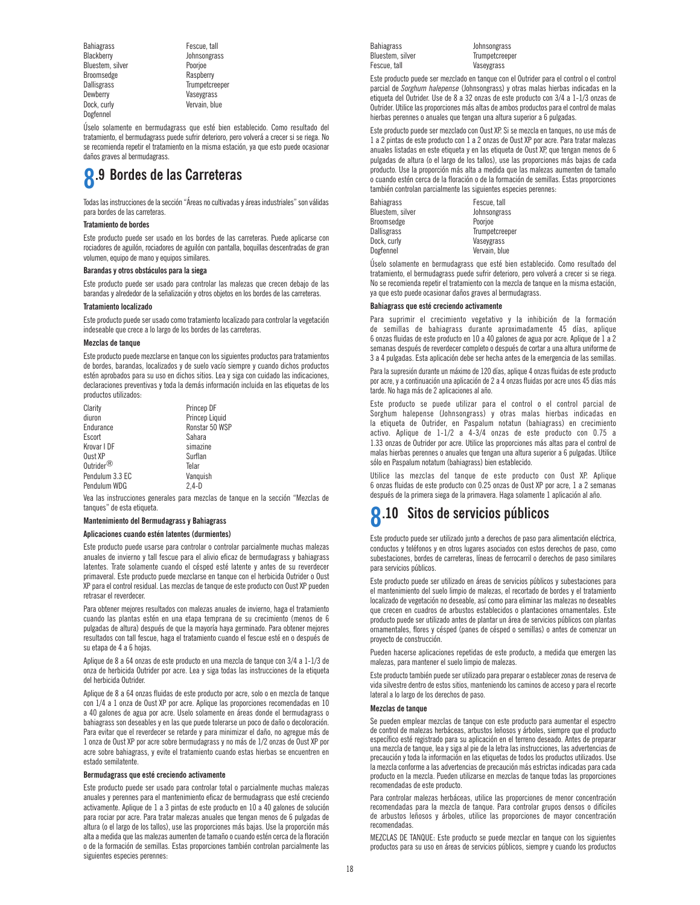| | |
|---|---|
| Bahiagrass | Fescue, tall |
| Blackberry | Johnsongrass |
| Bluestem, silver | Poorjoe |
| Broomsedge | Raspberry |
| Dallisgrass | Trumpetcreeper |
| Dewberry | Vaseygrass |
| Dock, curly | Vervain, blue |
| Dogfennel | |

Úselo solamente en bermudagrass que esté bien establecido. Como resultado del tratamiento, el bermudagrass puede sufrir deterioro, pero volverá a crecer si se riega. No se recomienda repetir el tratamiento en la misma estación, ya que esto puede ocasionar daños graves al bermudagrass.

## 8.9 Bordes de las Carreteras

Todas las instrucciones de la sección "Áreas no cultivadas y áreas industriales" son válidas para bordes de las carreteras.

**Tratamiento de bordes**

Este producto puede ser usado en los bordes de las carreteras. Puede aplicarse con rociadores de aguilón, rociadores de aguilón con pantalla, boquillas descentradas de gran volumen, equipo de mano y equipos similares.

**Barandas y otros obstáculos para la siega**

Este producto puede ser usado para controlar las malezas que crecen debajo de las barandas y alrededor de la señalización y otros objetos en los bordes de las carreteras.

**Tratamiento localizado**

Este producto puede ser usado como tratamiento localizado para controlar la vegetación indeseable que crece a lo largo de los bordes de las carreteras.

**Mezclas de tanque**

Este producto puede mezclarse en tanque con los siguientes productos para tratamientos de bordes, barandas, localizados y de suelo vacío siempre y cuando dichos productos estén aprobados para su uso en dichos sitios. Lea y siga con cuidado las indicaciones, declaraciones preventivas y toda la demás información incluida en las etiquetas de los productos utilizados:

| | |
|---|---|
| Clarity | Princep DF |
| diuron | Princep Liquid |
| Endurance | Ronstar 50 WSP |
| Escort | Sahara |
| Krovar I DF | simazine |
| Oust XP | Surflan |
| Outrider® | Telar |
| Pendulum 3.3 EC | Vanquish |
| Pendulum WDG | 2,4-D |

Vea las instrucciones generales para mezclas de tanque en la sección "Mezclas de tanques" de esta etiqueta.

**Mantenimiento del Bermudagrass y Bahiagrass**

**Aplicaciones cuando estén latentes (durmientes)**

Este producto puede usarse para controlar o controlar parcialmente muchas malezas anuales de invierno y tall fescue para el alivio eficaz de bermudagrass y bahiagrass latentes. Trate solamente cuando el césped esté latente y antes de su reverdecer primaveral. Este producto puede mezclarse en tanque con el herbicida Outrider o Oust XP para el control residual. Las mezclas de tanque de este producto con Oust XP pueden retrasar el reverdecer.

Para obtener mejores resultados con malezas anuales de invierno, haga el tratamiento cuando las plantas estén en una etapa temprana de su crecimiento (menos de 6 pulgadas de altura) después de que la mayoría haya germinado. Para obtener mejores resultados con tall fescue, haga el tratamiento cuando el fescue esté en o después de su etapa de 4 a 6 hojas.

Aplique de 8 a 64 onzas de este producto en una mezcla de tanque con 3/4 a 1-1/3 de onza de herbicida Outrider por acre. Lea y siga todas las instrucciones de la etiqueta del herbicida Outrider.

Aplique de 8 a 64 onzas fluidas de este producto por acre, solo o en mezcla de tanque con 1/4 a 1 onza de Oust XP por acre. Aplique las proporciones recomendadas en 10 a 40 galones de agua por acre. Uselo solamente en áreas donde el bermudagrass o bahiagrass son deseables y en las que puede tolerarse un poco de daño o decoloración. Para evitar que el reverdecer se retarde y para minimizar el daño, no agregue más de 1 onza de Oust XP por acre sobre bermudagrass y no más de 1/2 onzas de Oust XP por acre sobre bahiagrass, y evite el tratamiento cuando estas hierbas se encuentren en estado semilatente.

**Bermudagrass que esté creciendo activamente**

Este producto puede ser usado para controlar total o parcialmente muchas malezas anuales y perennes para el mantenimiento eficaz de bermudagrass que esté creciendo activamente. Aplique de 1 a 3 pintas de este producto en 10 a 40 galones de solución para rociar por acre. Para tratar malezas anuales que tengan menos de 6 pulgadas de altura (o el largo de los tallos), use las proporciones más bajas. Use la proporción más alta a medida que las malezas aumenten de tamaño o cuando estén cerca de la floración o de la formación de semillas. Estas proporciones también controlan parcialmente las siguientes especies perennes:

| | |
|---|---|
| Bahiagrass | Johnsongrass |
| Bluestem, silver | Trumpetcreeper |
| Fescue, tall | Vaseygrass |

Este producto puede ser mezclado en tanque con el Outrider para el control o el control parcial de *Sorghum halepense* (Johnsongrass) y otras malas hierbas indicadas en la etiqueta del Outrider. Use de 8 a 32 onzas de este producto con 3/4 a 1-1/3 onzas de Outrider. Utilice las proporciones más altas de ambos productos para el control de malas hierbas perennes o anuales que tengan una altura superior a 6 pulgadas.

Este producto puede ser mezclado con Oust XP. Si se mezcla en tanques, no use más de 1 a 2 pintas de este producto con 1 a 2 onzas de Oust XP por acre. Para tratar malezas anuales listadas en esta etiqueta y en las etiqueta de Oust XP, que tengan menos de 6 pulgadas de altura (o el largo de los tallos), use las proporciones más bajas de cada producto. Use la proporción más alta a medida que las malezas aumenten de tamaño o cuando estén cerca de la floración o de la formación de semillas. Estas proporciones también controlan parcialmente las siguientes especies perennes:

| | |
|---|---|
| Bahiagrass | Fescue, tall |
| Bluestem, silver | Johnsongrass |
| Broomsedge | Poorjoe |
| Dallisgrass | Trumpetcreeper |
| Dock, curly | Vaseygrass |
| Dogfennel | Vervain, blue |

Úselo solamente en bermudagrass que esté bien establecido. Como resultado del tratamiento, el bermudagrass puede sufrir deterioro, pero volverá a crecer si se riega. No se recomienda repetir el tratamiento con la mezcla de tanque en la misma estación, ya que esto puede ocasionar daños graves al bermudagrass.

**Bahiagrass que esté creciendo activamente**

Para suprimir el crecimiento vegetativo y la inhibición de la formación de semillas de bahiagrass durante aproximadamente 45 días, aplique 6 onzas fluidas de este producto en 10 a 40 galones de agua por acre. Aplique de 1 a 2 semanas después de reverdecer completo o después de cortar a una altura uniforme de 3 a 4 pulgadas. Esta aplicación debe ser hecha antes de la emergencia de las semillas.

Para la supresión durante un máximo de 120 días, aplique 4 onzas fluidas de este producto por acre, y a continuación una aplicación de 2 a 4 onzas fluidas por acre unos 45 días más tarde. No haga más de 2 aplicaciones al año.

Este producto se puede utilizar para el control o el control parcial de Sorghum halepense (Johnsongrass) y otras malas hierbas indicadas en la etiqueta de Outrider, en Paspalum notatun (bahiagrass) en crecimiento activo. Aplique de 1-1/2 a 4-3/4 onzas de este producto con 0.75 a 1.33 onzas de Outrider por acre. Utilice las proporciones más altas para el control de malas hierbas perennes o anuales que tengan una altura superior a 6 pulgadas. Utilice sólo en Paspalum notatum (bahiagrass) bien establecido.

Utilice las mezclas del tanque de este producto con Oust XP. Aplique 6 onzas fluidas de este producto con 0.25 onzas de Oust XP por acre, 1 a 2 semanas después de la primera siega de la primavera. Haga solamente 1 aplicación al año.

## 8.10 Sitos de servicios públicos

Este producto puede ser utilizado junto a derechos de paso para alimentación eléctrica, conductos y teléfonos y en otros lugares asociados con estos derechos de paso, como subestaciones, bordes de carreteras, líneas de ferrocarril o derechos de paso similares para servicios públicos.

Este producto puede ser utilizado en áreas de servicios públicos y subestaciones para el mantenimiento del suelo limpio de malezas, el recortado de bordes y el tratamiento localizado de vegetación no deseable, así como para eliminar las malezas no deseables que crecen en cuadros de arbustos establecidos o plantaciones ornamentales. Este producto puede ser utilizado antes de plantar un área de servicios públicos con plantas ornamentales, flores y césped (panes de césped o semillas) o antes de comenzar un proyecto de construcción.

Pueden hacerse aplicaciones repetidas de este producto, a medida que emergen las malezas, para mantener el suelo limpio de malezas.

Este producto también puede ser utilizado para preparar o establecer zonas de reserva de vida silvestre dentro de estos sitios, manteniendo los caminos de acceso y para el recorte lateral a lo largo de los derechos de paso.

**Mezclas de tanque**

Se pueden emplear mezclas de tanque con este producto para aumentar el espectro de control de malezas herbáceas, arbustos leñosos y árboles, siempre que el producto específico esté registrado para su aplicación en el terreno deseado. Antes de preparar una mezcla de tanque, lea y siga al pie de la letra las instrucciones, las advertencias de precaución y toda la información en las etiquetas de todos los productos utilizados. Use la mezcla conforme a las advertencias de precaución más estrictas indicadas para cada producto en la mezcla. Pueden utilizarse en mezclas de tanque todas las proporciones recomendadas de este producto.

Para controlar malezas herbáceas, utilice las proporciones de menor concentración recomendadas para la mezcla de tanque. Para controlar grupos densos o difíciles de arbustos leñosos y árboles, utilice las proporciones de mayor concentración recomendadas.

MEZCLAS DE TANQUE: Este producto se puede mezclar en tanque con los siguientes productos para su uso en áreas de servicios públicos, siempre y cuando los productos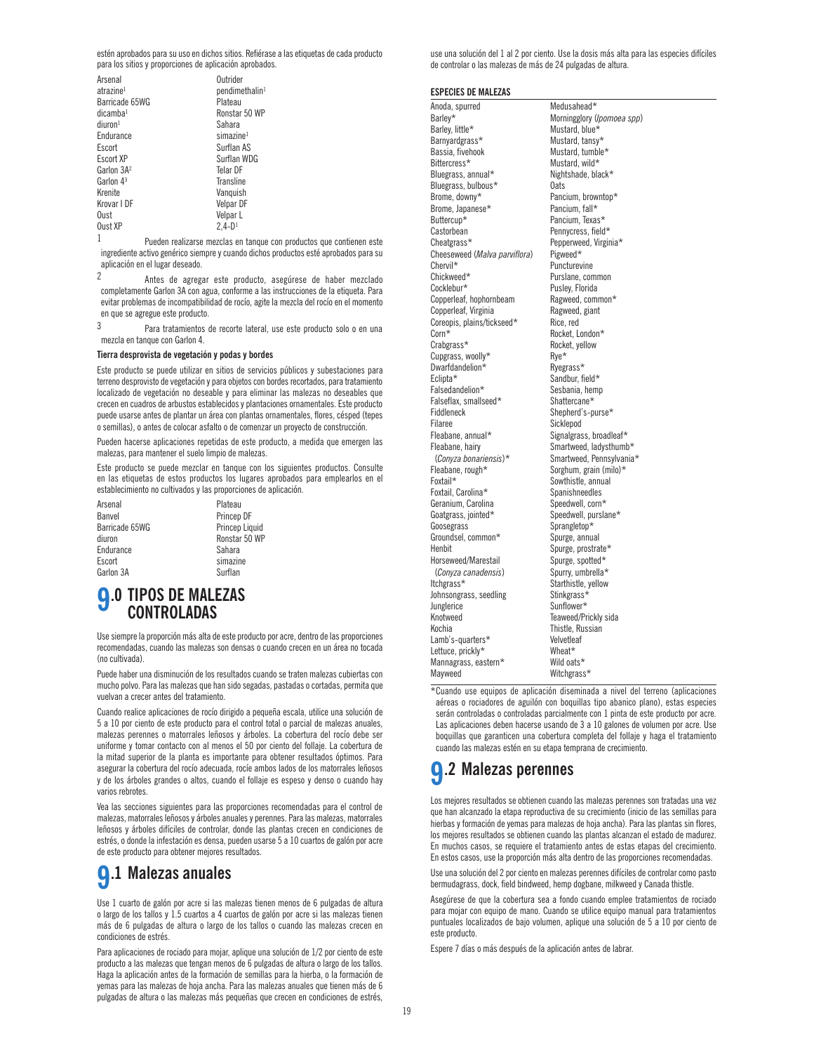estén aprobados para su uso en dichos sitios. Refiérase a las etiquetas de cada producto para los sitios y proporciones de aplicación aprobados.

| | |
|---|---|
| Arsenal | Outrider |
| atrazine[1] | pendimethalin[1] |
| Barricade 65WG | Plateau |
| dicamba[1] | Ronstar 50 WP |
| diuron[1] | Sahara |
| Endurance | simazine[1] |
| Escort | Surflan AS |
| Escort XP | Surflan WDG |
| Garlon 3A[2] | Telar DF |
| Garlon 4[3] | Transline |
| Krenite | Vanquish |
| Krovar I DF | Velpar DF |
| Oust | Velpar L |
| Oust XP | 2,4-D[1] |

[1] Pueden realizarse mezclas en tanque con productos que contienen este ingrediente activo genérico siempre y cuando dichos productos esté aprobados para su aplicación en el lugar deseado.

[2] Antes de agregar este producto, asegúrese de haber mezclado completamente Garlon 3A con agua, conforme a las instrucciones de la etiqueta. Para evitar problemas de incompatibilidad del rocío, agite la mezcla del rocío en el momento en que se agregue este producto.

[3] Para tratamientos de recorte lateral, use este producto solo o en una mezcla en tanque con Garlon 4.

**Tierra desprovista de vegetación y podas y bordes**

Este producto se puede utilizar en sitios de servicios públicos y subestaciones para terreno desprovisto de vegetación y para objetos con bordes recortados, para tratamiento localizado de vegetación no deseable y para eliminar las malezas no deseables que crecen en cuadros de arbustos establecidos y plantaciones ornamentales. Este producto puede usarse antes de plantar un área con plantas ornamentales, flores, césped (tepes o semillas), o antes de colocar asfalto o de comenzar un proyecto de construcción.

Pueden hacerse aplicaciones repetidas de este producto, a medida que emergen las malezas, para mantener el suelo limpio de malezas.

Este producto se puede mezclar en tanque con los siguientes productos. Consulte en las etiquetas de estos productos los lugares aprobados para emplearlos en el establecimiento no cultivados y las proporciones de aplicación.

| | |
|---|---|
| Arsenal | Plateau |
| Banvel | Princep DF |
| Barricade 65WG | Princep Liquid |
| diuron | Ronstar 50 WP |
| Endurance | Sahara |
| Escort | simazine |
| Garlon 3A | Surflan |

# 9.0 TIPOS DE MALEZAS CONTROLADAS

Use siempre la proporción más alta de este producto por acre, dentro de las proporciones recomendadas, cuando las malezas son densas o cuando crecen en un área no tocada (no cultivada).

Puede haber una disminución de los resultados cuando se traten malezas cubiertas con mucho polvo. Para las malezas que han sido segadas, pastadas o cortadas, permita que vuelvan a crecer antes del tratamiento.

Cuando realice aplicaciones de rocío dirigido a pequeña escala, utilice una solución de 5 a 10 por ciento de este producto para el control total o parcial de malezas anuales, malezas perennes o matorrales leñosos y árboles. La cobertura del rocío debe ser uniforme y tomar contacto con al menos el 50 por ciento del follaje. La cobertura de la mitad superior de la planta es importante para obtener resultados óptimos. Para asegurar la cobertura del rocío adecuada, rocíe ambos lados de los matorrales leñosos y de los árboles grandes o altos, cuando el follaje es espeso y denso o cuando hay varios rebrotes.

Vea las secciones siguientes para las proporciones recomendadas para el control de malezas, matorrales leñosos y árboles anuales y perennes. Para las malezas, matorrales leñosos y árboles difíciles de controlar, donde las plantas crecen en condiciones de estrés, o donde la infestación es densa, pueden usarse 5 a 10 cuartos de galón por acre de este producto para obtener mejores resultados.

## 9.1 Malezas anuales

Use 1 cuarto de galón por acre si las malezas tienen menos de 6 pulgadas de altura o largo de los tallos y 1.5 cuartos a 4 cuartos de galón por acre si las malezas tienen más de 6 pulgadas de altura o largo de los tallos o cuando las malezas crecen en condiciones de estrés.

Para aplicaciones de rociado para mojar, aplique una solución de 1/2 por ciento de este producto a las malezas que tengan menos de 6 pulgadas de altura o largo de los tallos. Haga la aplicación antes de la formación de semillas para la hierba, o la formación de yemas para las malezas de hoja ancha. Para las malezas anuales que tienen más de 6 pulgadas de altura o las malezas más pequeñas que crecen en condiciones de estrés, use una solución del 1 al 2 por ciento. Use la dosis más alta para las especies difíciles de controlar o las malezas de más de 24 pulgadas de altura.

| ESPECIES DE MALEZAS | |
|---|---|
| Anoda, spurred | Medusahead* |
| Barley* | Morningglory (*Ipomoea spp*) |
| Barley, little* | Mustard, blue* |
| Barnyardgrass* | Mustard, tansy* |
| Bassia, fivehook | Mustard, tumble* |
| Bittercress* | Mustard, wild* |
| Bluegrass, annual* | Nightshade, black* |
| Bluegrass, bulbous* | Oats |
| Brome, downy* | Pancium, browntop* |
| Brome, Japanese* | Pancium, fall* |
| Buttercup* | Pancium, Texas* |
| Castorbean | Pennycress, field* |
| Cheatgrass* | Pepperweed, Virginia* |
| Cheeseweed (*Malva parviflora*) | Pigweed* |
| Chervil* | Puncturevine |
| Chickweed* | Purslane, common |
| Cocklebur* | Pusley, Florida |
| Copperleaf, hophornbeam | Ragweed, common* |
| Copperleaf, Virginia | Ragweed, giant |
| Coreopis, plains/tickseed* | Rice, red |
| Corn* | Rocket, London* |
| Crabgrass* | Rocket, yellow |
| Cupgrass, woolly* | Rye* |
| Dwarfdandelion* | Ryegrass* |
| Eclipta* | Sandbur, field* |
| Falsedandelion* | Sesbania, hemp |
| Falseflax, smallseed* | Shattercane* |
| Fiddleneck | Shepherd's-purse* |
| Filaree | Sicklepod |
| Fleabane, annual* | Signalgrass, broadleaf* |
| Fleabane, hairy (*Conyza bonariensis*)* | Smartweed, ladysthumb* |
| | Smartweed, Pennsylvania* |
| Fleabane, rough* | Sorghum, grain (milo)* |
| Foxtail* | Sowthistle, annual |
| Foxtail, Carolina* | Spanishneedles |
| Geranium, Carolina | Speedwell, corn* |
| Goatgrass, jointed* | Speedwell, purslane* |
| Goosegrass | Sprangletop* |
| Groundsel, common* | Spurge, annual |
| Henbit | Spurge, prostrate* |
| Horseweed/Marestail (*Conyza canadensis*) | Spurge, spotted* |
| | Spurry, umbrella* |
| Itchgrass* | Starthistle, yellow |
| Johnsongrass, seedling | Stinkgrass* |
| Junglerice | Sunflower* |
| Knotweed | Teaweed/Prickly sida |
| Kochia | Thistle, Russian |
| Lamb's-quarters* | Velvetleaf |
| Lettuce, prickly* | Wheat* |
| Mannagrass, eastern* | Wild oats* |
| Mayweed | Witchgrass* |

*Cuando use equipos de aplicación diseminada a nivel del terreno (aplicaciones aéreas o rociadores de aguilón con boquillas tipo abanico plano), estas especies serán controladas o controladas parcialmente con 1 pinta de este producto por acre. Las aplicaciones deben hacerse usando de 3 a 10 galones de volumen por acre. Use boquillas que garanticen una cobertura completa del follaje y haga el tratamiento cuando las malezas estén en su etapa temprana de crecimiento.

## 9.2 Malezas perennes

Los mejores resultados se obtienen cuando las malezas perennes son tratadas una vez que han alcanzado la etapa reproductiva de su crecimiento (inicio de las semillas para hierbas y formación de yemas para malezas de hoja ancha). Para las plantas sin flores, los mejores resultados se obtienen cuando las plantas alcanzan el estado de madurez. En muchos casos, se requiere el tratamiento antes de estas etapas del crecimiento. En estos casos, use la proporción más alta dentro de las proporciones recomendadas.

Use una solución del 2 por ciento en malezas perennes difíciles de controlar como pasto bermudagrass, dock, field bindweed, hemp dogbane, milkweed y Canada thistle.

Asegúrese de que la cobertura sea a fondo cuando emplee tratamientos de rociado para mojar con equipo de mano. Cuando se utilice equipo manual para tratamientos puntuales localizados de bajo volumen, aplique una solución de 5 a 10 por ciento de este producto.

Espere 7 días o más después de la aplicación antes de labrar.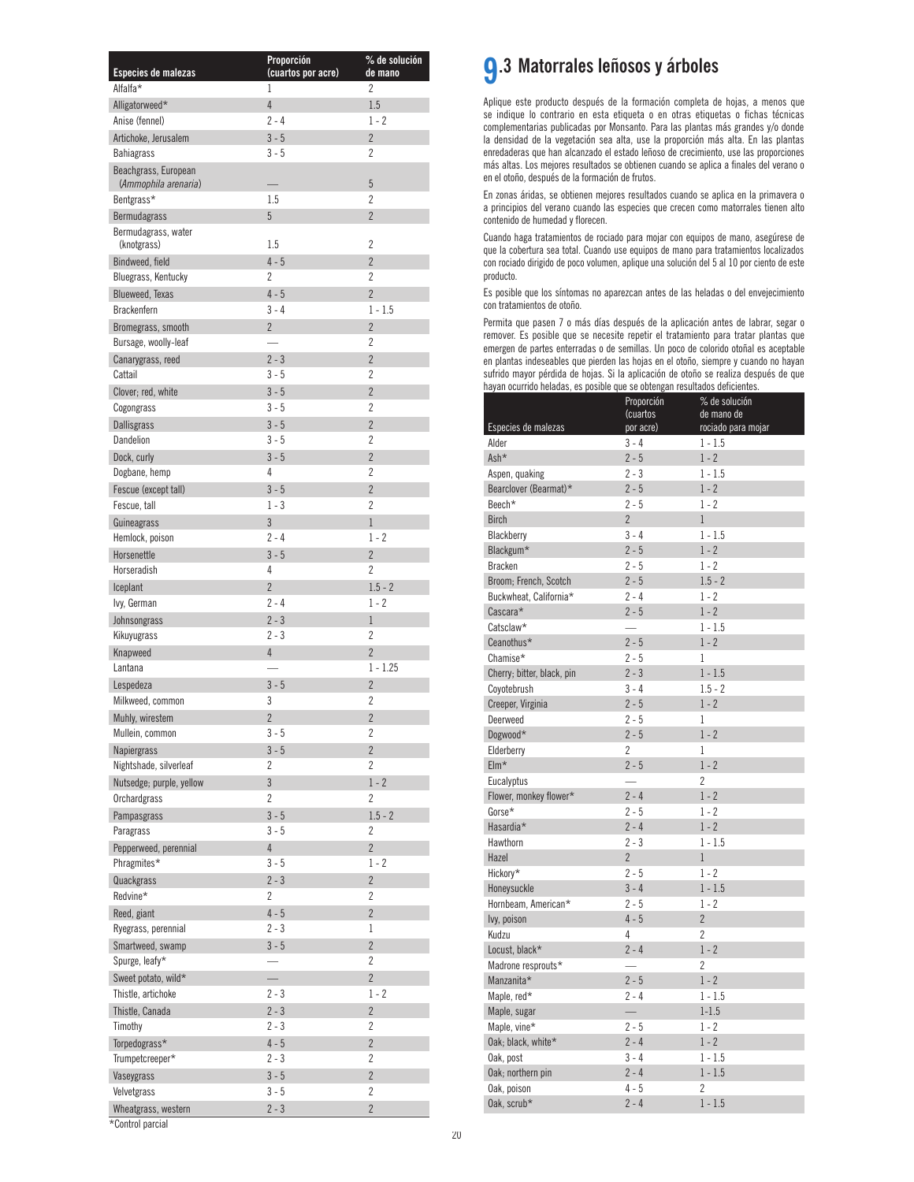| Especies de malezas | Proporción (cuartos por acre) | % de solución de mano |
|---|---|---|
| Alfalfa* | 1 | 2 |
| Alligatorweed* | 4 | 1.5 |
| Anise (fennel) | 2 - 4 | 1 - 2 |
| Artichoke, Jerusalem | 3 - 5 | 2 |
| Bahiagrass | 3 - 5 | 2 |
| Beachgrass, European (*Ammophila arenaria*) | — | 5 |
| Bentgrass* | 1.5 | 2 |
| Bermudagrass | 5 | 2 |
| Bermudagrass, water (knotgrass) | 1.5 | 2 |
| Bindweed, field | 4 - 5 | 2 |
| Bluegrass, Kentucky | 2 | 2 |
| Blueweed, Texas | 4 - 5 | 2 |
| Brackenfern | 3 - 4 | 1 - 1.5 |
| Bromegrass, smooth | 2 | 2 |
| Bursage, woolly-leaf | — | 2 |
| Canarygrass, reed | 2 - 3 | 2 |
| Cattail | 3 - 5 | 2 |
| Clover; red, white | 3 - 5 | 2 |
| Cogongrass | 3 - 5 | 2 |
| Dallisgrass | 3 - 5 | 2 |
| Dandelion | 3 - 5 | 2 |
| Dock, curly | 3 - 5 | 2 |
| Dogbane, hemp | 4 | 2 |
| Fescue (except tall) | 3 - 5 | 2 |
| Fescue, tall | 1 - 3 | 2 |
| Guineagrass | 3 | 1 |
| Hemlock, poison | 2 - 4 | 1 - 2 |
| Horsenettle | 3 - 5 | 2 |
| Horseradish | 4 | 2 |
| Iceplant | 2 | 1.5 - 2 |
| Ivy, German | 2 - 4 | 1 - 2 |
| Johnsongrass | 2 - 3 | 1 |
| Kikuyugrass | 2 - 3 | 2 |
| Knapweed | 4 | 2 |
| Lantana | — | 1 - 1.25 |
| Lespedeza | 3 - 5 | 2 |
| Milkweed, common | 3 | 2 |
| Muhly, wirestem | 2 | 2 |
| Mullein, common | 3 - 5 | 2 |
| Napiergrass | 3 - 5 | 2 |
| Nightshade, silverleaf | 2 | 2 |
| Nutsedge; purple, yellow | 3 | 1 - 2 |
| Orchardgrass | 2 | 2 |
| Pampasgrass | 3 - 5 | 1.5 - 2 |
| Paragrass | 3 - 5 | 2 |
| Pepperweed, perennial | 4 | 2 |
| Phragmites* | 3 - 5 | 1 - 2 |
| Quackgrass | 2 - 3 | 2 |
| Redvine* | 2 | 2 |
| Reed, giant | 4 - 5 | 2 |
| Ryegrass, perennial | 2 - 3 | 1 |
| Smartweed, swamp | 3 - 5 | 2 |
| Spurge, leafy* | — | 2 |
| Sweet potato, wild* | — | 2 |
| Thistle, artichoke | 2 - 3 | 1 - 2 |
| Thistle, Canada | 2 - 3 | 2 |
| Timothy | 2 - 3 | 2 |
| Torpedograss* | 4 - 5 | 2 |
| Trumpetcreeper* | 2 - 3 | 2 |
| Vaseygrass | 3 - 5 | 2 |
| Velvetgrass | 3 - 5 | 2 |
| Wheatgrass, western | 2 - 3 | 2 |

*Control parcial

## 9.3 Matorrales leñosos y árboles

Aplique este producto después de la formación completa de hojas, a menos que se indique lo contrario en esta etiqueta o en otras etiquetas o fichas técnicas complementarias publicadas por Monsanto. Para las plantas más grandes y/o donde la densidad de la vegetación sea alta, use la proporción más alta. En las plantas enredaderas que han alcanzado el estado leñoso de crecimiento, use las proporciones más altas. Los mejores resultados se obtienen cuando se aplica a finales del verano o en el otoño, después de la formación de frutos.

En zonas áridas, se obtienen mejores resultados cuando se aplica en la primavera o a principios del verano cuando las especies que crecen como matorrales tienen alto contenido de humedad y florecen.

Cuando haga tratamientos de rociado para mojar con equipos de mano, asegúrese de que la cobertura sea total. Cuando use equipos de mano para tratamientos localizados con rociado dirigido de poco volumen, aplique una solución del 5 al 10 por ciento de este producto.

Es posible que los síntomas no aparezcan antes de las heladas o del envejecimiento con tratamientos de otoño.

Permita que pasen 7 o más días después de la aplicación antes de labrar, segar o remover. Es posible que se necesite repetir el tratamiento para tratar plantas que emergen de partes enterradas o de semillas. Un poco de colorido otoñal es aceptable en plantas indeseables que pierden las hojas en el otoño, siempre y cuando no hayan sufrido mayor pérdida de hojas. Si la aplicación de otoño se realiza después de que hayan ocurrido heladas, es posible que se obtengan resultados deficientes.

| Especies de malezas | Proporción (cuartos por acre) | % de solución de mano rociado para mojar |
|---|---|---|
| Alder | 3 - 4 | 1 - 1.5 |
| Ash* | 2 - 5 | 1 - 2 |
| Aspen, quaking | 2 - 3 | 1 - 1.5 |
| Bearclover (Bearmat)* | 2 - 5 | 1 - 2 |
| Beech* | 2 - 5 | 1 - 2 |
| Birch | 2 | 1 |
| Blackberry | 3 - 4 | 1 - 1.5 |
| Blackgum* | 2 - 5 | 1 - 2 |
| Bracken | 2 - 5 | 1 - 2 |
| Broom; French, Scotch | 2 - 5 | 1.5 - 2 |
| Buckwheat, California* | 2 - 4 | 1 - 2 |
| Cascara* | 2 - 5 | 1 - 2 |
| Catsclaw* | — | 1 - 1.5 |
| Ceanothus* | 2 - 5 | 1 - 2 |
| Chamise* | 2 - 5 | 1 |
| Cherry; bitter, black, pin | 2 - 3 | 1 - 1.5 |
| Coyotebrush | 3 - 4 | 1.5 - 2 |
| Creeper, Virginia | 2 - 5 | 1 - 2 |
| Deerweed | 2 - 5 | 1 |
| Dogwood* | 2 - 5 | 1 - 2 |
| Elderberry | 2 | 1 |
| Elm* | 2 - 5 | 1 - 2 |
| Eucalyptus | — | 2 |
| Flower, monkey flower* | 2 - 4 | 1 - 2 |
| Gorse* | 2 - 5 | 1 - 2 |
| Hasardia* | 2 - 4 | 1 - 2 |
| Hawthorn | 2 - 3 | 1 - 1.5 |
| Hazel | 2 | 1 |
| Hickory* | 2 - 5 | 1 - 2 |
| Honeysuckle | 3 - 4 | 1 - 1.5 |
| Hornbeam, American* | 2 - 5 | 1 - 2 |
| Ivy, poison | 4 - 5 | 2 |
| Kudzu | 4 | 2 |
| Locust, black* | 2 - 4 | 1 - 2 |
| Madrone resprouts* | — | 2 |
| Manzanita* | 2 - 5 | 1 - 2 |
| Maple, red* | 2 - 4 | 1 - 1.5 |
| Maple, sugar | — | 1-1.5 |
| Maple, vine* | 2 - 5 | 1 - 2 |
| Oak; black, white* | 2 - 4 | 1 - 2 |
| Oak, post | 3 - 4 | 1 - 1.5 |
| Oak; northern pin | 2 - 4 | 1 - 1.5 |
| Oak, poison | 4 - 5 | 2 |
| Oak, scrub* | 2 - 4 | 1 - 1.5 |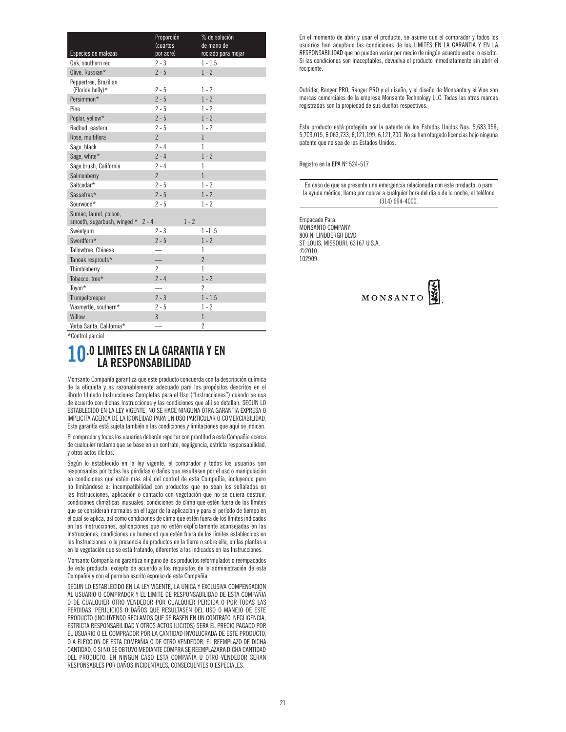| Especies de malezas | Proporción (cuartos por acre) | % de solución de mano de rociado para mojar |
|---|---|---|
| Oak, southern red | 2 - 3 | 1 - 1.5 |
| Olive, Russian* | 2 - 5 | 1 - 2 |
| Peppertree, Brazilian (Florida holly)* | 2 - 5 | 1 - 2 |
| Persimmon* | 2 - 5 | 1 - 2 |
| Pine | 2 - 5 | 1 - 2 |
| Poplar, yellow* | 2 - 5 | 1 - 2 |
| Redbud, eastern | 2 - 5 | 1 - 2 |
| Rose, multiflora | 2 | 1 |
| Sage, black | 2 - 4 | 1 |
| Sage, white* | 2 - 4 | 1 - 2 |
| Sage brush, California | 2 - 4 | 1 |
| Salmonberry | 2 | 1 |
| Saltcedar* | 2 - 5 | 1 - 2 |
| Sassafras* | 2 - 5 | 1 - 2 |
| Sourwood* | 2 - 5 | 1 - 2 |
| Sumac; laurel, poison, smooth, sugarbush, winged * | 2 - 4 | 1 - 2 |
| Sweetgum | 2 - 3 | 1 -1 .5 |
| Swordfern* | 2 - 5 | 1 - 2 |
| Tallowtree, Chinese | — | 1 |
| Tanoak resprouts* | — | 2 |
| Thimbleberry | 2 | 1 |
| Tobacco, tree* | 2 - 4 | 1 - 2 |
| Toyon* | — | 2 |
| Trumpetcreeper | 2 - 3 | 1 - 1.5 |
| Waxmyrtle, southern* | 2 - 5 | 1 - 2 |
| Willow | 3 | 1 |
| Yerba Santa, California* | — | 2 |

*Control parcial

## 10.0 LIMITES EN LA GARANTIA Y EN LA RESPONSABILIDAD

Monsanto Compañía garantiza que este producto concuerda con la descripción química de la etiqueta y es razonablemente adecuado para los propósitos descritos en el libreto titulado Instrucciones Completas para el Uso ("Instrucciones") cuando se usa de acuerdo con dichas Instrucciones y las condiciones que allí se detallan. SEGUN LO ESTABLECIDO EN LA LEY VIGENTE, NO SE HACE NINGUNA OTRA GARANTIA EXPRESA O IMPLICITA ACERCA DE LA IDONEIDAD PARA UN USO PARTICULAR O COMERCIABILIDAD. Esta garantía está sujeta también a las condiciones y limitaciones que aquí se indican.

El comprador y todos los usuarios deberán reportar con prontitud a esta Compañía acerca de cualquier reclamo que se base en un contrato, negligencia, estricta responsabilidad, y otros actos ilícitos.

Según lo establecido en la ley vigente, el comprador y todos los usuarios son responsables por todas las pérdidas o daños que resultasen por el uso o manipulación en condiciones que estén más allá del control de esta Compañía, incluyendo pero no limitándose a: incompatibilidad con productos que no sean los señalados en las Instrucciones, aplicación o contacto con vegetación que no se quiera destruir, condiciones climáticas inusuales, condiciones de clima que estén fuera de los límites que se consideran normales en el lugar de la aplicación y para el período de tiempo en el cual se aplica, así como condiciones de clima que estén fuera de los límites indicados en las Instrucciones, aplicaciones que no estén explícitamente aconsejadas en las Instrucciones, condiciones de humedad que estén fuera de los límites establecidos en las Instrucciones, o la presencia de productos en la tierra o sobre ella, en las plantas o en la vegetación que se está tratando, diferentes a los indicados en las Instrucciones.

Monsanto Compañía no garantiza ninguno de los productos reformulados o reempacados de este producto, excepto de acuerdo a los requisitos de la administración de esta Compañía y con el permiso escrito expreso de esta Compañía.

SEGUN LO ESTABLECIDO EN LA LEY VIGENTE, LA UNICA Y EXCLUSIVA COMPENSACION AL USUARIO O COMPRADOR Y EL LIMITE DE RESPONSABILIDAD DE ESTA COMPAÑIA O DE CUALQUIER OTRO VENDEDOR POR CUALQUIER PERDIDA O POR TODAS LAS PERDIDAS, PERJUICIOS O DAÑOS QUE RESULTASEN DEL USO O MANEJO DE ESTE PRODUCTO (INCLUYENDO RECLAMOS QUE SE BASEN EN UN CONTRATO, NEGLIGENCIA, ESTRICTA RESPONSABILIDAD Y OTROS ACTOS ILICITOS) SERA EL PRECIO PAGADO POR EL USUARIO O EL COMPRADOR POR LA CANTIDAD INVOLUCRADA DE ESTE PRODUCTO, O A ELECCION DE ESTA COMPAÑIA O DE OTRO VENDEDOR, EL REEMPLAZO DE DICHA CANTIDAD, O SI NO SE OBTUVO MEDIANTE COMPRA SE REEMPLAZARA DICHA CANTIDAD DEL PRODUCTO. EN NINGUN CASO ESTA COMPAÑIA U OTRO VENDEDOR SERAN RESPONSABLES POR DAÑOS INCIDENTALES, CONSECUENTES O ESPECIALES.

En el momento de abrir y usar el producto, se asume que el comprador y todos los usuarios han aceptado las condiciones de los LIMITES EN LA GARANTIA Y EN LA RESPONSABILIDAD que no pueden variar por medio de ningún acuerdo verbal o escrito. Si las condiciones son inaceptables, devuelva el producto inmediatamente sin abrir el recipiente.

Outrider, Ranger PRO, Ranger PRO y el diseño, y el diseño de Monsanto y el Vine son marcas comerciales de la empresa Monsanto Technology LLC. Todas las otras marcas registradas son la propiedad de sus dueños respectivos.

Este producto está protegido por la patente de los Estados Unidos Nos. 5,683,958; 5,703,015; 6,063,733; 6,121,199; 6,121,200. No se han otorgado licencias bajo ninguna patente que no sea de los Estados Unidos.

Registro en la EPA Nº 524-517

En caso de que se presente una emergencia relacionada con este producto, o para la ayuda médica, llame por cobrar a cualquier hora del día o de la noche, al teléfono (314) 694-4000.

Empacado Para:
MONSANTO COMPANY
800 N. LINDBERGH BLVD.
ST. LOUIS, MISSOURI, 63167 U.S.A.
©2010
102909

MONSANTO